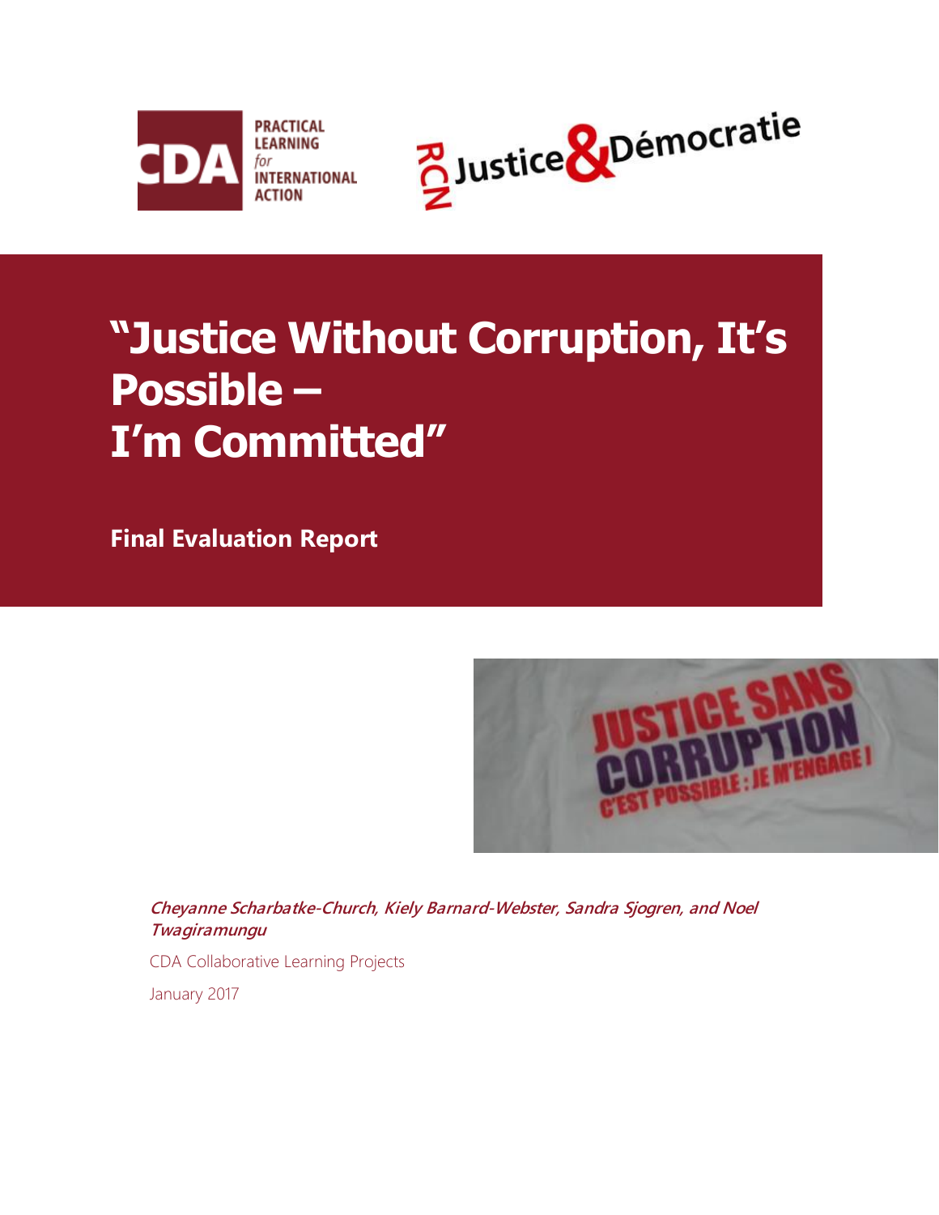# "Justice Without Corruption, It's Possible – I'm Committed"

**Final Evaluation Report**

***Cheyanne Scharbatke-Church, Kiely Barnard-Webster, Sandra Sjogren, and Noel Twagiramungu***

CDA Collaborative Learning Projects

January 2017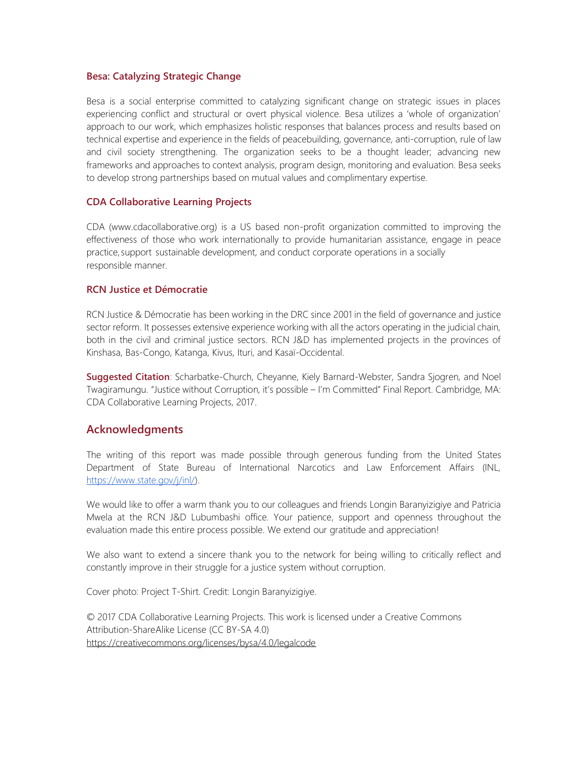### Besa: Catalyzing Strategic Change

Besa is a social enterprise committed to catalyzing significant change on strategic issues in places experiencing conflict and structural or overt physical violence. Besa utilizes a 'whole of organization' approach to our work, which emphasizes holistic responses that balances process and results based on technical expertise and experience in the fields of peacebuilding, governance, anti-corruption, rule of law and civil society strengthening. The organization seeks to be a thought leader; advancing new frameworks and approaches to context analysis, program design, monitoring and evaluation. Besa seeks to develop strong partnerships based on mutual values and complimentary expertise.

### CDA Collaborative Learning Projects

CDA (www.cdacollaborative.org) is a US based non-profit organization committed to improving the effectiveness of those who work internationally to provide humanitarian assistance, engage in peace practice, support sustainable development, and conduct corporate operations in a socially responsible manner.

### RCN Justice et Démocratie

RCN Justice & Démocratie has been working in the DRC since 2001 in the field of governance and justice sector reform. It possesses extensive experience working with all the actors operating in the judicial chain, both in the civil and criminal justice sectors. RCN J&D has implemented projects in the provinces of Kinshasa, Bas-Congo, Katanga, Kivus, Ituri, and Kasaï-Occidental.

**Suggested Citation**: Scharbatke-Church, Cheyanne, Kiely Barnard-Webster, Sandra Sjogren, and Noel Twagiramungu. "Justice without Corruption, it's possible – I'm Committed" Final Report. Cambridge, MA: CDA Collaborative Learning Projects, 2017.

## Acknowledgments

The writing of this report was made possible through generous funding from the United States Department of State Bureau of International Narcotics and Law Enforcement Affairs (INL, https://www.state.gov/j/inl/).

We would like to offer a warm thank you to our colleagues and friends Longin Baranyizigiye and Patricia Mwela at the RCN J&D Lubumbashi office. Your patience, support and openness throughout the evaluation made this entire process possible. We extend our gratitude and appreciation!

We also want to extend a sincere thank you to the network for being willing to critically reflect and constantly improve in their struggle for a justice system without corruption.

Cover photo: Project T-Shirt. Credit: Longin Baranyizigiye.

© 2017 CDA Collaborative Learning Projects. This work is licensed under a Creative Commons Attribution-ShareAlike License (CC BY-SA 4.0)
https://creativecommons.org/licenses/bysa/4.0/legalcode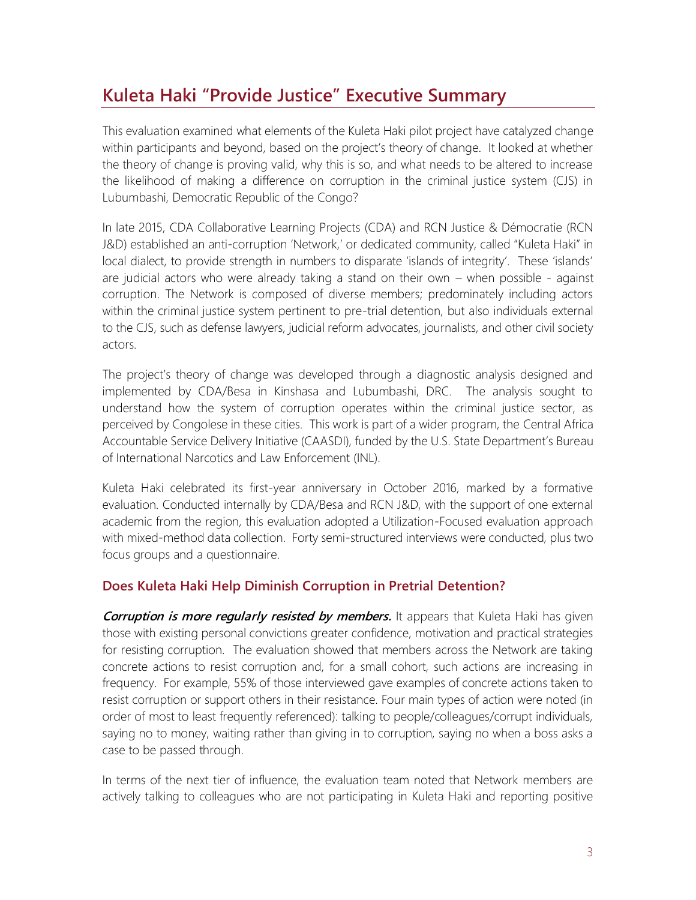## Kuleta Haki "Provide Justice" Executive Summary

This evaluation examined what elements of the Kuleta Haki pilot project have catalyzed change within participants and beyond, based on the project's theory of change. It looked at whether the theory of change is proving valid, why this is so, and what needs to be altered to increase the likelihood of making a difference on corruption in the criminal justice system (CJS) in Lubumbashi, Democratic Republic of the Congo?

In late 2015, CDA Collaborative Learning Projects (CDA) and RCN Justice & Démocratie (RCN J&D) established an anti-corruption 'Network,' or dedicated community, called "Kuleta Haki" in local dialect, to provide strength in numbers to disparate 'islands of integrity'. These 'islands' are judicial actors who were already taking a stand on their own – when possible - against corruption. The Network is composed of diverse members; predominately including actors within the criminal justice system pertinent to pre-trial detention, but also individuals external to the CJS, such as defense lawyers, judicial reform advocates, journalists, and other civil society actors.

The project's theory of change was developed through a diagnostic analysis designed and implemented by CDA/Besa in Kinshasa and Lubumbashi, DRC. The analysis sought to understand how the system of corruption operates within the criminal justice sector, as perceived by Congolese in these cities. This work is part of a wider program, the Central Africa Accountable Service Delivery Initiative (CAASDI), funded by the U.S. State Department's Bureau of International Narcotics and Law Enforcement (INL).

Kuleta Haki celebrated its first-year anniversary in October 2016, marked by a formative evaluation. Conducted internally by CDA/Besa and RCN J&D, with the support of one external academic from the region, this evaluation adopted a Utilization-Focused evaluation approach with mixed-method data collection. Forty semi-structured interviews were conducted, plus two focus groups and a questionnaire.

### Does Kuleta Haki Help Diminish Corruption in Pretrial Detention?

***Corruption is more regularly resisted by members.*** It appears that Kuleta Haki has given those with existing personal convictions greater confidence, motivation and practical strategies for resisting corruption. The evaluation showed that members across the Network are taking concrete actions to resist corruption and, for a small cohort, such actions are increasing in frequency. For example, 55% of those interviewed gave examples of concrete actions taken to resist corruption or support others in their resistance. Four main types of action were noted (in order of most to least frequently referenced): talking to people/colleagues/corrupt individuals, saying no to money, waiting rather than giving in to corruption, saying no when a boss asks a case to be passed through.

In terms of the next tier of influence, the evaluation team noted that Network members are actively talking to colleagues who are not participating in Kuleta Haki and reporting positive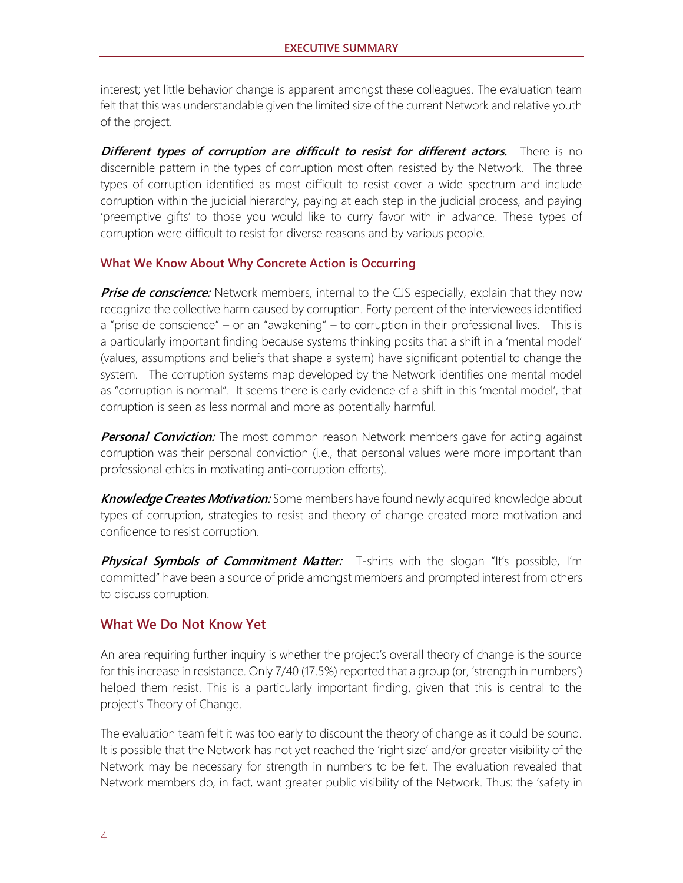interest; yet little behavior change is apparent amongst these colleagues. The evaluation team felt that this was understandable given the limited size of the current Network and relative youth of the project.

***Different types of corruption are difficult to resist for different actors.*** There is no discernible pattern in the types of corruption most often resisted by the Network. The three types of corruption identified as most difficult to resist cover a wide spectrum and include corruption within the judicial hierarchy, paying at each step in the judicial process, and paying 'preemptive gifts' to those you would like to curry favor with in advance. These types of corruption were difficult to resist for diverse reasons and by various people.

### What We Know About Why Concrete Action is Occurring

***Prise de conscience:*** Network members, internal to the CJS especially, explain that they now recognize the collective harm caused by corruption. Forty percent of the interviewees identified a "prise de conscience" – or an "awakening" – to corruption in their professional lives. This is a particularly important finding because systems thinking posits that a shift in a 'mental model' (values, assumptions and beliefs that shape a system) have significant potential to change the system. The corruption systems map developed by the Network identifies one mental model as "corruption is normal". It seems there is early evidence of a shift in this 'mental model', that corruption is seen as less normal and more as potentially harmful.

***Personal Conviction:*** The most common reason Network members gave for acting against corruption was their personal conviction (i.e., that personal values were more important than professional ethics in motivating anti-corruption efforts).

***Knowledge Creates Motivation:*** Some members have found newly acquired knowledge about types of corruption, strategies to resist and theory of change created more motivation and confidence to resist corruption.

***Physical Symbols of Commitment Matter:*** T-shirts with the slogan "It's possible, I'm committed" have been a source of pride amongst members and prompted interest from others to discuss corruption.

## What We Do Not Know Yet

An area requiring further inquiry is whether the project's overall theory of change is the source for this increase in resistance. Only 7/40 (17.5%) reported that a group (or, 'strength in numbers') helped them resist. This is a particularly important finding, given that this is central to the project's Theory of Change.

The evaluation team felt it was too early to discount the theory of change as it could be sound. It is possible that the Network has not yet reached the 'right size' and/or greater visibility of the Network may be necessary for strength in numbers to be felt. The evaluation revealed that Network members do, in fact, want greater public visibility of the Network. Thus: the 'safety in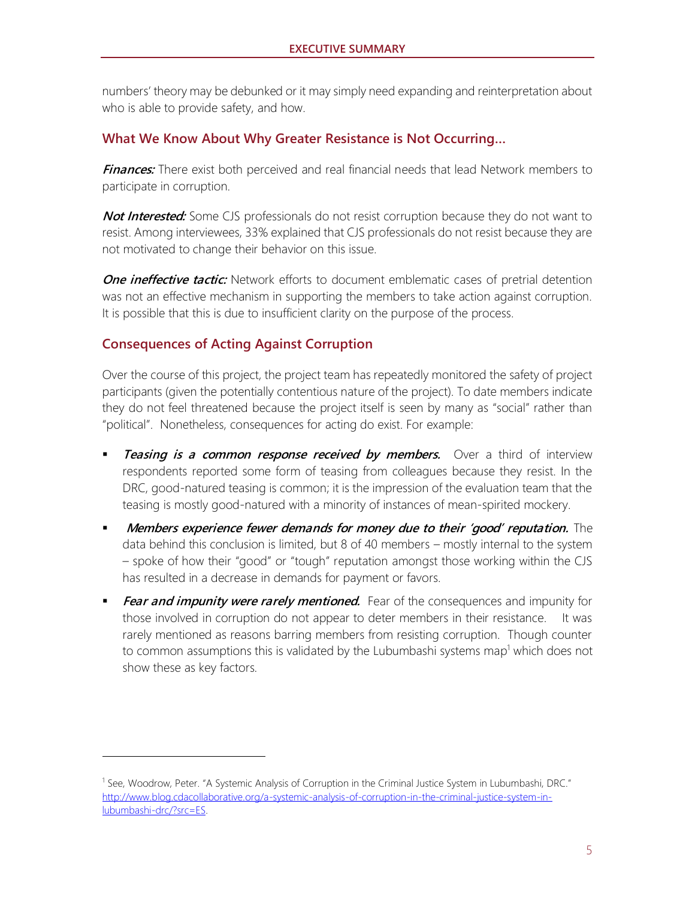numbers' theory may be debunked or it may simply need expanding and reinterpretation about who is able to provide safety, and how.

## What We Know About Why Greater Resistance is Not Occurring…

***Finances:*** There exist both perceived and real financial needs that lead Network members to participate in corruption.

***Not Interested:*** Some CJS professionals do not resist corruption because they do not want to resist. Among interviewees, 33% explained that CJS professionals do not resist because they are not motivated to change their behavior on this issue.

***One ineffective tactic:*** Network efforts to document emblematic cases of pretrial detention was not an effective mechanism in supporting the members to take action against corruption. It is possible that this is due to insufficient clarity on the purpose of the process.

## Consequences of Acting Against Corruption

Over the course of this project, the project team has repeatedly monitored the safety of project participants (given the potentially contentious nature of the project). To date members indicate they do not feel threatened because the project itself is seen by many as "social" rather than "political". Nonetheless, consequences for acting do exist. For example:

- ***Teasing is a common response received by members.*** Over a third of interview respondents reported some form of teasing from colleagues because they resist. In the DRC, good-natured teasing is common; it is the impression of the evaluation team that the teasing is mostly good-natured with a minority of instances of mean-spirited mockery.
- ***Members experience fewer demands for money due to their 'good' reputation.*** The data behind this conclusion is limited, but 8 of 40 members – mostly internal to the system – spoke of how their "good" or "tough" reputation amongst those working within the CJS has resulted in a decrease in demands for payment or favors.
- ***Fear and impunity were rarely mentioned.*** Fear of the consequences and impunity for those involved in corruption do not appear to deter members in their resistance. It was rarely mentioned as reasons barring members from resisting corruption. Though counter to common assumptions this is validated by the Lubumbashi systems map[1] which does not show these as key factors.

---

[1] See, Woodrow, Peter. "A Systemic Analysis of Corruption in the Criminal Justice System in Lubumbashi, DRC." http://www.blog.cdacollaborative.org/a-systemic-analysis-of-corruption-in-the-criminal-justice-system-in-lubumbashi-drc/?src=ES.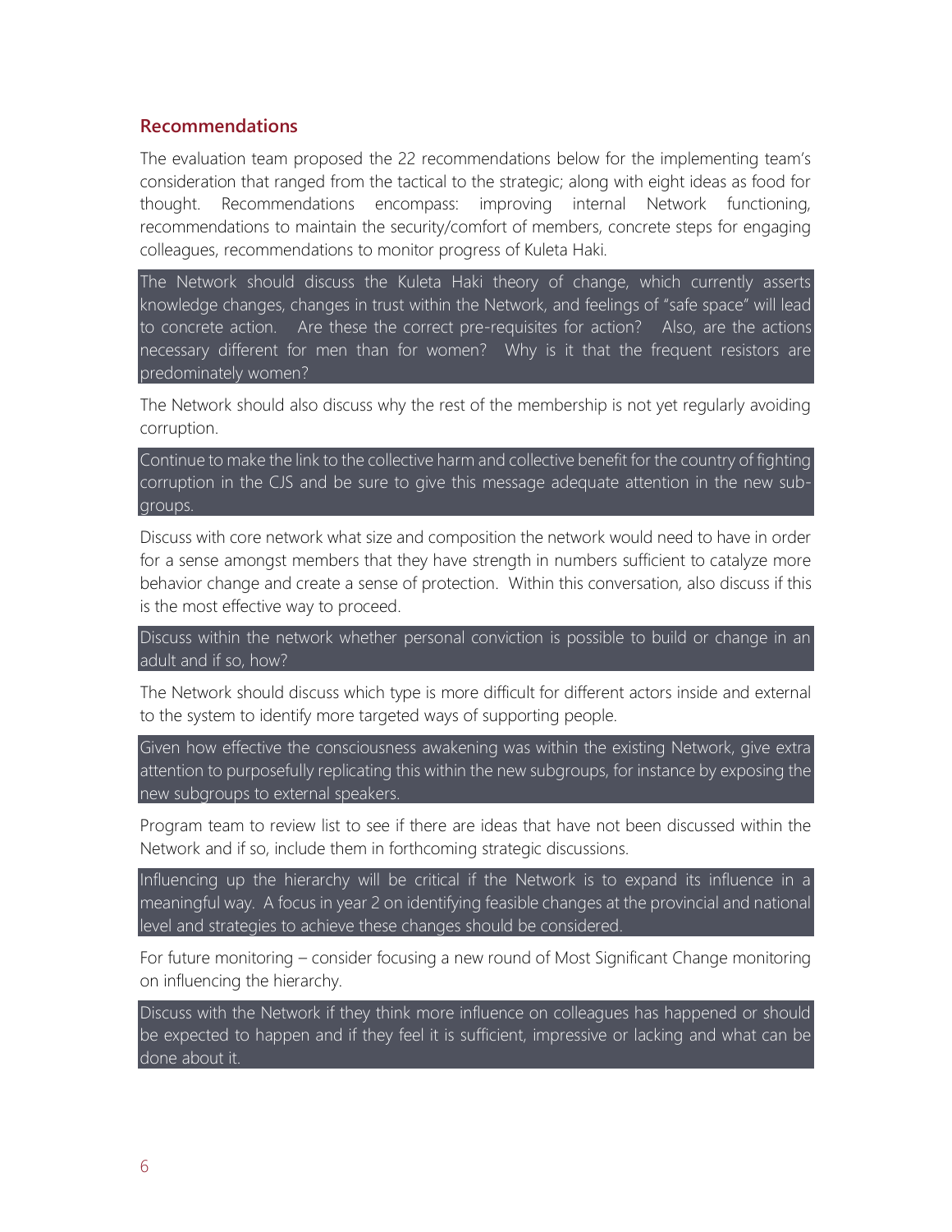## Recommendations

The evaluation team proposed the 22 recommendations below for the implementing team's consideration that ranged from the tactical to the strategic; along with eight ideas as food for thought. Recommendations encompass: improving internal Network functioning, recommendations to maintain the security/comfort of members, concrete steps for engaging colleagues, recommendations to monitor progress of Kuleta Haki.

The Network should discuss the Kuleta Haki theory of change, which currently asserts knowledge changes, changes in trust within the Network, and feelings of "safe space" will lead to concrete action. Are these the correct pre-requisites for action? Also, are the actions necessary different for men than for women? Why is it that the frequent resistors are predominately women?

The Network should also discuss why the rest of the membership is not yet regularly avoiding corruption.

Continue to make the link to the collective harm and collective benefit for the country of fighting corruption in the CJS and be sure to give this message adequate attention in the new sub-groups.

Discuss with core network what size and composition the network would need to have in order for a sense amongst members that they have strength in numbers sufficient to catalyze more behavior change and create a sense of protection. Within this conversation, also discuss if this is the most effective way to proceed.

Discuss within the network whether personal conviction is possible to build or change in an adult and if so, how?

The Network should discuss which type is more difficult for different actors inside and external to the system to identify more targeted ways of supporting people.

Given how effective the consciousness awakening was within the existing Network, give extra attention to purposefully replicating this within the new subgroups, for instance by exposing the new subgroups to external speakers.

Program team to review list to see if there are ideas that have not been discussed within the Network and if so, include them in forthcoming strategic discussions.

Influencing up the hierarchy will be critical if the Network is to expand its influence in a meaningful way. A focus in year 2 on identifying feasible changes at the provincial and national level and strategies to achieve these changes should be considered.

For future monitoring – consider focusing a new round of Most Significant Change monitoring on influencing the hierarchy.

Discuss with the Network if they think more influence on colleagues has happened or should be expected to happen and if they feel it is sufficient, impressive or lacking and what can be done about it.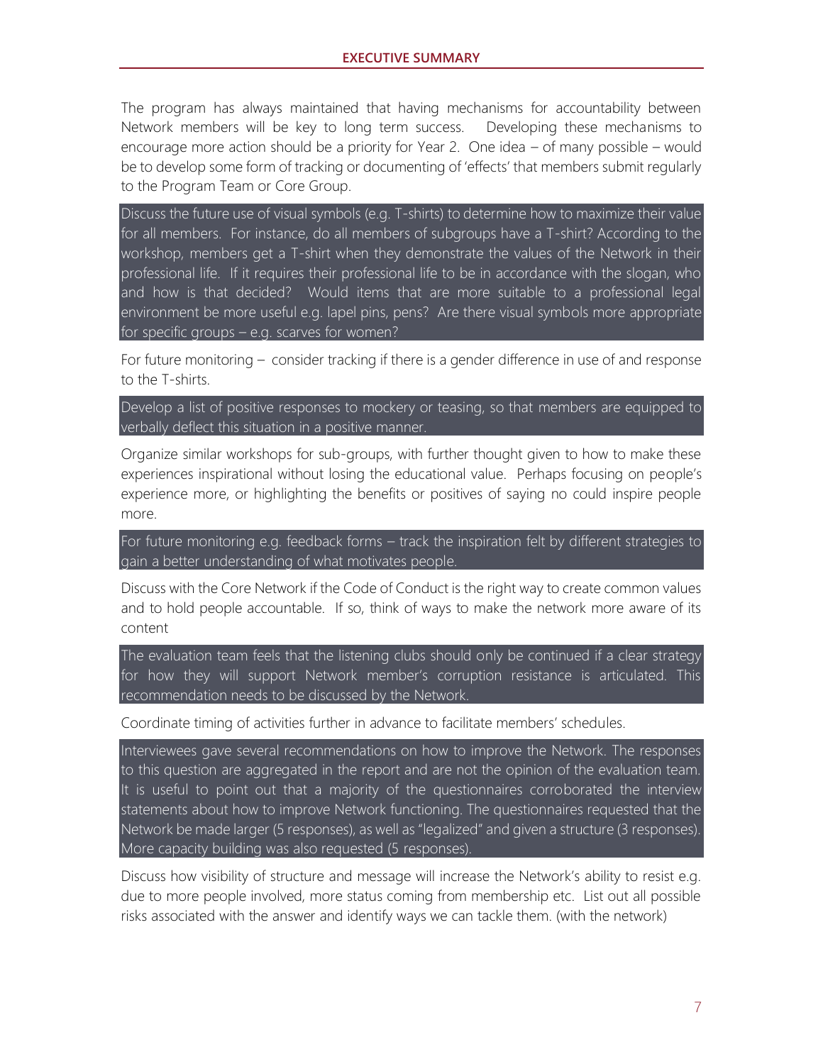The program has always maintained that having mechanisms for accountability between Network members will be key to long term success. Developing these mechanisms to encourage more action should be a priority for Year 2. One idea – of many possible – would be to develop some form of tracking or documenting of 'effects' that members submit regularly to the Program Team or Core Group.

Discuss the future use of visual symbols (e.g. T-shirts) to determine how to maximize their value for all members. For instance, do all members of subgroups have a T-shirt? According to the workshop, members get a T-shirt when they demonstrate the values of the Network in their professional life. If it requires their professional life to be in accordance with the slogan, who and how is that decided? Would items that are more suitable to a professional legal environment be more useful e.g. lapel pins, pens? Are there visual symbols more appropriate for specific groups – e.g. scarves for women?

For future monitoring – consider tracking if there is a gender difference in use of and response to the T-shirts.

Develop a list of positive responses to mockery or teasing, so that members are equipped to verbally deflect this situation in a positive manner.

Organize similar workshops for sub-groups, with further thought given to how to make these experiences inspirational without losing the educational value. Perhaps focusing on people's experience more, or highlighting the benefits or positives of saying no could inspire people more.

For future monitoring e.g. feedback forms – track the inspiration felt by different strategies to gain a better understanding of what motivates people.

Discuss with the Core Network if the Code of Conduct is the right way to create common values and to hold people accountable. If so, think of ways to make the network more aware of its content

The evaluation team feels that the listening clubs should only be continued if a clear strategy for how they will support Network member's corruption resistance is articulated. This recommendation needs to be discussed by the Network.

Coordinate timing of activities further in advance to facilitate members' schedules.

Interviewees gave several recommendations on how to improve the Network. The responses to this question are aggregated in the report and are not the opinion of the evaluation team. It is useful to point out that a majority of the questionnaires corroborated the interview statements about how to improve Network functioning. The questionnaires requested that the Network be made larger (5 responses), as well as "legalized" and given a structure (3 responses). More capacity building was also requested (5 responses).

Discuss how visibility of structure and message will increase the Network's ability to resist e.g. due to more people involved, more status coming from membership etc. List out all possible risks associated with the answer and identify ways we can tackle them. (with the network)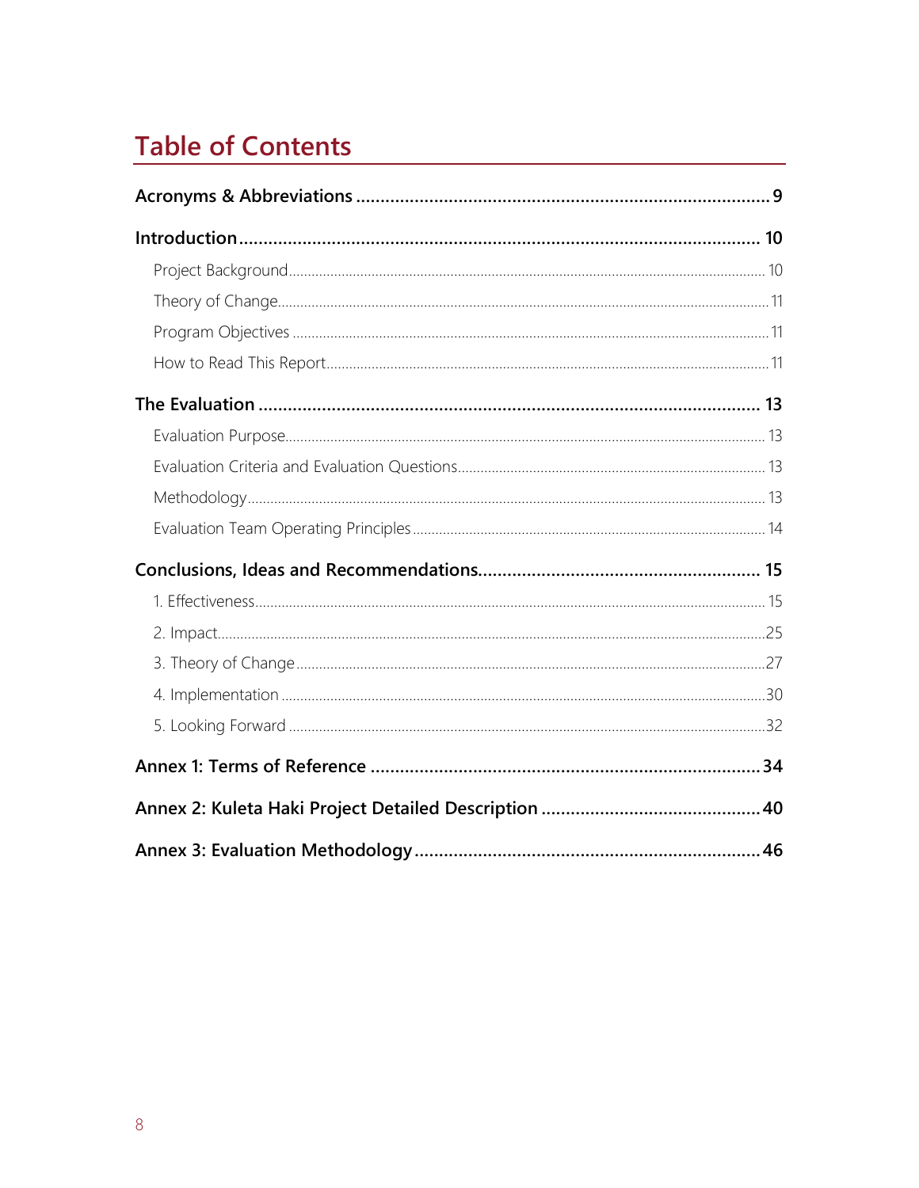# Table of Contents

**Acronyms & Abbreviations** .......... **9**

**Introduction** .......... **10**

- Project Background .......... 10
- Theory of Change .......... 11
- Program Objectives .......... 11
- How to Read This Report .......... 11

**The Evaluation** .......... **13**

- Evaluation Purpose .......... 13
- Evaluation Criteria and Evaluation Questions .......... 13
- Methodology .......... 13
- Evaluation Team Operating Principles .......... 14

**Conclusions, Ideas and Recommendations** .......... **15**

1. Effectiveness .......... 15
2. Impact .......... 25
3. Theory of Change .......... 27
4. Implementation .......... 30
5. Looking Forward .......... 32

**Annex 1: Terms of Reference** .......... **34**

**Annex 2: Kuleta Haki Project Detailed Description** .......... **40**

**Annex 3: Evaluation Methodology** .......... **46**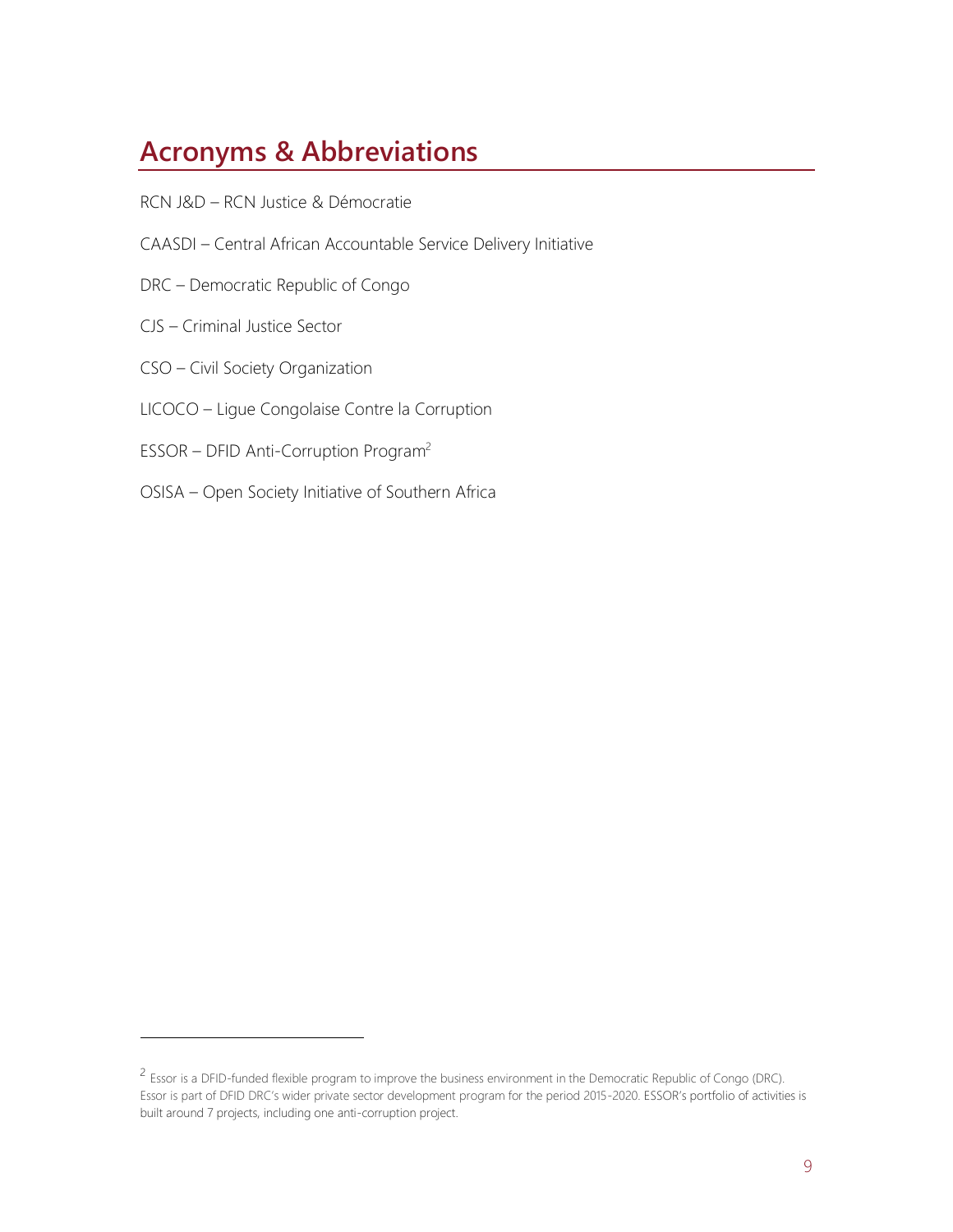# Acronyms & Abbreviations

RCN J&D – RCN Justice & Démocratie

CAASDI – Central African Accountable Service Delivery Initiative

DRC – Democratic Republic of Congo

CJS – Criminal Justice Sector

CSO – Civil Society Organization

LICOCO – Ligue Congolaise Contre la Corruption

ESSOR – DFID Anti-Corruption Program[2]

OSISA – Open Society Initiative of Southern Africa

---

[2] Essor is a DFID-funded flexible program to improve the business environment in the Democratic Republic of Congo (DRC). Essor is part of DFID DRC's wider private sector development program for the period 2015-2020. ESSOR's portfolio of activities is built around 7 projects, including one anti-corruption project.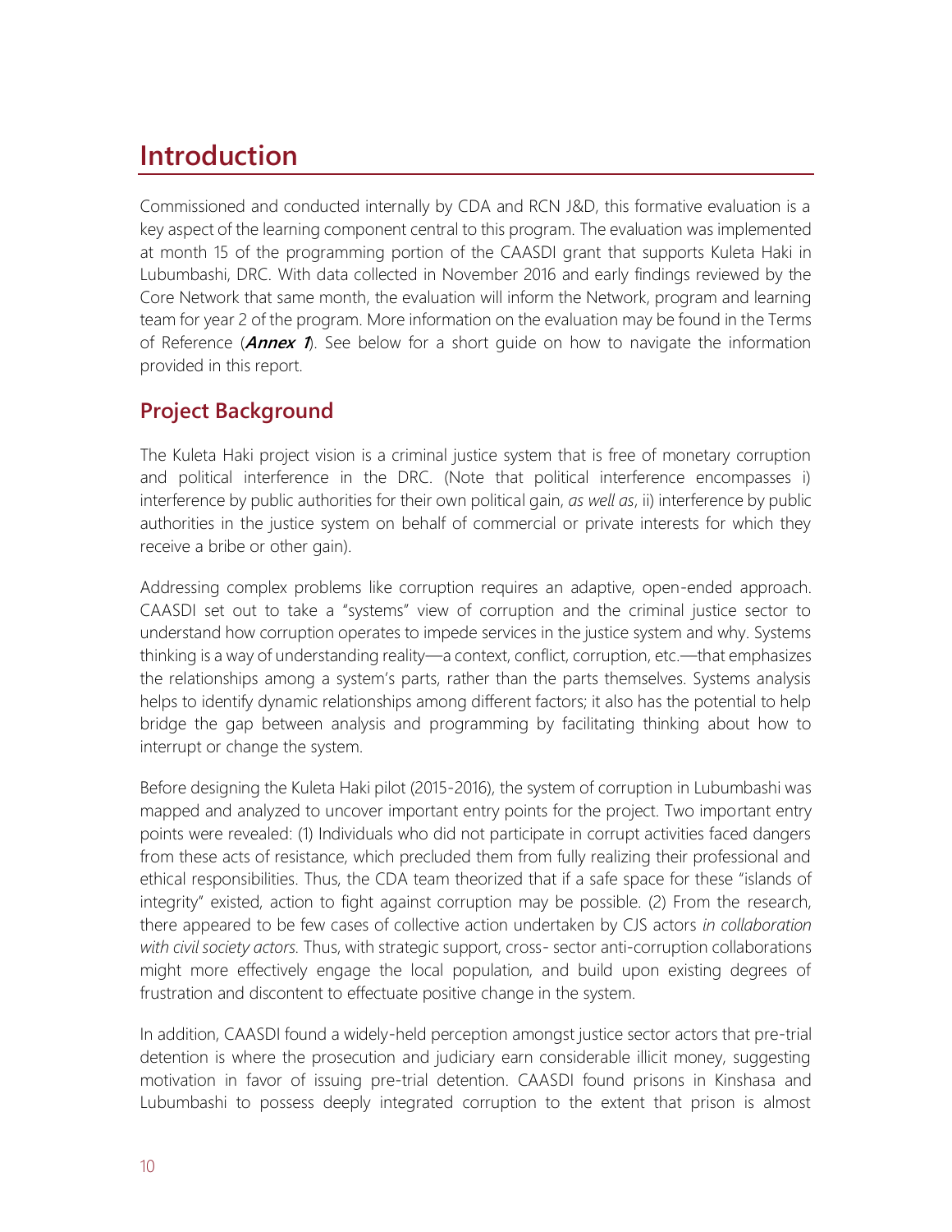# Introduction

Commissioned and conducted internally by CDA and RCN J&D, this formative evaluation is a key aspect of the learning component central to this program. The evaluation was implemented at month 15 of the programming portion of the CAASDI grant that supports Kuleta Haki in Lubumbashi, DRC. With data collected in November 2016 and early findings reviewed by the Core Network that same month, the evaluation will inform the Network, program and learning team for year 2 of the program. More information on the evaluation may be found in the Terms of Reference (***Annex 1***). See below for a short guide on how to navigate the information provided in this report.

## Project Background

The Kuleta Haki project vision is a criminal justice system that is free of monetary corruption and political interference in the DRC. (Note that political interference encompasses i) interference by public authorities for their own political gain, *as well as*, ii) interference by public authorities in the justice system on behalf of commercial or private interests for which they receive a bribe or other gain).

Addressing complex problems like corruption requires an adaptive, open-ended approach. CAASDI set out to take a "systems" view of corruption and the criminal justice sector to understand how corruption operates to impede services in the justice system and why. Systems thinking is a way of understanding reality—a context, conflict, corruption, etc.—that emphasizes the relationships among a system's parts, rather than the parts themselves. Systems analysis helps to identify dynamic relationships among different factors; it also has the potential to help bridge the gap between analysis and programming by facilitating thinking about how to interrupt or change the system.

Before designing the Kuleta Haki pilot (2015-2016), the system of corruption in Lubumbashi was mapped and analyzed to uncover important entry points for the project. Two important entry points were revealed: (1) Individuals who did not participate in corrupt activities faced dangers from these acts of resistance, which precluded them from fully realizing their professional and ethical responsibilities. Thus, the CDA team theorized that if a safe space for these "islands of integrity" existed, action to fight against corruption may be possible. (2) From the research, there appeared to be few cases of collective action undertaken by CJS actors *in collaboration with civil society actors*. Thus, with strategic support, cross- sector anti-corruption collaborations might more effectively engage the local population, and build upon existing degrees of frustration and discontent to effectuate positive change in the system.

In addition, CAASDI found a widely-held perception amongst justice sector actors that pre-trial detention is where the prosecution and judiciary earn considerable illicit money, suggesting motivation in favor of issuing pre-trial detention. CAASDI found prisons in Kinshasa and Lubumbashi to possess deeply integrated corruption to the extent that prison is almost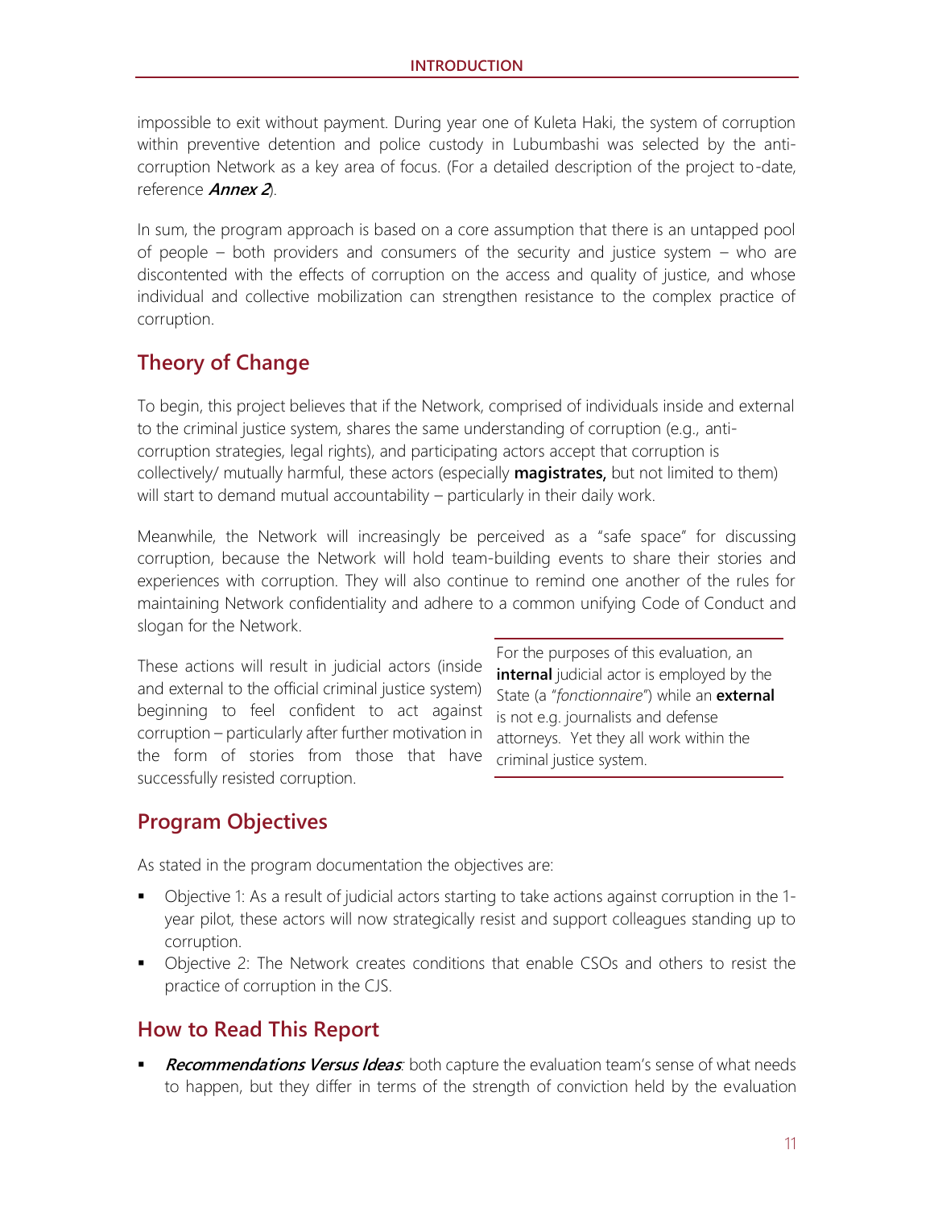impossible to exit without payment. During year one of Kuleta Haki, the system of corruption within preventive detention and police custody in Lubumbashi was selected by the anti-corruption Network as a key area of focus. (For a detailed description of the project to-date, reference ***Annex 2***).

In sum, the program approach is based on a core assumption that there is an untapped pool of people – both providers and consumers of the security and justice system – who are discontented with the effects of corruption on the access and quality of justice, and whose individual and collective mobilization can strengthen resistance to the complex practice of corruption.

## Theory of Change

To begin, this project believes that if the Network, comprised of individuals inside and external to the criminal justice system, shares the same understanding of corruption (e.g., anti-corruption strategies, legal rights), and participating actors accept that corruption is collectively/ mutually harmful, these actors (especially **magistrates,** but not limited to them) will start to demand mutual accountability – particularly in their daily work.

Meanwhile, the Network will increasingly be perceived as a "safe space" for discussing corruption, because the Network will hold team-building events to share their stories and experiences with corruption. They will also continue to remind one another of the rules for maintaining Network confidentiality and adhere to a common unifying Code of Conduct and slogan for the Network.

These actions will result in judicial actors (inside and external to the official criminal justice system) beginning to feel confident to act against corruption – particularly after further motivation in the form of stories from those that have successfully resisted corruption.

For the purposes of this evaluation, an **internal** judicial actor is employed by the State (a "*fonctionnaire*") while an **external** is not e.g. journalists and defense attorneys. Yet they all work within the criminal justice system.

## Program Objectives

As stated in the program documentation the objectives are:

- Objective 1: As a result of judicial actors starting to take actions against corruption in the 1-year pilot, these actors will now strategically resist and support colleagues standing up to corruption.
- Objective 2: The Network creates conditions that enable CSOs and others to resist the practice of corruption in the CJS.

## How to Read This Report

- ***Recommendations Versus Ideas***: both capture the evaluation team's sense of what needs to happen, but they differ in terms of the strength of conviction held by the evaluation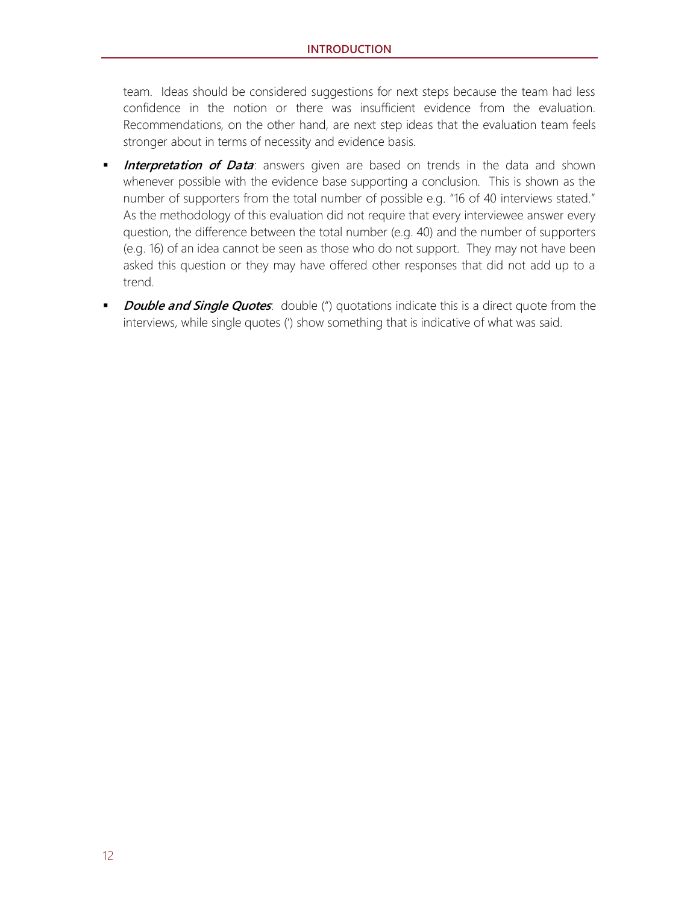team. Ideas should be considered suggestions for next steps because the team had less confidence in the notion or there was insufficient evidence from the evaluation. Recommendations, on the other hand, are next step ideas that the evaluation team feels stronger about in terms of necessity and evidence basis.

- ***Interpretation of Data***: answers given are based on trends in the data and shown whenever possible with the evidence base supporting a conclusion. This is shown as the number of supporters from the total number of possible e.g. "16 of 40 interviews stated." As the methodology of this evaluation did not require that every interviewee answer every question, the difference between the total number (e.g. 40) and the number of supporters (e.g. 16) of an idea cannot be seen as those who do not support. They may not have been asked this question or they may have offered other responses that did not add up to a trend.
- ***Double and Single Quotes***: double (") quotations indicate this is a direct quote from the interviews, while single quotes (') show something that is indicative of what was said.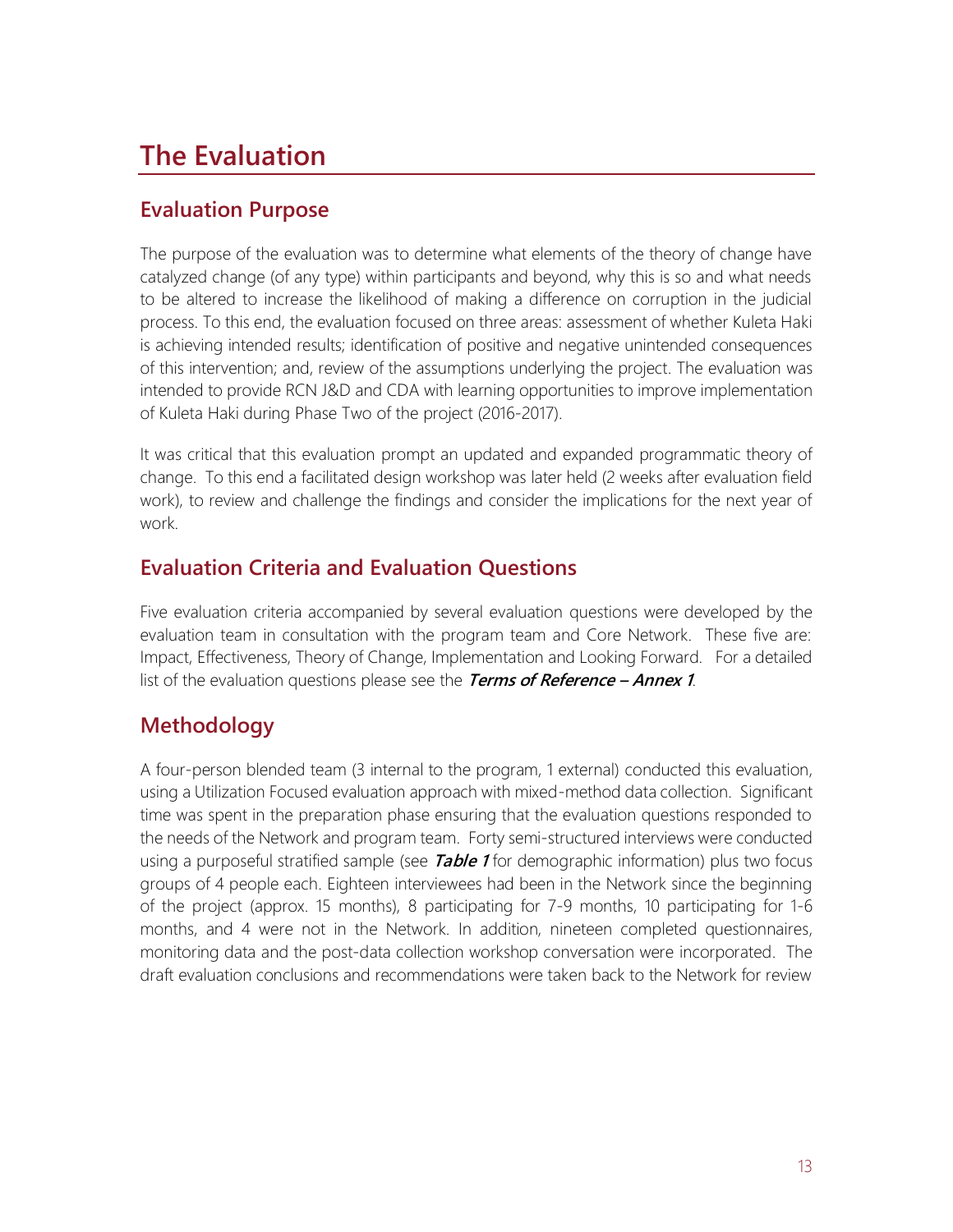# The Evaluation

## Evaluation Purpose

The purpose of the evaluation was to determine what elements of the theory of change have catalyzed change (of any type) within participants and beyond, why this is so and what needs to be altered to increase the likelihood of making a difference on corruption in the judicial process. To this end, the evaluation focused on three areas: assessment of whether Kuleta Haki is achieving intended results; identification of positive and negative unintended consequences of this intervention; and, review of the assumptions underlying the project. The evaluation was intended to provide RCN J&D and CDA with learning opportunities to improve implementation of Kuleta Haki during Phase Two of the project (2016-2017).

It was critical that this evaluation prompt an updated and expanded programmatic theory of change. To this end a facilitated design workshop was later held (2 weeks after evaluation field work), to review and challenge the findings and consider the implications for the next year of work.

## Evaluation Criteria and Evaluation Questions

Five evaluation criteria accompanied by several evaluation questions were developed by the evaluation team in consultation with the program team and Core Network. These five are: Impact, Effectiveness, Theory of Change, Implementation and Looking Forward. For a detailed list of the evaluation questions please see the ***Terms of Reference – Annex 1***.

## Methodology

A four-person blended team (3 internal to the program, 1 external) conducted this evaluation, using a Utilization Focused evaluation approach with mixed-method data collection. Significant time was spent in the preparation phase ensuring that the evaluation questions responded to the needs of the Network and program team. Forty semi-structured interviews were conducted using a purposeful stratified sample (see ***Table 1*** for demographic information) plus two focus groups of 4 people each. Eighteen interviewees had been in the Network since the beginning of the project (approx. 15 months), 8 participating for 7-9 months, 10 participating for 1-6 months, and 4 were not in the Network. In addition, nineteen completed questionnaires, monitoring data and the post-data collection workshop conversation were incorporated. The draft evaluation conclusions and recommendations were taken back to the Network for review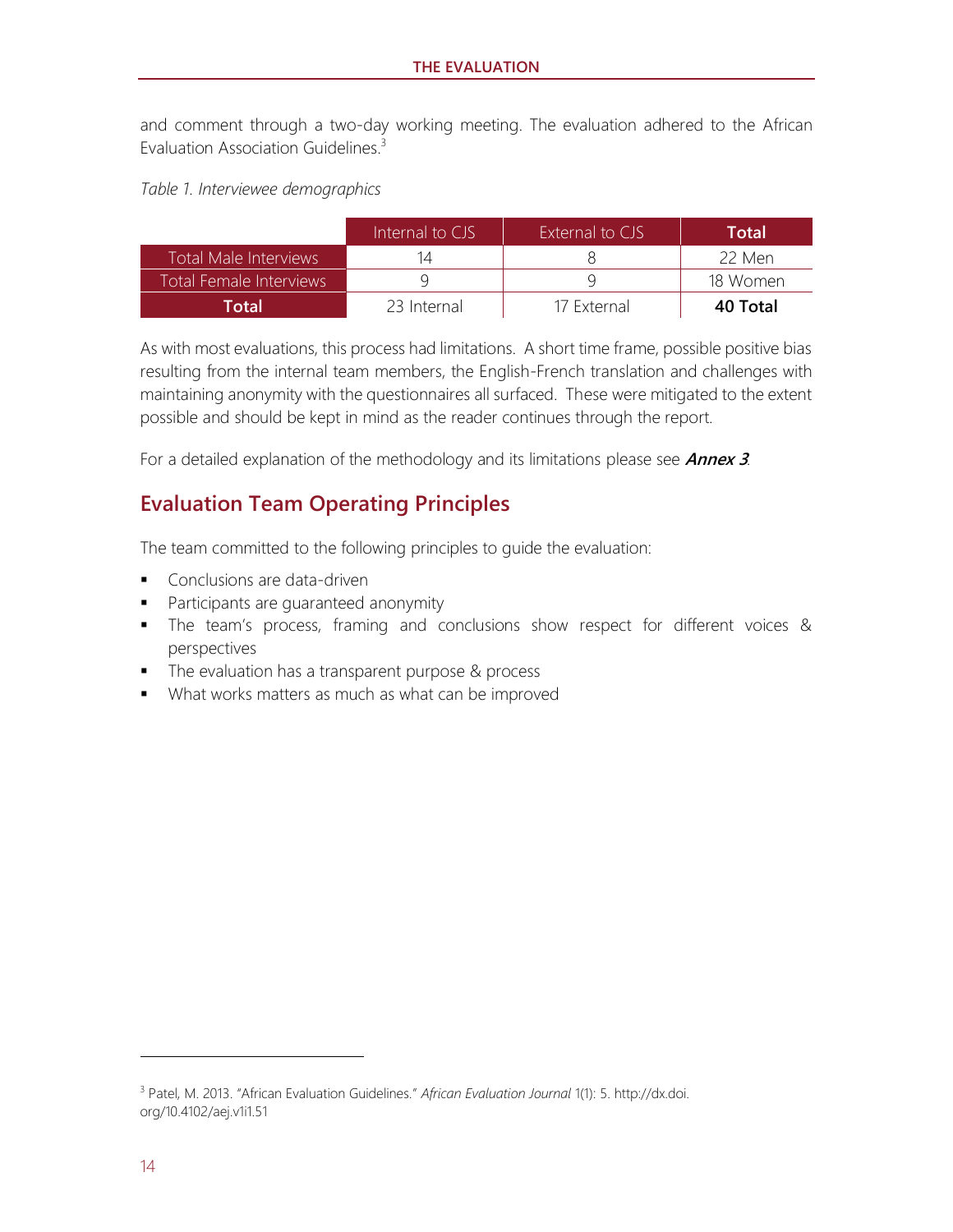and comment through a two-day working meeting. The evaluation adhered to the African Evaluation Association Guidelines.[3]

*Table 1. Interviewee demographics*

| | Internal to CJS | External to CJS | **Total** |
|---|---|---|---|
| Total Male Interviews | 14 | 8 | 22 Men |
| Total Female Interviews | 9 | 9 | 18 Women |
| **Total** | 23 Internal | 17 External | **40 Total** |

As with most evaluations, this process had limitations. A short time frame, possible positive bias resulting from the internal team members, the English-French translation and challenges with maintaining anonymity with the questionnaires all surfaced. These were mitigated to the extent possible and should be kept in mind as the reader continues through the report.

For a detailed explanation of the methodology and its limitations please see ***Annex 3***.

## Evaluation Team Operating Principles

The team committed to the following principles to guide the evaluation:

- Conclusions are data-driven
- Participants are guaranteed anonymity
- The team's process, framing and conclusions show respect for different voices & perspectives
- The evaluation has a transparent purpose & process
- What works matters as much as what can be improved

[3] Patel, M. 2013. "African Evaluation Guidelines." *African Evaluation Journal* 1(1): 5. http://dx.doi.org/10.4102/aej.v1i1.51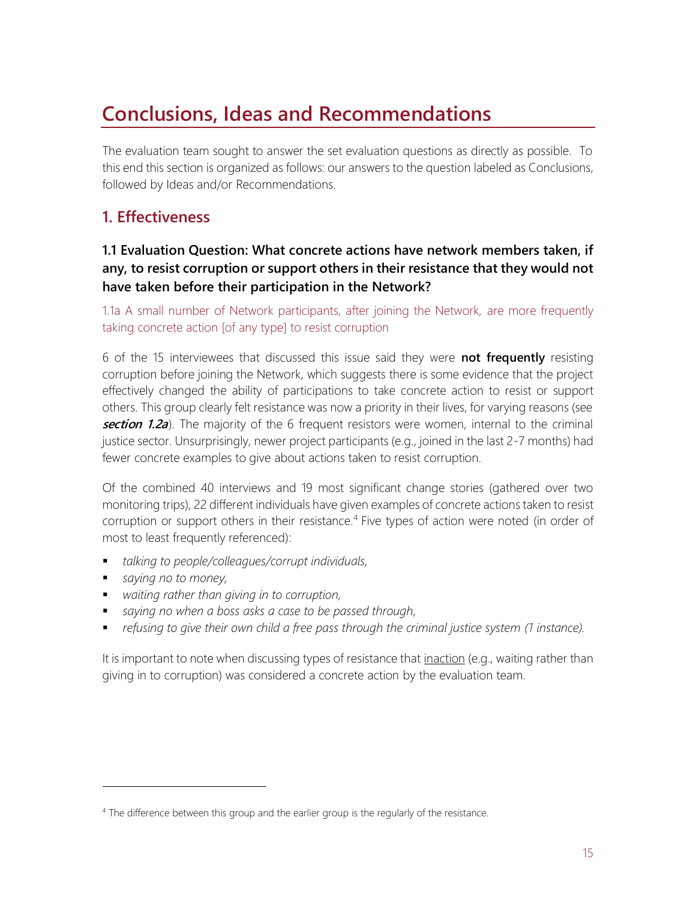# Conclusions, Ideas and Recommendations

The evaluation team sought to answer the set evaluation questions as directly as possible. To this end this section is organized as follows: our answers to the question labeled as Conclusions, followed by Ideas and/or Recommendations.

## 1. Effectiveness

### 1.1 Evaluation Question: What concrete actions have network members taken, if any, to resist corruption or support others in their resistance that they would not have taken before their participation in the Network?

1.1a A small number of Network participants, after joining the Network, are more frequently taking concrete action [of any type] to resist corruption

6 of the 15 interviewees that discussed this issue said they were **not frequently** resisting corruption before joining the Network, which suggests there is some evidence that the project effectively changed the ability of participations to take concrete action to resist or support others. This group clearly felt resistance was now a priority in their lives, for varying reasons (see ***section 1.2a***). The majority of the 6 frequent resistors were women, internal to the criminal justice sector. Unsurprisingly, newer project participants (e.g., joined in the last 2-7 months) had fewer concrete examples to give about actions taken to resist corruption.

Of the combined 40 interviews and 19 most significant change stories (gathered over two monitoring trips), 22 different individuals have given examples of concrete actions taken to resist corruption or support others in their resistance.[4] Five types of action were noted (in order of most to least frequently referenced):

- *talking to people/colleagues/corrupt individuals*,
- *saying no to money*,
- *waiting rather than giving in to corruption*,
- *saying no when a boss asks a case to be passed through*,
- *refusing to give their own child a free pass through the criminal justice system (1 instance).*

It is important to note when discussing types of resistance that inaction (e.g., waiting rather than giving in to corruption) was considered a concrete action by the evaluation team.

[4] The difference between this group and the earlier group is the regularly of the resistance.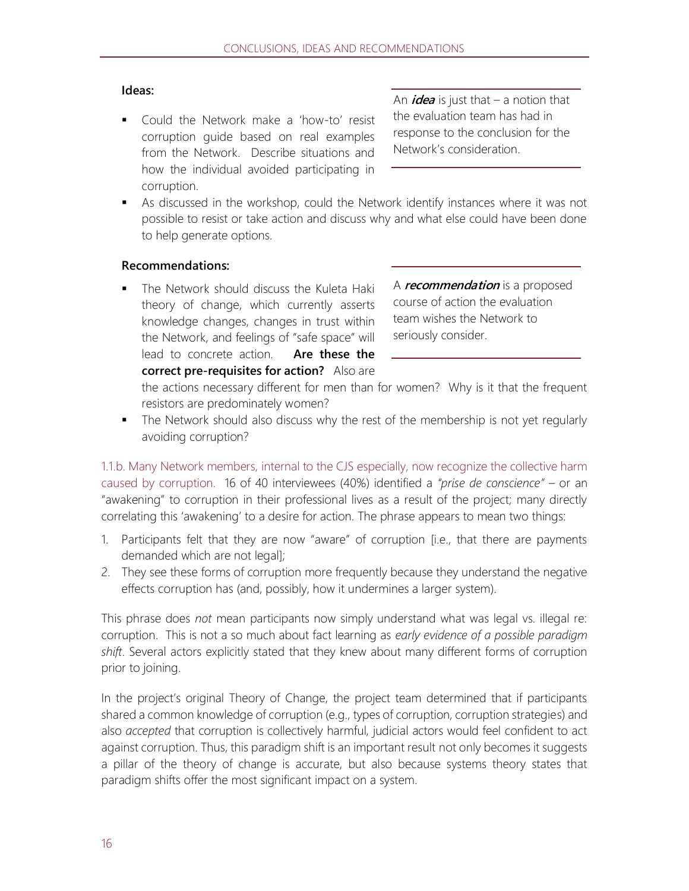**Ideas:**

> An ***idea*** is just that – a notion that the evaluation team has had in response to the conclusion for the Network's consideration.

- Could the Network make a 'how-to' resist corruption guide based on real examples from the Network. Describe situations and how the individual avoided participating in corruption.
- As discussed in the workshop, could the Network identify instances where it was not possible to resist or take action and discuss why and what else could have been done to help generate options.

**Recommendations:**

> A ***recommendation*** is a proposed course of action the evaluation team wishes the Network to seriously consider.

- The Network should discuss the Kuleta Haki theory of change, which currently asserts knowledge changes, changes in trust within the Network, and feelings of "safe space" will lead to concrete action. **Are these the correct pre-requisites for action?** Also are the actions necessary different for men than for women? Why is it that the frequent resistors are predominately women?
- The Network should also discuss why the rest of the membership is not yet regularly avoiding corruption?

1.1.b. Many Network members, internal to the CJS especially, now recognize the collective harm caused by corruption. 16 of 40 interviewees (40%) identified a *"prise de conscience"* – or an "awakening" to corruption in their professional lives as a result of the project; many directly correlating this 'awakening' to a desire for action. The phrase appears to mean two things:

1. Participants felt that they are now "aware" of corruption [i.e., that there are payments demanded which are not legal];
2. They see these forms of corruption more frequently because they understand the negative effects corruption has (and, possibly, how it undermines a larger system).

This phrase does *not* mean participants now simply understand what was legal vs. illegal re: corruption. This is not a so much about fact learning as *early evidence of a possible paradigm shift*. Several actors explicitly stated that they knew about many different forms of corruption prior to joining.

In the project's original Theory of Change, the project team determined that if participants shared a common knowledge of corruption (e.g., types of corruption, corruption strategies) and also *accepted* that corruption is collectively harmful, judicial actors would feel confident to act against corruption. Thus, this paradigm shift is an important result not only becomes it suggests a pillar of the theory of change is accurate, but also because systems theory states that paradigm shifts offer the most significant impact on a system.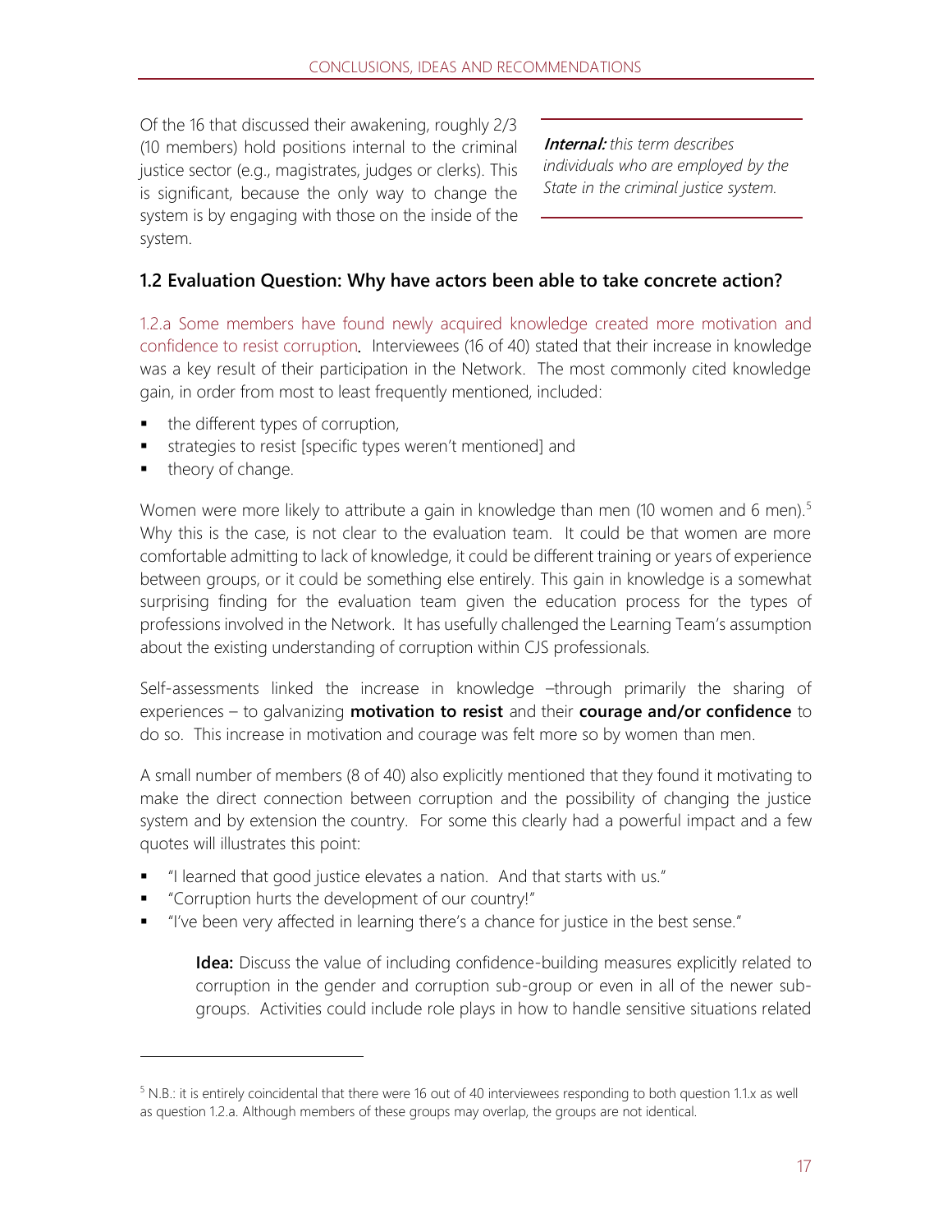Of the 16 that discussed their awakening, roughly 2/3 (10 members) hold positions internal to the criminal justice sector (e.g., magistrates, judges or clerks). This is significant, because the only way to change the system is by engaging with those on the inside of the system.

> ***Internal:*** *this term describes individuals who are employed by the State in the criminal justice system.*

### 1.2 Evaluation Question: Why have actors been able to take concrete action?

1.2.a Some members have found newly acquired knowledge created more motivation and confidence to resist corruption. Interviewees (16 of 40) stated that their increase in knowledge was a key result of their participation in the Network. The most commonly cited knowledge gain, in order from most to least frequently mentioned, included:

- the different types of corruption,
- strategies to resist [specific types weren't mentioned] and
- theory of change.

Women were more likely to attribute a gain in knowledge than men (10 women and 6 men).[5] Why this is the case, is not clear to the evaluation team. It could be that women are more comfortable admitting to lack of knowledge, it could be different training or years of experience between groups, or it could be something else entirely. This gain in knowledge is a somewhat surprising finding for the evaluation team given the education process for the types of professions involved in the Network. It has usefully challenged the Learning Team's assumption about the existing understanding of corruption within CJS professionals.

Self-assessments linked the increase in knowledge –through primarily the sharing of experiences – to galvanizing **motivation to resist** and their **courage and/or confidence** to do so. This increase in motivation and courage was felt more so by women than men.

A small number of members (8 of 40) also explicitly mentioned that they found it motivating to make the direct connection between corruption and the possibility of changing the justice system and by extension the country. For some this clearly had a powerful impact and a few quotes will illustrates this point:

- "I learned that good justice elevates a nation. And that starts with us."
- "Corruption hurts the development of our country!"
- "I've been very affected in learning there's a chance for justice in the best sense."

> **Idea:** Discuss the value of including confidence-building measures explicitly related to corruption in the gender and corruption sub-group or even in all of the newer sub-groups. Activities could include role plays in how to handle sensitive situations related

[5] N.B.: it is entirely coincidental that there were 16 out of 40 interviewees responding to both question 1.1.x as well as question 1.2.a. Although members of these groups may overlap, the groups are not identical.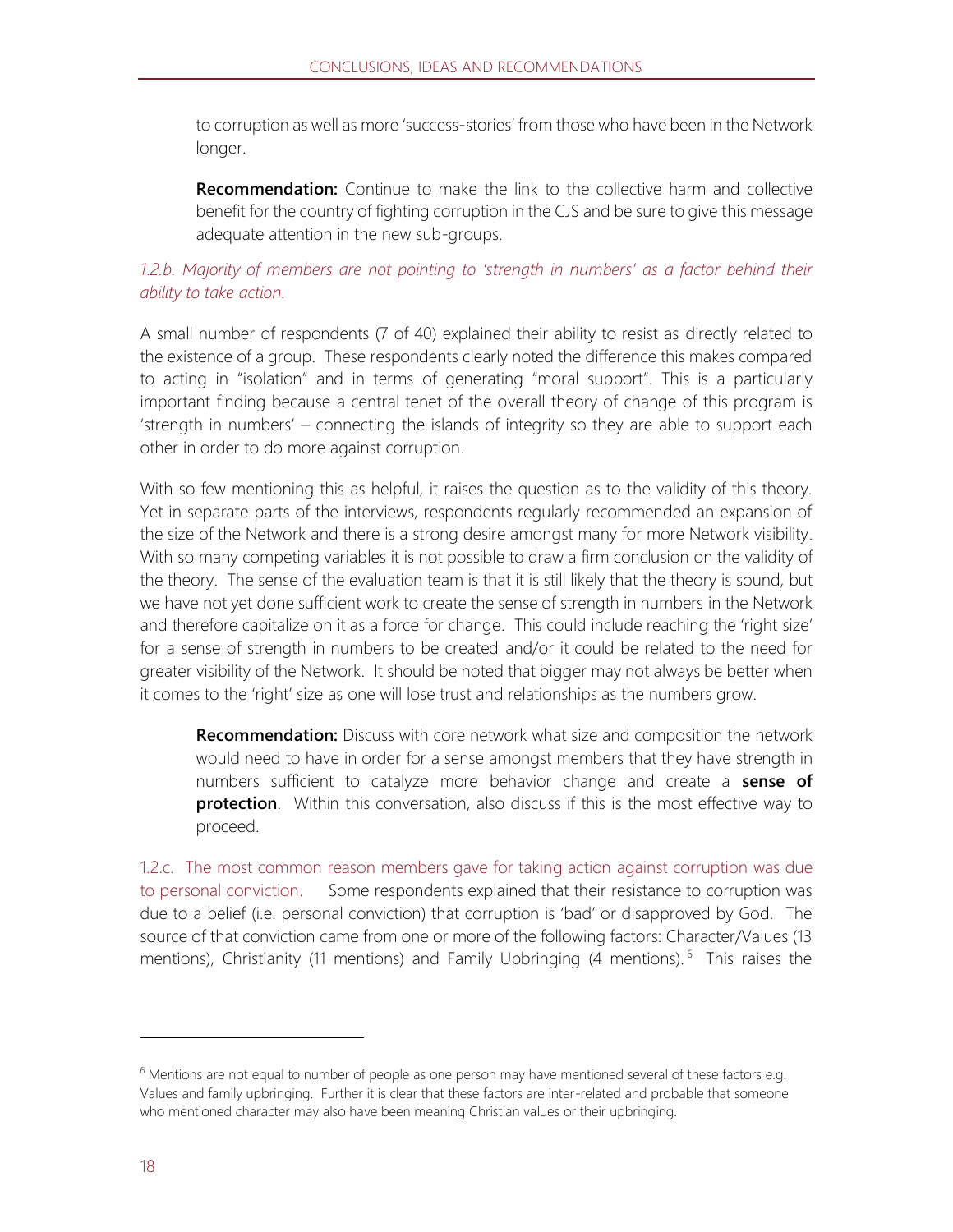to corruption as well as more 'success-stories' from those who have been in the Network longer.

**Recommendation:** Continue to make the link to the collective harm and collective benefit for the country of fighting corruption in the CJS and be sure to give this message adequate attention in the new sub-groups.

### *1.2.b. Majority of members are not pointing to 'strength in numbers' as a factor behind their ability to take action.*

A small number of respondents (7 of 40) explained their ability to resist as directly related to the existence of a group. These respondents clearly noted the difference this makes compared to acting in "isolation" and in terms of generating "moral support". This is a particularly important finding because a central tenet of the overall theory of change of this program is 'strength in numbers' – connecting the islands of integrity so they are able to support each other in order to do more against corruption.

With so few mentioning this as helpful, it raises the question as to the validity of this theory. Yet in separate parts of the interviews, respondents regularly recommended an expansion of the size of the Network and there is a strong desire amongst many for more Network visibility. With so many competing variables it is not possible to draw a firm conclusion on the validity of the theory. The sense of the evaluation team is that it is still likely that the theory is sound, but we have not yet done sufficient work to create the sense of strength in numbers in the Network and therefore capitalize on it as a force for change. This could include reaching the 'right size' for a sense of strength in numbers to be created and/or it could be related to the need for greater visibility of the Network. It should be noted that bigger may not always be better when it comes to the 'right' size as one will lose trust and relationships as the numbers grow.

**Recommendation:** Discuss with core network what size and composition the network would need to have in order for a sense amongst members that they have strength in numbers sufficient to catalyze more behavior change and create a **sense of protection**. Within this conversation, also discuss if this is the most effective way to proceed.

1.2.c. The most common reason members gave for taking action against corruption was due to personal conviction. Some respondents explained that their resistance to corruption was due to a belief (i.e. personal conviction) that corruption is 'bad' or disapproved by God. The source of that conviction came from one or more of the following factors: Character/Values (13 mentions), Christianity (11 mentions) and Family Upbringing (4 mentions).[6] This raises the

---

[6] Mentions are not equal to number of people as one person may have mentioned several of these factors e.g. Values and family upbringing. Further it is clear that these factors are inter-related and probable that someone who mentioned character may also have been meaning Christian values or their upbringing.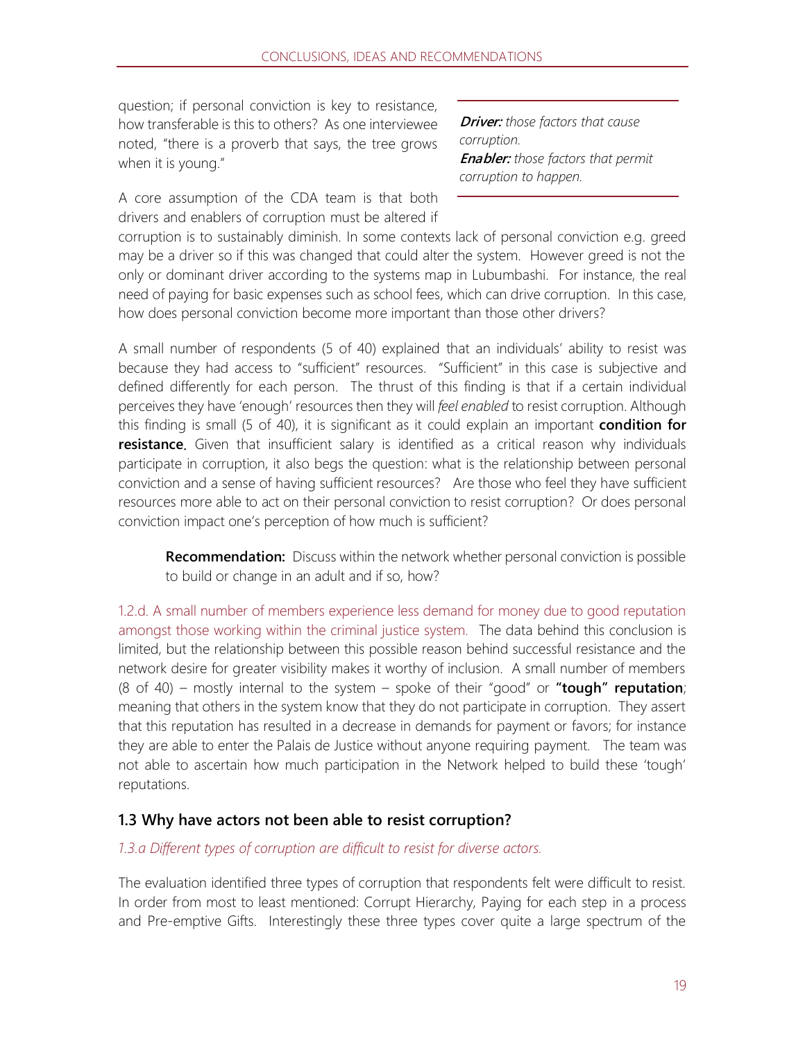question; if personal conviction is key to resistance, how transferable is this to others? As one interviewee noted, "there is a proverb that says, the tree grows when it is young."

> ***Driver:*** *those factors that cause corruption.*
> ***Enabler:*** *those factors that permit corruption to happen.*

A core assumption of the CDA team is that both drivers and enablers of corruption must be altered if corruption is to sustainably diminish. In some contexts lack of personal conviction e.g. greed may be a driver so if this was changed that could alter the system. However greed is not the only or dominant driver according to the systems map in Lubumbashi. For instance, the real need of paying for basic expenses such as school fees, which can drive corruption. In this case, how does personal conviction become more important than those other drivers?

A small number of respondents (5 of 40) explained that an individuals' ability to resist was because they had access to "sufficient" resources. "Sufficient" in this case is subjective and defined differently for each person. The thrust of this finding is that if a certain individual perceives they have 'enough' resources then they will *feel enabled* to resist corruption. Although this finding is small (5 of 40), it is significant as it could explain an important **condition for resistance**. Given that insufficient salary is identified as a critical reason why individuals participate in corruption, it also begs the question: what is the relationship between personal conviction and a sense of having sufficient resources? Are those who feel they have sufficient resources more able to act on their personal conviction to resist corruption? Or does personal conviction impact one's perception of how much is sufficient?

> **Recommendation:** Discuss within the network whether personal conviction is possible to build or change in an adult and if so, how?

1.2.d. A small number of members experience less demand for money due to good reputation amongst those working within the criminal justice system. The data behind this conclusion is limited, but the relationship between this possible reason behind successful resistance and the network desire for greater visibility makes it worthy of inclusion. A small number of members (8 of 40) – mostly internal to the system – spoke of their "good" or **"tough" reputation**; meaning that others in the system know that they do not participate in corruption. They assert that this reputation has resulted in a decrease in demands for payment or favors; for instance they are able to enter the Palais de Justice without anyone requiring payment. The team was not able to ascertain how much participation in the Network helped to build these 'tough' reputations.

### 1.3 Why have actors not been able to resist corruption?

*1.3.a Different types of corruption are difficult to resist for diverse actors.*

The evaluation identified three types of corruption that respondents felt were difficult to resist. In order from most to least mentioned: Corrupt Hierarchy, Paying for each step in a process and Pre-emptive Gifts. Interestingly these three types cover quite a large spectrum of the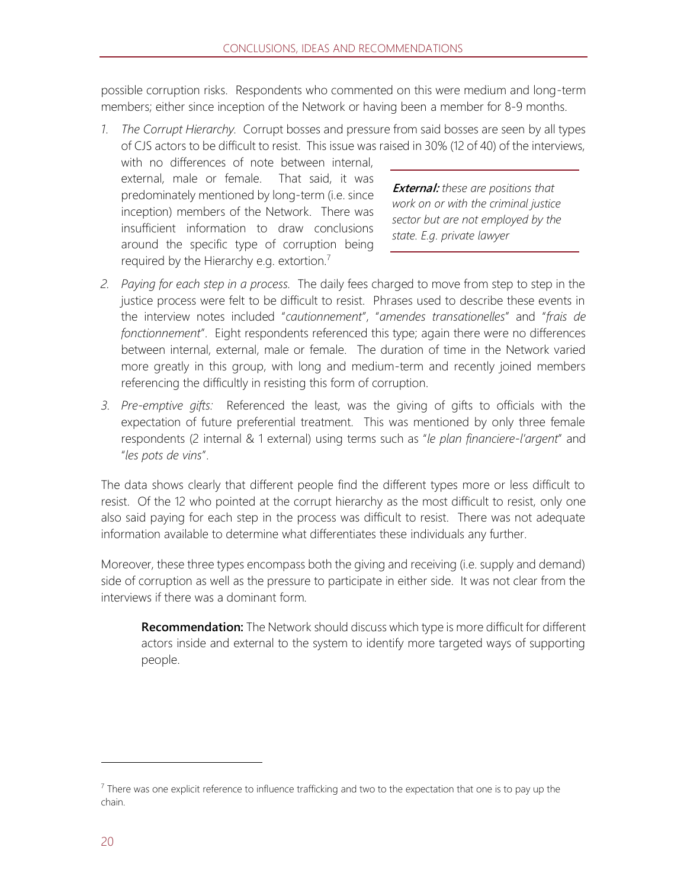possible corruption risks. Respondents who commented on this were medium and long-term members; either since inception of the Network or having been a member for 8-9 months.

1. *The Corrupt Hierarchy.* Corrupt bosses and pressure from said bosses are seen by all types of CJS actors to be difficult to resist. This issue was raised in 30% (12 of 40) of the interviews, with no differences of note between internal, external, male or female. That said, it was predominately mentioned by long-term (i.e. since inception) members of the Network. There was insufficient information to draw conclusions around the specific type of corruption being required by the Hierarchy e.g. extortion.[7]

> ***External:*** *these are positions that work on or with the criminal justice sector but are not employed by the state. E.g. private lawyer*

2. *Paying for each step in a process.* The daily fees charged to move from step to step in the justice process were felt to be difficult to resist. Phrases used to describe these events in the interview notes included "*cautionnement*", "*amendes transationelles*" and "*frais de fonctionnement*". Eight respondents referenced this type; again there were no differences between internal, external, male or female. The duration of time in the Network varied more greatly in this group, with long and medium-term and recently joined members referencing the difficultly in resisting this form of corruption.

3. *Pre-emptive gifts:* Referenced the least, was the giving of gifts to officials with the expectation of future preferential treatment. This was mentioned by only three female respondents (2 internal & 1 external) using terms such as "*le plan financiere-l'argent*" and "*les pots de vins*".

The data shows clearly that different people find the different types more or less difficult to resist. Of the 12 who pointed at the corrupt hierarchy as the most difficult to resist, only one also said paying for each step in the process was difficult to resist. There was not adequate information available to determine what differentiates these individuals any further.

Moreover, these three types encompass both the giving and receiving (i.e. supply and demand) side of corruption as well as the pressure to participate in either side. It was not clear from the interviews if there was a dominant form.

> **Recommendation:** The Network should discuss which type is more difficult for different actors inside and external to the system to identify more targeted ways of supporting people.

[7] There was one explicit reference to influence trafficking and two to the expectation that one is to pay up the chain.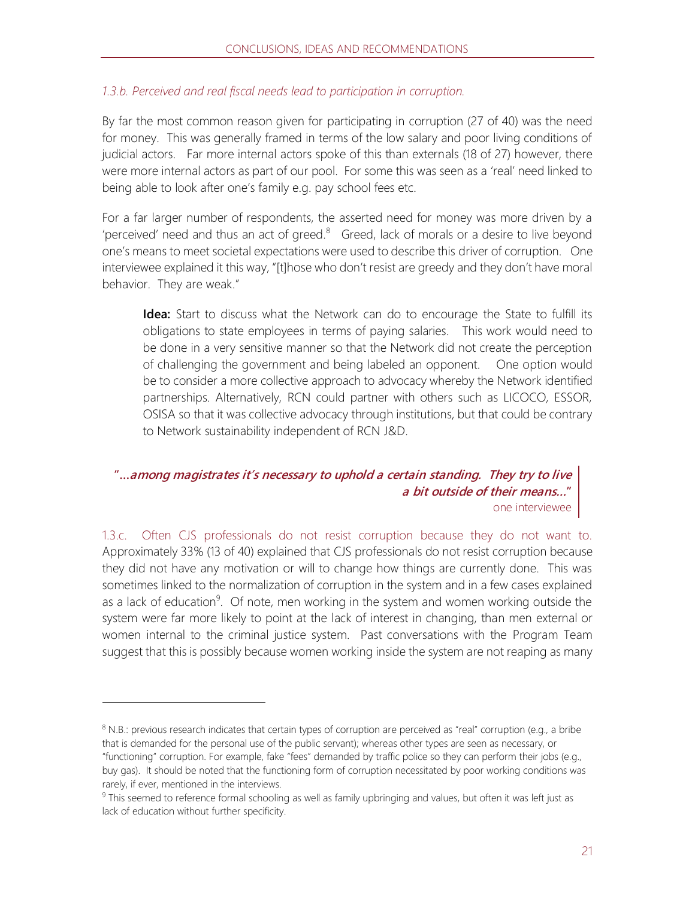### *1.3.b. Perceived and real fiscal needs lead to participation in corruption.*

By far the most common reason given for participating in corruption (27 of 40) was the need for money. This was generally framed in terms of the low salary and poor living conditions of judicial actors. Far more internal actors spoke of this than externals (18 of 27) however, there were more internal actors as part of our pool. For some this was seen as a 'real' need linked to being able to look after one's family e.g. pay school fees etc.

For a far larger number of respondents, the asserted need for money was more driven by a 'perceived' need and thus an act of greed.[8] Greed, lack of morals or a desire to live beyond one's means to meet societal expectations were used to describe this driver of corruption. One interviewee explained it this way, "[t]hose who don't resist are greedy and they don't have moral behavior. They are weak."

> **Idea:** Start to discuss what the Network can do to encourage the State to fulfill its obligations to state employees in terms of paying salaries. This work would need to be done in a very sensitive manner so that the Network did not create the perception of challenging the government and being labeled an opponent. One option would be to consider a more collective approach to advocacy whereby the Network identified partnerships. Alternatively, RCN could partner with others such as LICOCO, ESSOR, OSISA so that it was collective advocacy through institutions, but that could be contrary to Network sustainability independent of RCN J&D.

> ***"…among magistrates it's necessary to uphold a certain standing. They try to live a bit outside of their means…"***
> one interviewee

1.3.c. Often CJS professionals do not resist corruption because they do not want to. Approximately 33% (13 of 40) explained that CJS professionals do not resist corruption because they did not have any motivation or will to change how things are currently done. This was sometimes linked to the normalization of corruption in the system and in a few cases explained as a lack of education[9]. Of note, men working in the system and women working outside the system were far more likely to point at the lack of interest in changing, than men external or women internal to the criminal justice system. Past conversations with the Program Team suggest that this is possibly because women working inside the system are not reaping as many

---

[8] N.B.: previous research indicates that certain types of corruption are perceived as "real" corruption (e.g., a bribe that is demanded for the personal use of the public servant); whereas other types are seen as necessary, or "functioning" corruption. For example, fake "fees" demanded by traffic police so they can perform their jobs (e.g., buy gas). It should be noted that the functioning form of corruption necessitated by poor working conditions was rarely, if ever, mentioned in the interviews.

[9] This seemed to reference formal schooling as well as family upbringing and values, but often it was left just as lack of education without further specificity.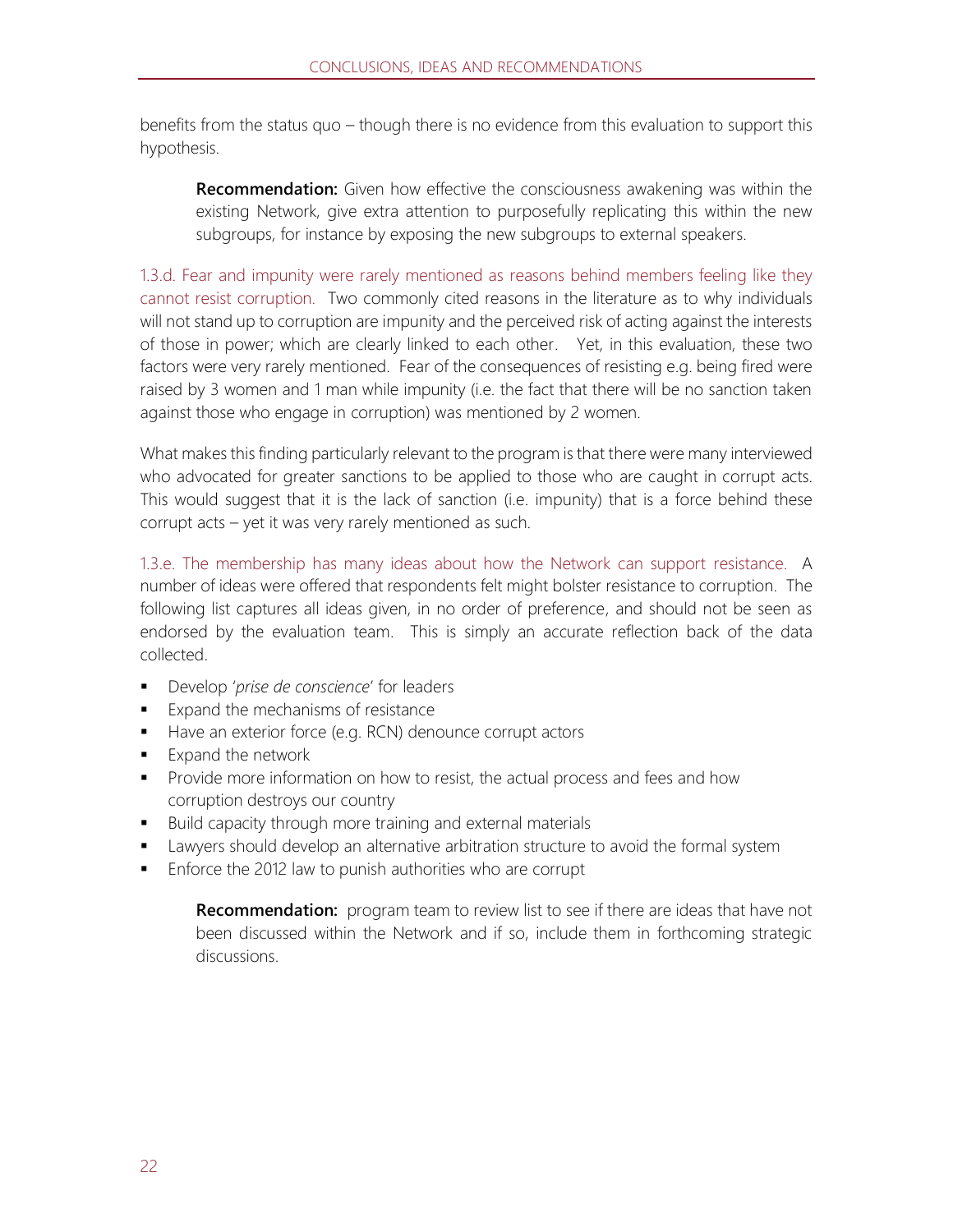benefits from the status quo – though there is no evidence from this evaluation to support this hypothesis.

> **Recommendation:** Given how effective the consciousness awakening was within the existing Network, give extra attention to purposefully replicating this within the new subgroups, for instance by exposing the new subgroups to external speakers.

1.3.d. Fear and impunity were rarely mentioned as reasons behind members feeling like they cannot resist corruption. Two commonly cited reasons in the literature as to why individuals will not stand up to corruption are impunity and the perceived risk of acting against the interests of those in power; which are clearly linked to each other. Yet, in this evaluation, these two factors were very rarely mentioned. Fear of the consequences of resisting e.g. being fired were raised by 3 women and 1 man while impunity (i.e. the fact that there will be no sanction taken against those who engage in corruption) was mentioned by 2 women.

What makes this finding particularly relevant to the program is that there were many interviewed who advocated for greater sanctions to be applied to those who are caught in corrupt acts. This would suggest that it is the lack of sanction (i.e. impunity) that is a force behind these corrupt acts – yet it was very rarely mentioned as such.

1.3.e. The membership has many ideas about how the Network can support resistance. A number of ideas were offered that respondents felt might bolster resistance to corruption. The following list captures all ideas given, in no order of preference, and should not be seen as endorsed by the evaluation team. This is simply an accurate reflection back of the data collected.

- Develop '*prise de conscience*' for leaders
- Expand the mechanisms of resistance
- Have an exterior force (e.g. RCN) denounce corrupt actors
- Expand the network
- Provide more information on how to resist, the actual process and fees and how corruption destroys our country
- Build capacity through more training and external materials
- Lawyers should develop an alternative arbitration structure to avoid the formal system
- Enforce the 2012 law to punish authorities who are corrupt

> **Recommendation:** program team to review list to see if there are ideas that have not been discussed within the Network and if so, include them in forthcoming strategic discussions.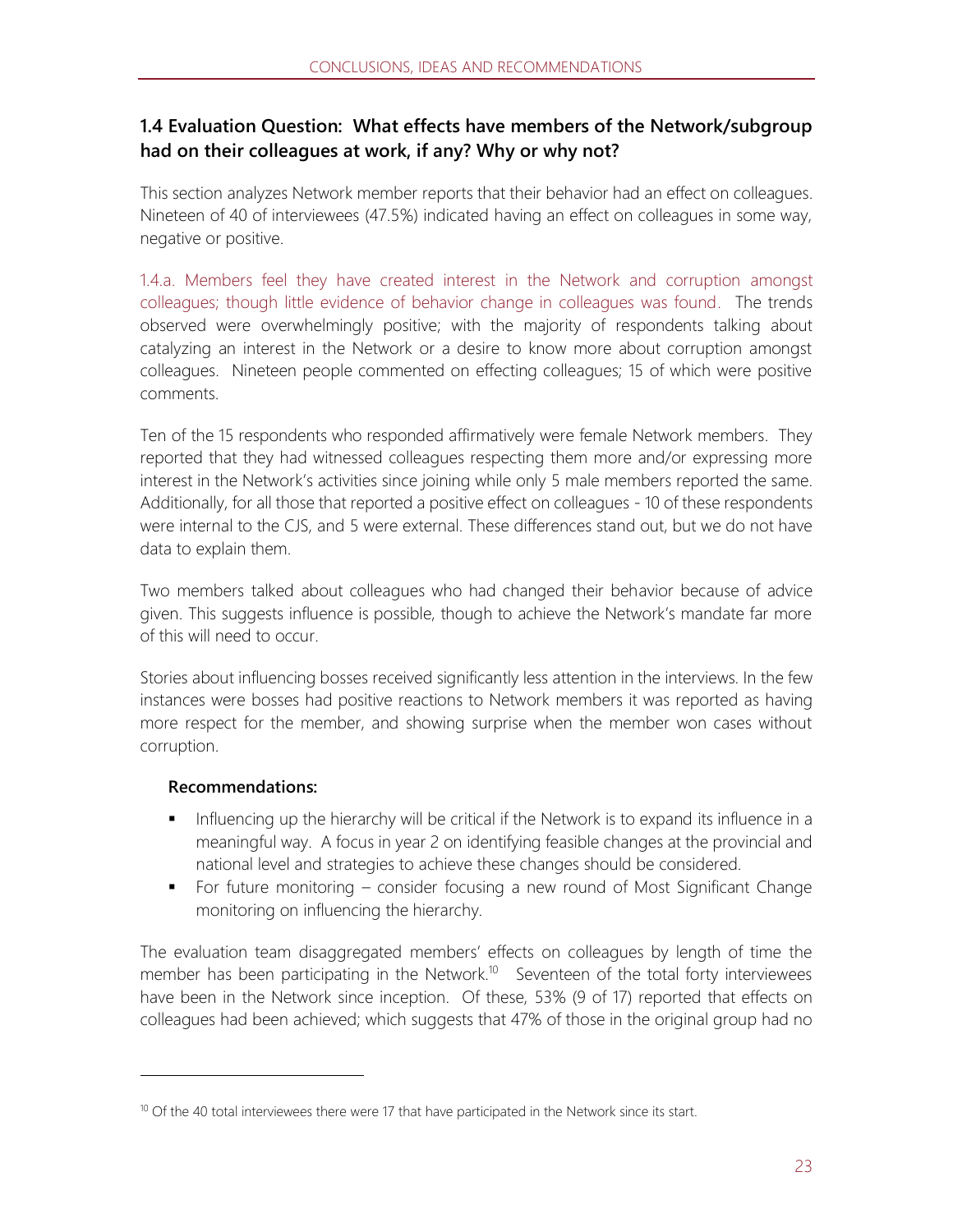### 1.4 Evaluation Question: What effects have members of the Network/subgroup had on their colleagues at work, if any? Why or why not?

This section analyzes Network member reports that their behavior had an effect on colleagues. Nineteen of 40 of interviewees (47.5%) indicated having an effect on colleagues in some way, negative or positive.

1.4.a. Members feel they have created interest in the Network and corruption amongst colleagues; though little evidence of behavior change in colleagues was found. The trends observed were overwhelmingly positive; with the majority of respondents talking about catalyzing an interest in the Network or a desire to know more about corruption amongst colleagues. Nineteen people commented on effecting colleagues; 15 of which were positive comments.

Ten of the 15 respondents who responded affirmatively were female Network members. They reported that they had witnessed colleagues respecting them more and/or expressing more interest in the Network's activities since joining while only 5 male members reported the same. Additionally, for all those that reported a positive effect on colleagues - 10 of these respondents were internal to the CJS, and 5 were external. These differences stand out, but we do not have data to explain them.

Two members talked about colleagues who had changed their behavior because of advice given. This suggests influence is possible, though to achieve the Network's mandate far more of this will need to occur.

Stories about influencing bosses received significantly less attention in the interviews. In the few instances were bosses had positive reactions to Network members it was reported as having more respect for the member, and showing surprise when the member won cases without corruption.

**Recommendations:**

- Influencing up the hierarchy will be critical if the Network is to expand its influence in a meaningful way. A focus in year 2 on identifying feasible changes at the provincial and national level and strategies to achieve these changes should be considered.
- For future monitoring – consider focusing a new round of Most Significant Change monitoring on influencing the hierarchy.

The evaluation team disaggregated members' effects on colleagues by length of time the member has been participating in the Network.[10] Seventeen of the total forty interviewees have been in the Network since inception. Of these, 53% (9 of 17) reported that effects on colleagues had been achieved; which suggests that 47% of those in the original group had no

[10] Of the 40 total interviewees there were 17 that have participated in the Network since its start.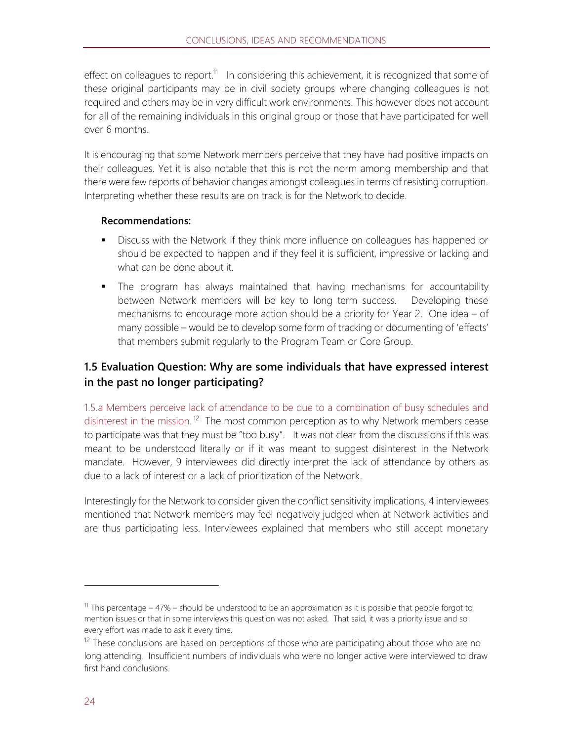effect on colleagues to report.[11] In considering this achievement, it is recognized that some of these original participants may be in civil society groups where changing colleagues is not required and others may be in very difficult work environments. This however does not account for all of the remaining individuals in this original group or those that have participated for well over 6 months.

It is encouraging that some Network members perceive that they have had positive impacts on their colleagues. Yet it is also notable that this is not the norm among membership and that there were few reports of behavior changes amongst colleagues in terms of resisting corruption. Interpreting whether these results are on track is for the Network to decide.

**Recommendations:**

- Discuss with the Network if they think more influence on colleagues has happened or should be expected to happen and if they feel it is sufficient, impressive or lacking and what can be done about it.
- The program has always maintained that having mechanisms for accountability between Network members will be key to long term success. Developing these mechanisms to encourage more action should be a priority for Year 2. One idea – of many possible – would be to develop some form of tracking or documenting of 'effects' that members submit regularly to the Program Team or Core Group.

### 1.5 Evaluation Question: Why are some individuals that have expressed interest in the past no longer participating?

1.5.a Members perceive lack of attendance to be due to a combination of busy schedules and disinterest in the mission.[12] The most common perception as to why Network members cease to participate was that they must be "too busy". It was not clear from the discussions if this was meant to be understood literally or if it was meant to suggest disinterest in the Network mandate. However, 9 interviewees did directly interpret the lack of attendance by others as due to a lack of interest or a lack of prioritization of the Network.

Interestingly for the Network to consider given the conflict sensitivity implications, 4 interviewees mentioned that Network members may feel negatively judged when at Network activities and are thus participating less. Interviewees explained that members who still accept monetary

---

[11] This percentage – 47% – should be understood to be an approximation as it is possible that people forgot to mention issues or that in some interviews this question was not asked. That said, it was a priority issue and so every effort was made to ask it every time.

[12] These conclusions are based on perceptions of those who are participating about those who are no long attending. Insufficient numbers of individuals who were no longer active were interviewed to draw first hand conclusions.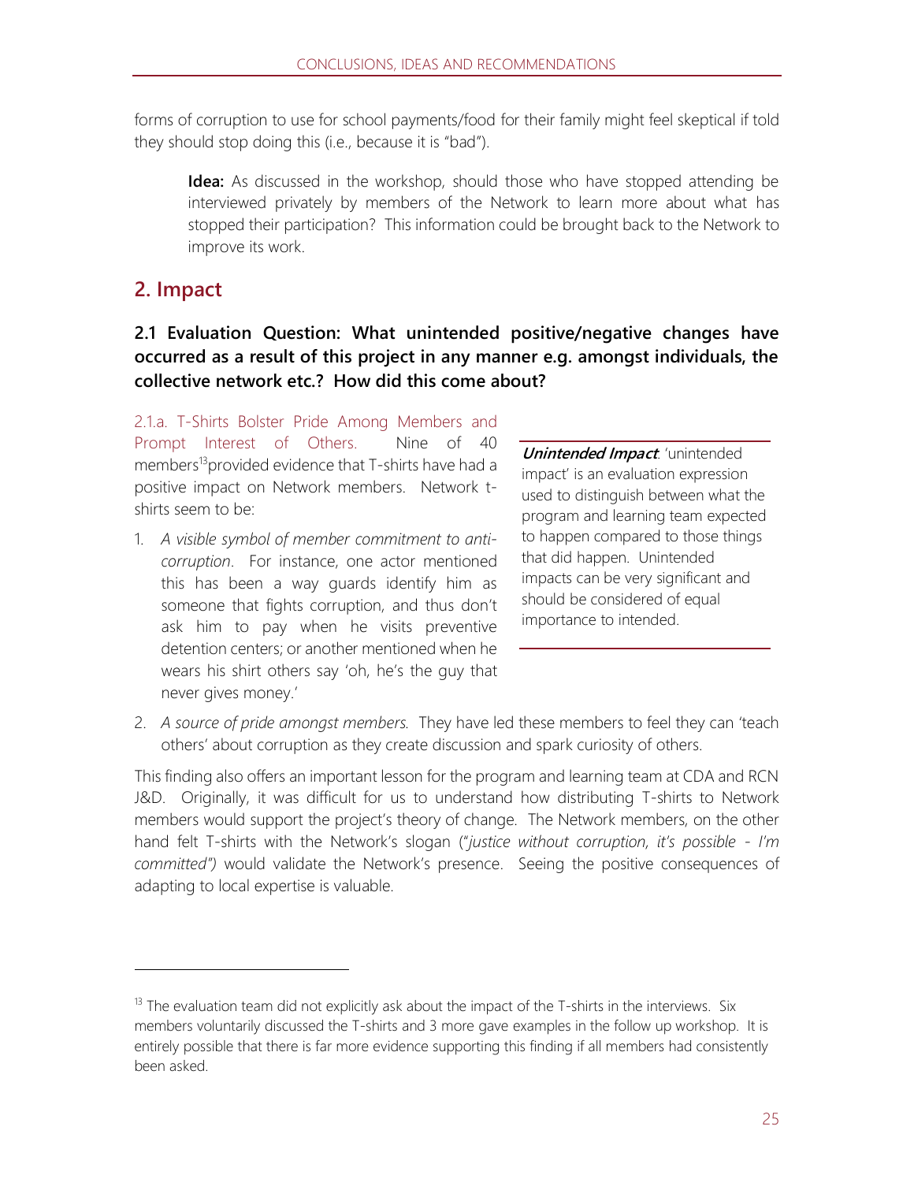forms of corruption to use for school payments/food for their family might feel skeptical if told they should stop doing this (i.e., because it is "bad").

> **Idea:** As discussed in the workshop, should those who have stopped attending be interviewed privately by members of the Network to learn more about what has stopped their participation? This information could be brought back to the Network to improve its work.

## 2. Impact

### 2.1 Evaluation Question: What unintended positive/negative changes have occurred as a result of this project in any manner e.g. amongst individuals, the collective network etc.? How did this come about?

2.1.a. T-Shirts Bolster Pride Among Members and Prompt Interest of Others. Nine of 40 members[13] provided evidence that T-shirts have had a positive impact on Network members. Network t-shirts seem to be:

1. *A visible symbol of member commitment to anti-corruption*. For instance, one actor mentioned this has been a way guards identify him as someone that fights corruption, and thus don't ask him to pay when he visits preventive detention centers; or another mentioned when he wears his shirt others say 'oh, he's the guy that never gives money.'
2. *A source of pride amongst members.* They have led these members to feel they can 'teach others' about corruption as they create discussion and spark curiosity of others.

> ***Unintended Impact***: 'unintended impact' is an evaluation expression used to distinguish between what the program and learning team expected to happen compared to those things that did happen. Unintended impacts can be very significant and should be considered of equal importance to intended.

This finding also offers an important lesson for the program and learning team at CDA and RCN J&D. Originally, it was difficult for us to understand how distributing T-shirts to Network members would support the project's theory of change. The Network members, on the other hand felt T-shirts with the Network's slogan ("*justice without corruption, it's possible - I'm committed")* would validate the Network's presence. Seeing the positive consequences of adapting to local expertise is valuable.

---

[13] The evaluation team did not explicitly ask about the impact of the T-shirts in the interviews. Six members voluntarily discussed the T-shirts and 3 more gave examples in the follow up workshop. It is entirely possible that there is far more evidence supporting this finding if all members had consistently been asked.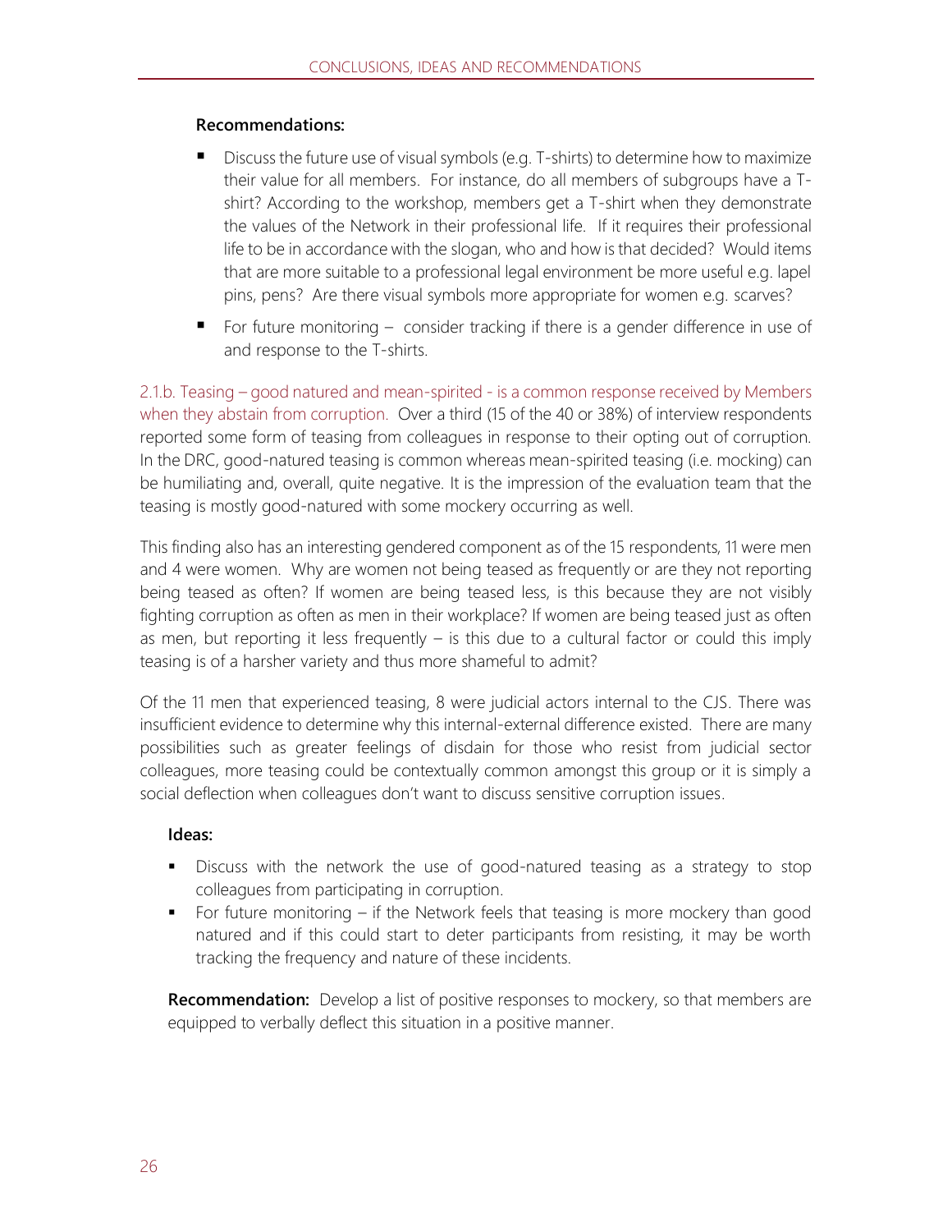**Recommendations:**

- Discuss the future use of visual symbols (e.g. T-shirts) to determine how to maximize their value for all members. For instance, do all members of subgroups have a T-shirt? According to the workshop, members get a T-shirt when they demonstrate the values of the Network in their professional life. If it requires their professional life to be in accordance with the slogan, who and how is that decided? Would items that are more suitable to a professional legal environment be more useful e.g. lapel pins, pens? Are there visual symbols more appropriate for women e.g. scarves?
- For future monitoring – consider tracking if there is a gender difference in use of and response to the T-shirts.

2.1.b. Teasing – good natured and mean-spirited - is a common response received by Members when they abstain from corruption. Over a third (15 of the 40 or 38%) of interview respondents reported some form of teasing from colleagues in response to their opting out of corruption. In the DRC, good-natured teasing is common whereas mean-spirited teasing (i.e. mocking) can be humiliating and, overall, quite negative. It is the impression of the evaluation team that the teasing is mostly good-natured with some mockery occurring as well.

This finding also has an interesting gendered component as of the 15 respondents, 11 were men and 4 were women. Why are women not being teased as frequently or are they not reporting being teased as often? If women are being teased less, is this because they are not visibly fighting corruption as often as men in their workplace? If women are being teased just as often as men, but reporting it less frequently – is this due to a cultural factor or could this imply teasing is of a harsher variety and thus more shameful to admit?

Of the 11 men that experienced teasing, 8 were judicial actors internal to the CJS. There was insufficient evidence to determine why this internal-external difference existed. There are many possibilities such as greater feelings of disdain for those who resist from judicial sector colleagues, more teasing could be contextually common amongst this group or it is simply a social deflection when colleagues don't want to discuss sensitive corruption issues.

**Ideas:**

- Discuss with the network the use of good-natured teasing as a strategy to stop colleagues from participating in corruption.
- For future monitoring – if the Network feels that teasing is more mockery than good natured and if this could start to deter participants from resisting, it may be worth tracking the frequency and nature of these incidents.

**Recommendation:** Develop a list of positive responses to mockery, so that members are equipped to verbally deflect this situation in a positive manner.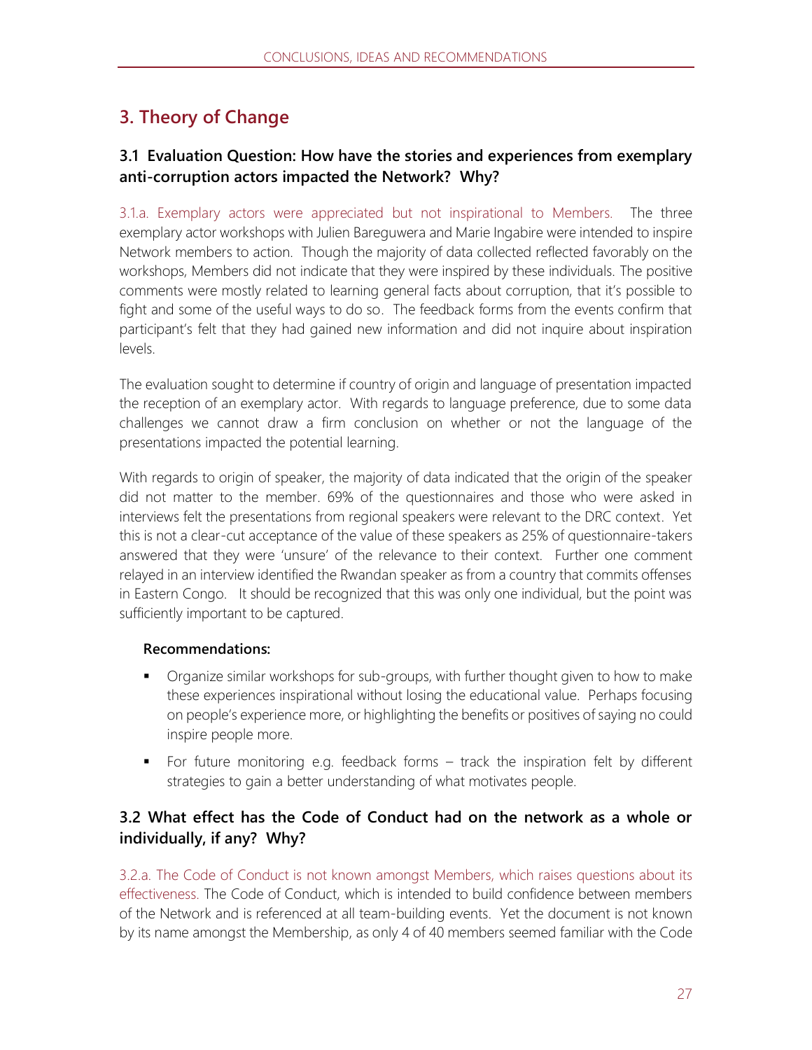## 3. Theory of Change

### 3.1 Evaluation Question: How have the stories and experiences from exemplary anti-corruption actors impacted the Network? Why?

3.1.a. Exemplary actors were appreciated but not inspirational to Members. The three exemplary actor workshops with Julien Bareguwera and Marie Ingabire were intended to inspire Network members to action. Though the majority of data collected reflected favorably on the workshops, Members did not indicate that they were inspired by these individuals. The positive comments were mostly related to learning general facts about corruption, that it's possible to fight and some of the useful ways to do so. The feedback forms from the events confirm that participant's felt that they had gained new information and did not inquire about inspiration levels.

The evaluation sought to determine if country of origin and language of presentation impacted the reception of an exemplary actor. With regards to language preference, due to some data challenges we cannot draw a firm conclusion on whether or not the language of the presentations impacted the potential learning.

With regards to origin of speaker, the majority of data indicated that the origin of the speaker did not matter to the member. 69% of the questionnaires and those who were asked in interviews felt the presentations from regional speakers were relevant to the DRC context. Yet this is not a clear-cut acceptance of the value of these speakers as 25% of questionnaire-takers answered that they were 'unsure' of the relevance to their context. Further one comment relayed in an interview identified the Rwandan speaker as from a country that commits offenses in Eastern Congo. It should be recognized that this was only one individual, but the point was sufficiently important to be captured.

**Recommendations:**

- Organize similar workshops for sub-groups, with further thought given to how to make these experiences inspirational without losing the educational value. Perhaps focusing on people's experience more, or highlighting the benefits or positives of saying no could inspire people more.
- For future monitoring e.g. feedback forms – track the inspiration felt by different strategies to gain a better understanding of what motivates people.

### 3.2 What effect has the Code of Conduct had on the network as a whole or individually, if any? Why?

3.2.a. The Code of Conduct is not known amongst Members, which raises questions about its effectiveness. The Code of Conduct, which is intended to build confidence between members of the Network and is referenced at all team-building events. Yet the document is not known by its name amongst the Membership, as only 4 of 40 members seemed familiar with the Code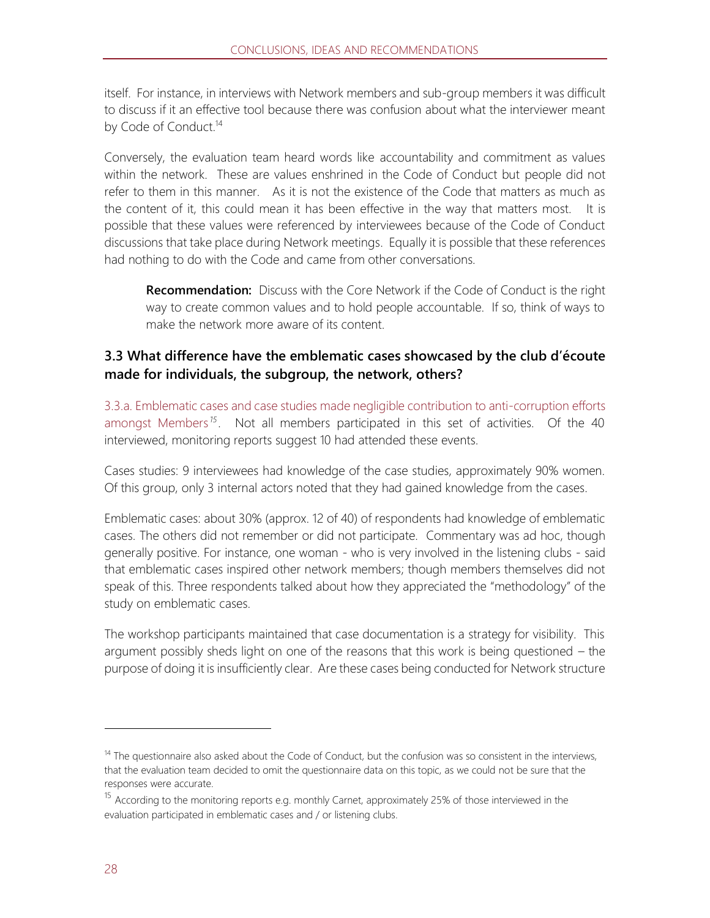itself. For instance, in interviews with Network members and sub-group members it was difficult to discuss if it an effective tool because there was confusion about what the interviewer meant by Code of Conduct.[14]

Conversely, the evaluation team heard words like accountability and commitment as values within the network. These are values enshrined in the Code of Conduct but people did not refer to them in this manner. As it is not the existence of the Code that matters as much as the content of it, this could mean it has been effective in the way that matters most. It is possible that these values were referenced by interviewees because of the Code of Conduct discussions that take place during Network meetings. Equally it is possible that these references had nothing to do with the Code and came from other conversations.

> **Recommendation:** Discuss with the Core Network if the Code of Conduct is the right way to create common values and to hold people accountable. If so, think of ways to make the network more aware of its content.

### 3.3 What difference have the emblematic cases showcased by the club d'écoute made for individuals, the subgroup, the network, others?

3.3.a. Emblematic cases and case studies made negligible contribution to anti-corruption efforts amongst Members[15]. Not all members participated in this set of activities. Of the 40 interviewed, monitoring reports suggest 10 had attended these events.

Cases studies: 9 interviewees had knowledge of the case studies, approximately 90% women. Of this group, only 3 internal actors noted that they had gained knowledge from the cases.

Emblematic cases: about 30% (approx. 12 of 40) of respondents had knowledge of emblematic cases. The others did not remember or did not participate. Commentary was ad hoc, though generally positive. For instance, one woman - who is very involved in the listening clubs - said that emblematic cases inspired other network members; though members themselves did not speak of this. Three respondents talked about how they appreciated the "methodology" of the study on emblematic cases.

The workshop participants maintained that case documentation is a strategy for visibility. This argument possibly sheds light on one of the reasons that this work is being questioned – the purpose of doing it is insufficiently clear. Are these cases being conducted for Network structure

---

[14] The questionnaire also asked about the Code of Conduct, but the confusion was so consistent in the interviews, that the evaluation team decided to omit the questionnaire data on this topic, as we could not be sure that the responses were accurate.

[15] According to the monitoring reports e.g. monthly Carnet, approximately 25% of those interviewed in the evaluation participated in emblematic cases and / or listening clubs.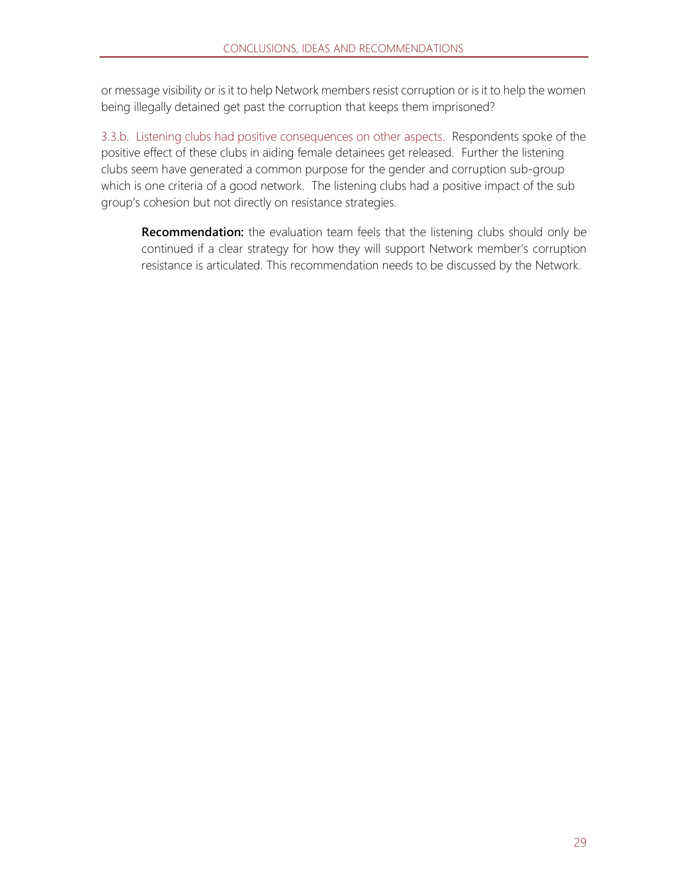or message visibility or is it to help Network members resist corruption or is it to help the women being illegally detained get past the corruption that keeps them imprisoned?

3.3.b. Listening clubs had positive consequences on other aspects. Respondents spoke of the positive effect of these clubs in aiding female detainees get released. Further the listening clubs seem have generated a common purpose for the gender and corruption sub-group which is one criteria of a good network. The listening clubs had a positive impact of the sub group's cohesion but not directly on resistance strategies.

> **Recommendation:** the evaluation team feels that the listening clubs should only be continued if a clear strategy for how they will support Network member's corruption resistance is articulated. This recommendation needs to be discussed by the Network.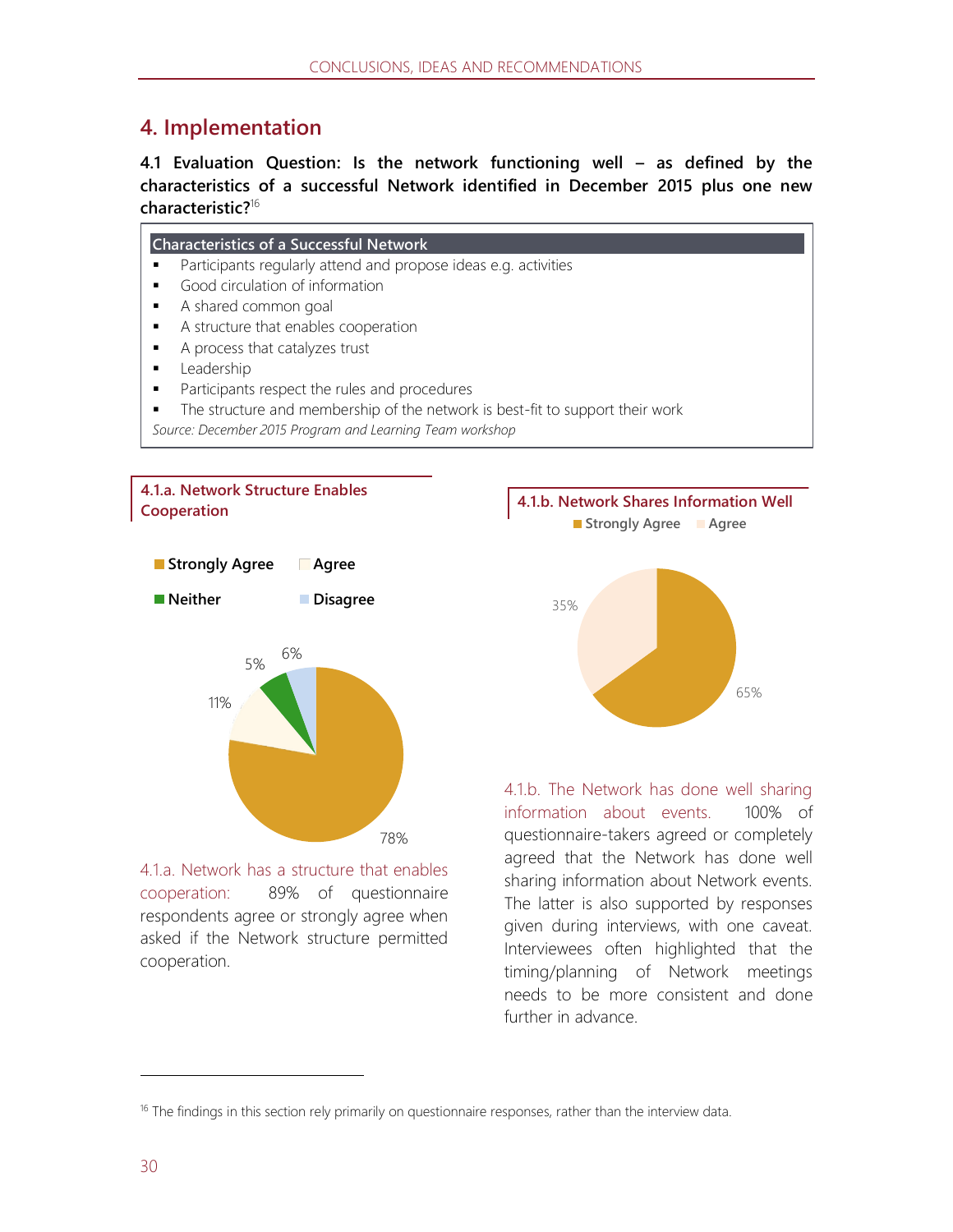## 4. Implementation

**4.1 Evaluation Question: Is the network functioning well – as defined by the characteristics of a successful Network identified in December 2015 plus one new characteristic?**[16]

**Characteristics of a Successful Network**

- Participants regularly attend and propose ideas e.g. activities
- Good circulation of information
- A shared common goal
- A structure that enables cooperation
- A process that catalyzes trust
- Leadership
- Participants respect the rules and procedures
- The structure and membership of the network is best-fit to support their work

*Source: December 2015 Program and Learning Team workshop*

**4.1.a. Network Structure Enables Cooperation**

Strongly Agree: 78%; Agree: 11%; Neither: 5%; Disagree: 6%

4.1.a. Network has a structure that enables cooperation: 89% of questionnaire respondents agree or strongly agree when asked if the Network structure permitted cooperation.

**4.1.b. Network Shares Information Well**

Strongly Agree: 65%; Agree: 35%

4.1.b. The Network has done well sharing information about events. 100% of questionnaire-takers agreed or completely agreed that the Network has done well sharing information about Network events. The latter is also supported by responses given during interviews, with one caveat. Interviewees often highlighted that the timing/planning of Network meetings needs to be more consistent and done further in advance.

[16] The findings in this section rely primarily on questionnaire responses, rather than the interview data.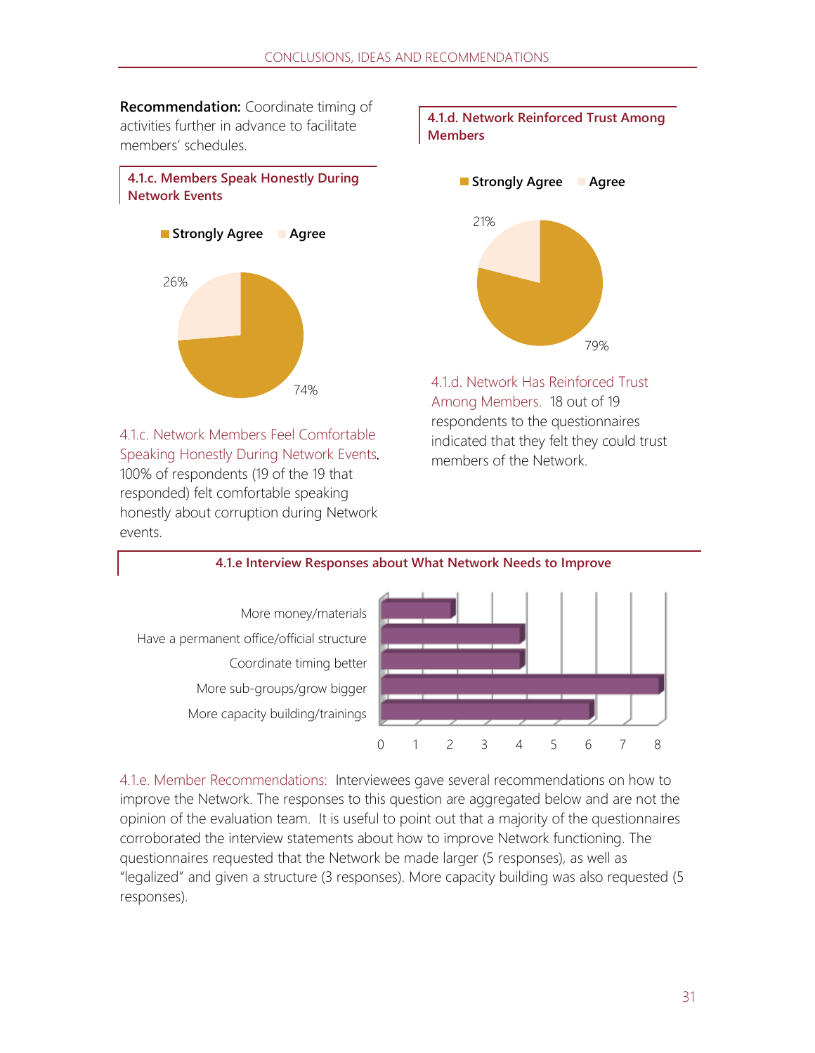**Recommendation:** Coordinate timing of activities further in advance to facilitate members' schedules.

#### 4.1.c. Members Speak Honestly During Network Events

| Response | Percentage |
|---|---|
| Strongly Agree | 74% |
| Agree | 26% |

4.1.c. Network Members Feel Comfortable Speaking Honestly During Network Events. 100% of respondents (19 of the 19 that responded) felt comfortable speaking honestly about corruption during Network events.

#### 4.1.d. Network Reinforced Trust Among Members

| Response | Percentage |
|---|---|
| Strongly Agree | 79% |
| Agree | 21% |

4.1.d. Network Has Reinforced Trust Among Members. 18 out of 19 respondents to the questionnaires indicated that they felt they could trust members of the Network.

#### 4.1.e Interview Responses about What Network Needs to Improve

| Response | Count |
|---|---|
| More money/materials | 2 |
| Have a permanent office/official structure | 4 |
| Coordinate timing better | 4 |
| More sub-groups/grow bigger | 8 |
| More capacity building/trainings | 6 |

4.1.e. Member Recommendations: Interviewees gave several recommendations on how to improve the Network. The responses to this question are aggregated below and are not the opinion of the evaluation team. It is useful to point out that a majority of the questionnaires corroborated the interview statements about how to improve Network functioning. The questionnaires requested that the Network be made larger (5 responses), as well as "legalized" and given a structure (3 responses). More capacity building was also requested (5 responses).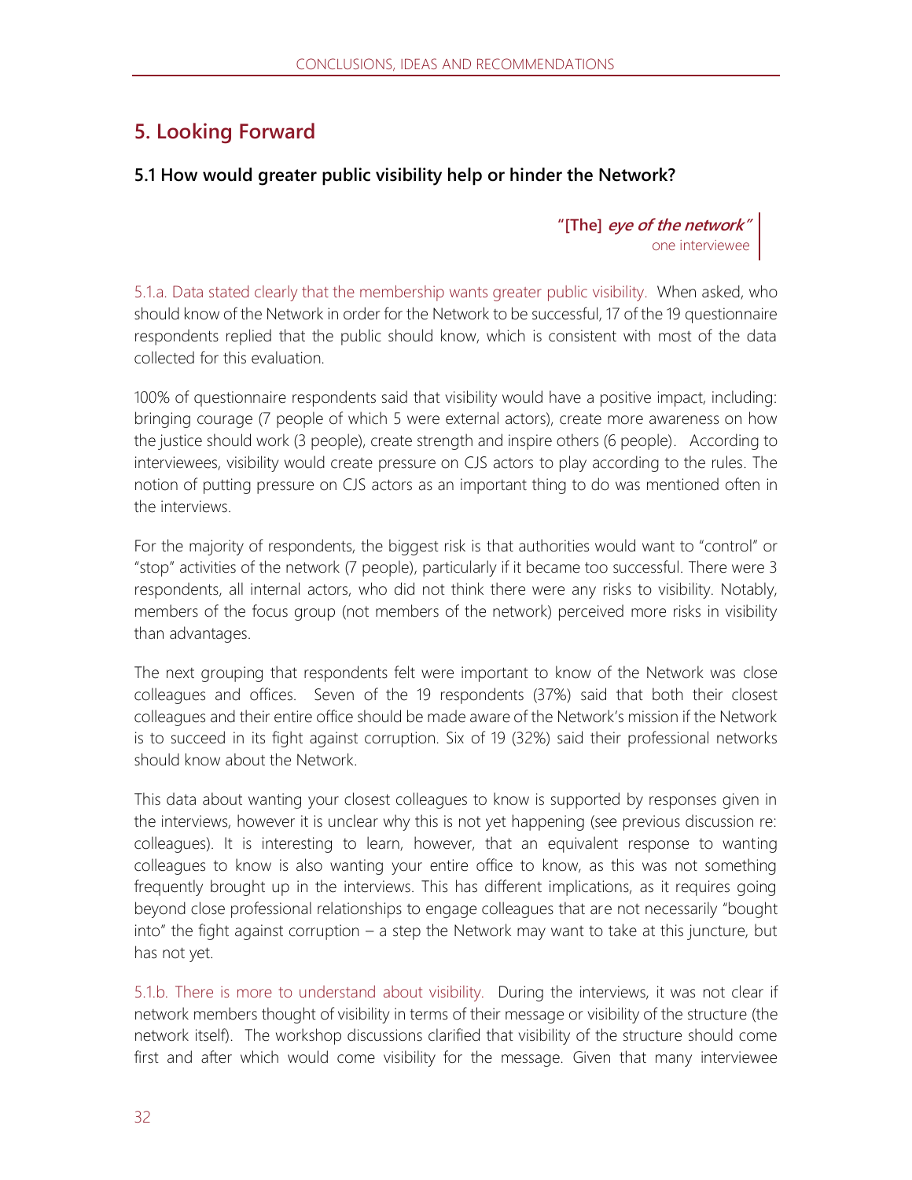## 5. Looking Forward

### 5.1 How would greater public visibility help or hinder the Network?

> **"[The]** ***eye of the network"***
> one interviewee

5.1.a. Data stated clearly that the membership wants greater public visibility. When asked, who should know of the Network in order for the Network to be successful, 17 of the 19 questionnaire respondents replied that the public should know, which is consistent with most of the data collected for this evaluation.

100% of questionnaire respondents said that visibility would have a positive impact, including: bringing courage (7 people of which 5 were external actors), create more awareness on how the justice should work (3 people), create strength and inspire others (6 people). According to interviewees, visibility would create pressure on CJS actors to play according to the rules. The notion of putting pressure on CJS actors as an important thing to do was mentioned often in the interviews.

For the majority of respondents, the biggest risk is that authorities would want to "control" or "stop" activities of the network (7 people), particularly if it became too successful. There were 3 respondents, all internal actors, who did not think there were any risks to visibility. Notably, members of the focus group (not members of the network) perceived more risks in visibility than advantages.

The next grouping that respondents felt were important to know of the Network was close colleagues and offices. Seven of the 19 respondents (37%) said that both their closest colleagues and their entire office should be made aware of the Network's mission if the Network is to succeed in its fight against corruption. Six of 19 (32%) said their professional networks should know about the Network.

This data about wanting your closest colleagues to know is supported by responses given in the interviews, however it is unclear why this is not yet happening (see previous discussion re: colleagues). It is interesting to learn, however, that an equivalent response to wanting colleagues to know is also wanting your entire office to know, as this was not something frequently brought up in the interviews. This has different implications, as it requires going beyond close professional relationships to engage colleagues that are not necessarily "bought into" the fight against corruption – a step the Network may want to take at this juncture, but has not yet.

5.1.b. There is more to understand about visibility. During the interviews, it was not clear if network members thought of visibility in terms of their message or visibility of the structure (the network itself). The workshop discussions clarified that visibility of the structure should come first and after which would come visibility for the message. Given that many interviewee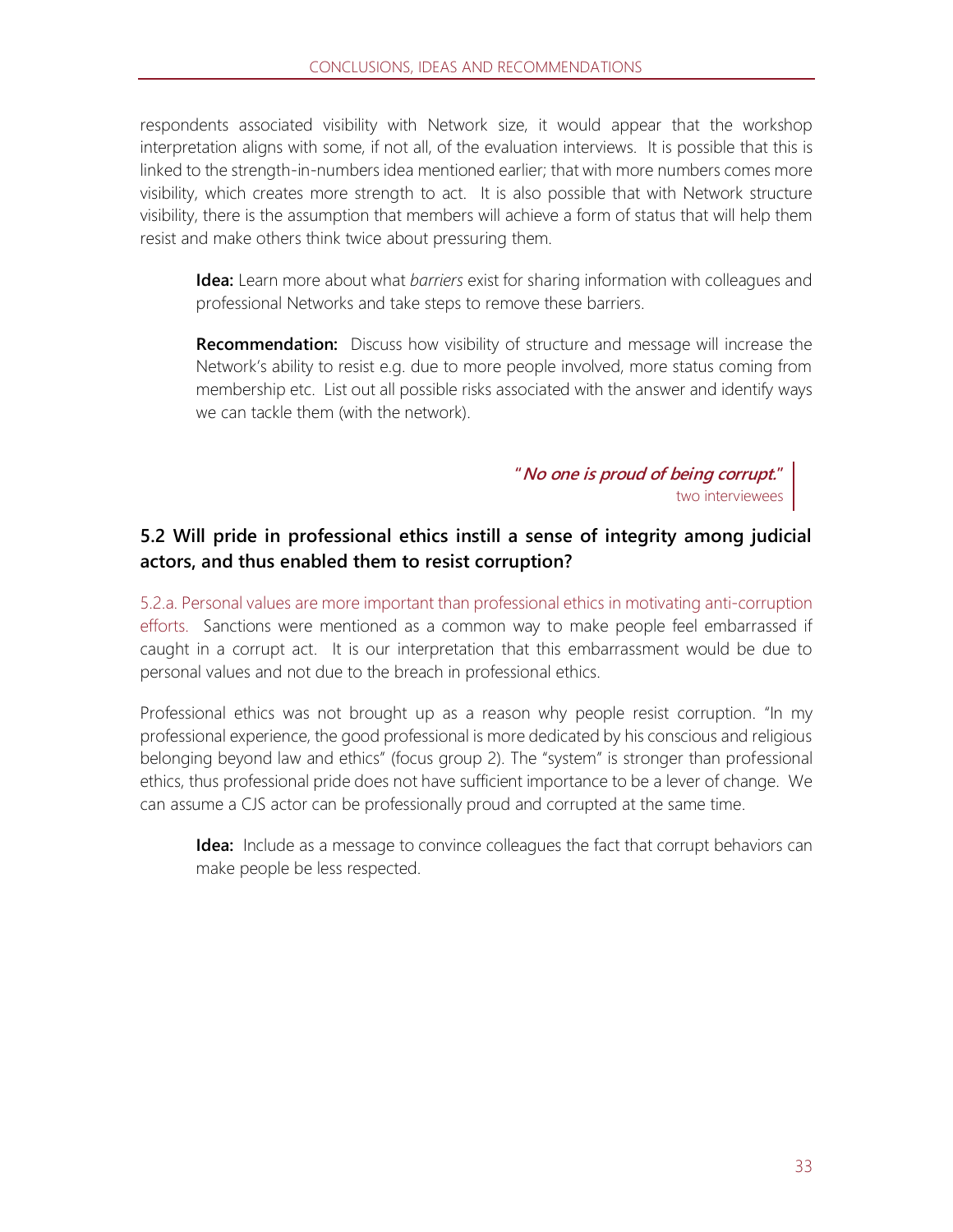respondents associated visibility with Network size, it would appear that the workshop interpretation aligns with some, if not all, of the evaluation interviews. It is possible that this is linked to the strength-in-numbers idea mentioned earlier; that with more numbers comes more visibility, which creates more strength to act. It is also possible that with Network structure visibility, there is the assumption that members will achieve a form of status that will help them resist and make others think twice about pressuring them.

> **Idea:** Learn more about what *barriers* exist for sharing information with colleagues and professional Networks and take steps to remove these barriers.
>
> **Recommendation:** Discuss how visibility of structure and message will increase the Network's ability to resist e.g. due to more people involved, more status coming from membership etc. List out all possible risks associated with the answer and identify ways we can tackle them (with the network).

> "***No one is proud of being corrupt.***"
> two interviewees

## 5.2 Will pride in professional ethics instill a sense of integrity among judicial actors, and thus enabled them to resist corruption?

5.2.a. Personal values are more important than professional ethics in motivating anti-corruption efforts. Sanctions were mentioned as a common way to make people feel embarrassed if caught in a corrupt act. It is our interpretation that this embarrassment would be due to personal values and not due to the breach in professional ethics.

Professional ethics was not brought up as a reason why people resist corruption. "In my professional experience, the good professional is more dedicated by his conscious and religious belonging beyond law and ethics" (focus group 2). The "system" is stronger than professional ethics, thus professional pride does not have sufficient importance to be a lever of change. We can assume a CJS actor can be professionally proud and corrupted at the same time.

> **Idea:** Include as a message to convince colleagues the fact that corrupt behaviors can make people be less respected.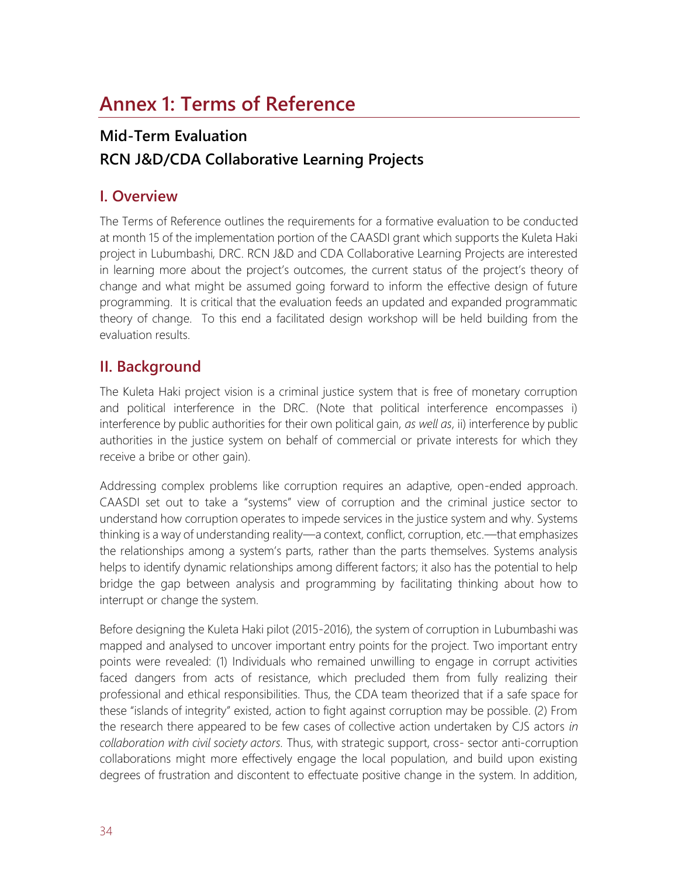# Annex 1: Terms of Reference

## Mid-Term Evaluation
## RCN J&D/CDA Collaborative Learning Projects

### I. Overview

The Terms of Reference outlines the requirements for a formative evaluation to be conducted at month 15 of the implementation portion of the CAASDI grant which supports the Kuleta Haki project in Lubumbashi, DRC. RCN J&D and CDA Collaborative Learning Projects are interested in learning more about the project's outcomes, the current status of the project's theory of change and what might be assumed going forward to inform the effective design of future programming. It is critical that the evaluation feeds an updated and expanded programmatic theory of change. To this end a facilitated design workshop will be held building from the evaluation results.

### II. Background

The Kuleta Haki project vision is a criminal justice system that is free of monetary corruption and political interference in the DRC. (Note that political interference encompasses i) interference by public authorities for their own political gain, *as well as*, ii) interference by public authorities in the justice system on behalf of commercial or private interests for which they receive a bribe or other gain).

Addressing complex problems like corruption requires an adaptive, open-ended approach. CAASDI set out to take a "systems" view of corruption and the criminal justice sector to understand how corruption operates to impede services in the justice system and why. Systems thinking is a way of understanding reality—a context, conflict, corruption, etc.—that emphasizes the relationships among a system's parts, rather than the parts themselves. Systems analysis helps to identify dynamic relationships among different factors; it also has the potential to help bridge the gap between analysis and programming by facilitating thinking about how to interrupt or change the system.

Before designing the Kuleta Haki pilot (2015-2016), the system of corruption in Lubumbashi was mapped and analysed to uncover important entry points for the project. Two important entry points were revealed: (1) Individuals who remained unwilling to engage in corrupt activities faced dangers from acts of resistance, which precluded them from fully realizing their professional and ethical responsibilities. Thus, the CDA team theorized that if a safe space for these "islands of integrity" existed, action to fight against corruption may be possible. (2) From the research there appeared to be few cases of collective action undertaken by CJS actors *in collaboration with civil society actors.* Thus, with strategic support, cross- sector anti-corruption collaborations might more effectively engage the local population, and build upon existing degrees of frustration and discontent to effectuate positive change in the system. In addition,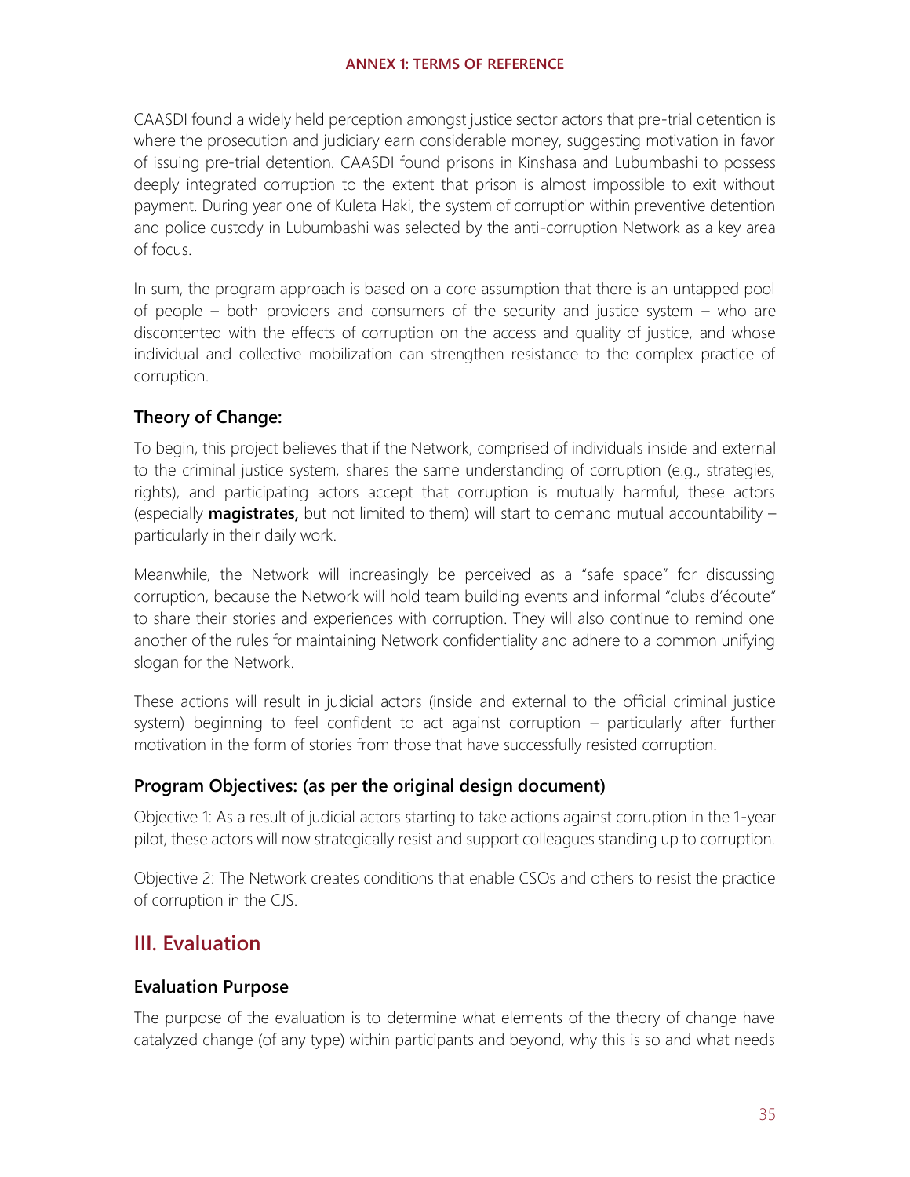CAASDI found a widely held perception amongst justice sector actors that pre-trial detention is where the prosecution and judiciary earn considerable money, suggesting motivation in favor of issuing pre-trial detention. CAASDI found prisons in Kinshasa and Lubumbashi to possess deeply integrated corruption to the extent that prison is almost impossible to exit without payment. During year one of Kuleta Haki, the system of corruption within preventive detention and police custody in Lubumbashi was selected by the anti-corruption Network as a key area of focus.

In sum, the program approach is based on a core assumption that there is an untapped pool of people – both providers and consumers of the security and justice system – who are discontented with the effects of corruption on the access and quality of justice, and whose individual and collective mobilization can strengthen resistance to the complex practice of corruption.

### Theory of Change:

To begin, this project believes that if the Network, comprised of individuals inside and external to the criminal justice system, shares the same understanding of corruption (e.g., strategies, rights), and participating actors accept that corruption is mutually harmful, these actors (especially **magistrates,** but not limited to them) will start to demand mutual accountability – particularly in their daily work.

Meanwhile, the Network will increasingly be perceived as a "safe space" for discussing corruption, because the Network will hold team building events and informal "clubs d'écoute" to share their stories and experiences with corruption. They will also continue to remind one another of the rules for maintaining Network confidentiality and adhere to a common unifying slogan for the Network.

These actions will result in judicial actors (inside and external to the official criminal justice system) beginning to feel confident to act against corruption – particularly after further motivation in the form of stories from those that have successfully resisted corruption.

### Program Objectives: (as per the original design document)

Objective 1: As a result of judicial actors starting to take actions against corruption in the 1-year pilot, these actors will now strategically resist and support colleagues standing up to corruption.

Objective 2: The Network creates conditions that enable CSOs and others to resist the practice of corruption in the CJS.

## III. Evaluation

### Evaluation Purpose

The purpose of the evaluation is to determine what elements of the theory of change have catalyzed change (of any type) within participants and beyond, why this is so and what needs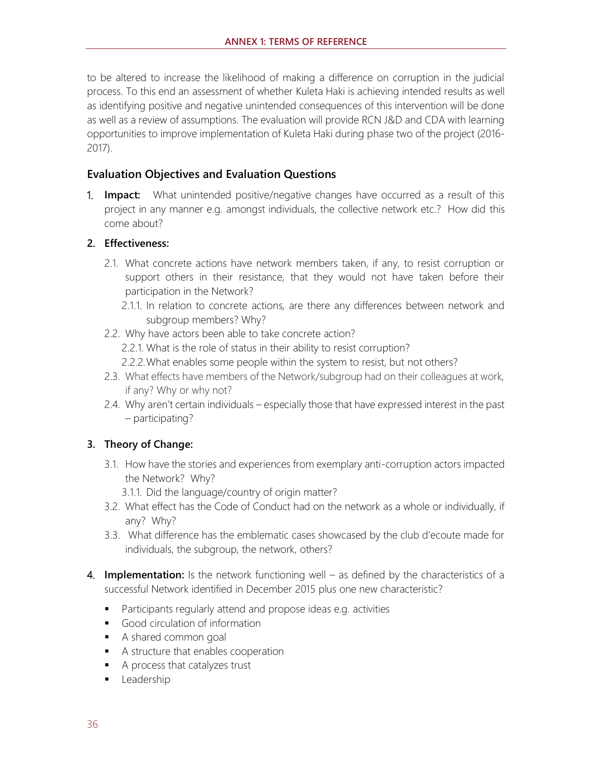to be altered to increase the likelihood of making a difference on corruption in the judicial process. To this end an assessment of whether Kuleta Haki is achieving intended results as well as identifying positive and negative unintended consequences of this intervention will be done as well as a review of assumptions. The evaluation will provide RCN J&D and CDA with learning opportunities to improve implementation of Kuleta Haki during phase two of the project (2016-2017).

## Evaluation Objectives and Evaluation Questions

1. **Impact:** What unintended positive/negative changes have occurred as a result of this project in any manner e.g. amongst individuals, the collective network etc.? How did this come about?

2. **Effectiveness:**

   2.1. What concrete actions have network members taken, if any, to resist corruption or support others in their resistance, that they would not have taken before their participation in the Network?

   2.1.1. In relation to concrete actions, are there any differences between network and subgroup members? Why?

   2.2. Why have actors been able to take concrete action?

   2.2.1. What is the role of status in their ability to resist corruption?

   2.2.2. What enables some people within the system to resist, but not others?

   2.3. What effects have members of the Network/subgroup had on their colleagues at work, if any? Why or why not?

   2.4. Why aren't certain individuals – especially those that have expressed interest in the past – participating?

3. **Theory of Change:**

   3.1. How have the stories and experiences from exemplary anti-corruption actors impacted the Network? Why?

   3.1.1. Did the language/country of origin matter?

   3.2. What effect has the Code of Conduct had on the network as a whole or individually, if any? Why?

   3.3. What difference has the emblematic cases showcased by the club d'ecoute made for individuals, the subgroup, the network, others?

4. **Implementation:** Is the network functioning well – as defined by the characteristics of a successful Network identified in December 2015 plus one new characteristic?

   - Participants regularly attend and propose ideas e.g. activities
   - Good circulation of information
   - A shared common goal
   - A structure that enables cooperation
   - A process that catalyzes trust
   - Leadership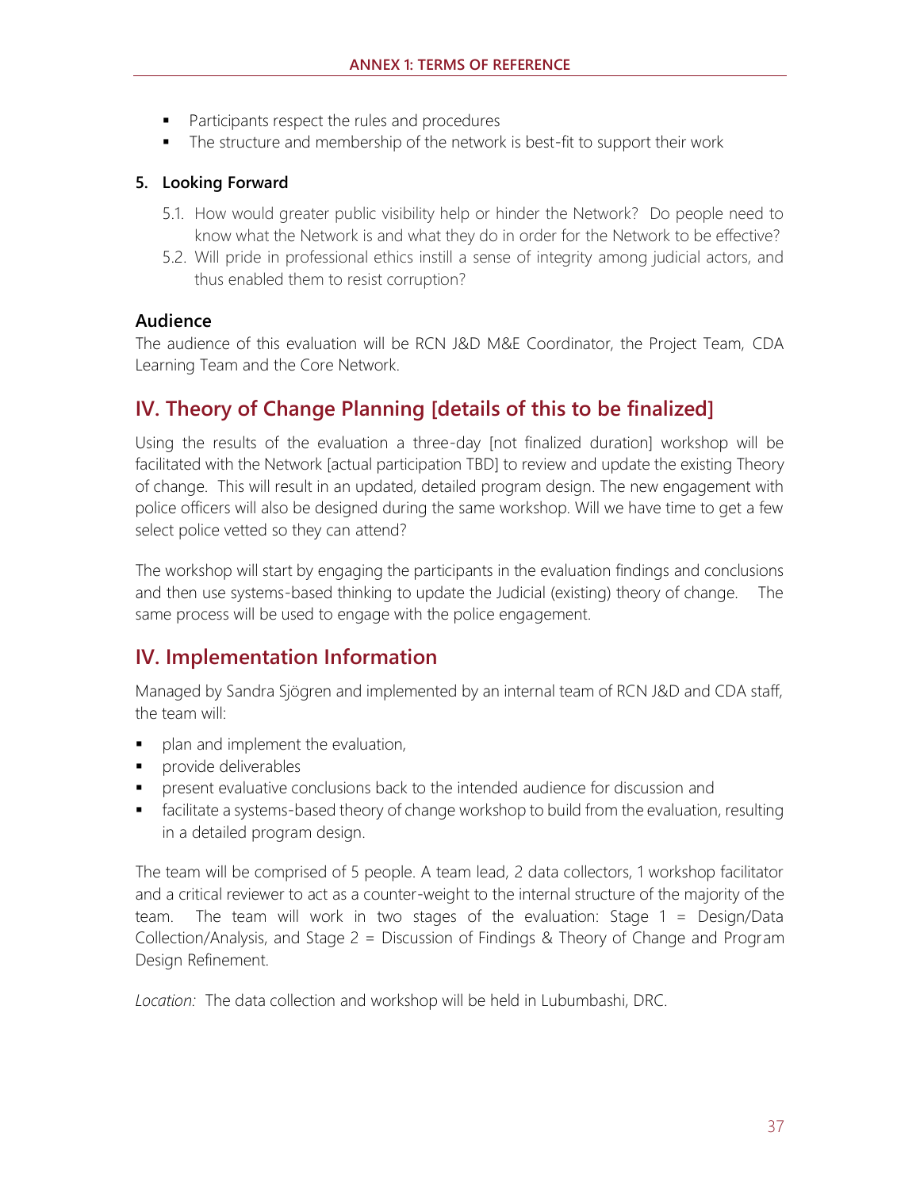- Participants respect the rules and procedures
- The structure and membership of the network is best-fit to support their work

**5. Looking Forward**

5.1. How would greater public visibility help or hinder the Network? Do people need to know what the Network is and what they do in order for the Network to be effective?

5.2. Will pride in professional ethics instill a sense of integrity among judicial actors, and thus enabled them to resist corruption?

### Audience

The audience of this evaluation will be RCN J&D M&E Coordinator, the Project Team, CDA Learning Team and the Core Network.

## IV. Theory of Change Planning [details of this to be finalized]

Using the results of the evaluation a three-day [not finalized duration] workshop will be facilitated with the Network [actual participation TBD] to review and update the existing Theory of change. This will result in an updated, detailed program design. The new engagement with police officers will also be designed during the same workshop. Will we have time to get a few select police vetted so they can attend?

The workshop will start by engaging the participants in the evaluation findings and conclusions and then use systems-based thinking to update the Judicial (existing) theory of change. The same process will be used to engage with the police engagement.

## IV. Implementation Information

Managed by Sandra Sjögren and implemented by an internal team of RCN J&D and CDA staff, the team will:

- plan and implement the evaluation,
- provide deliverables
- present evaluative conclusions back to the intended audience for discussion and
- facilitate a systems-based theory of change workshop to build from the evaluation, resulting in a detailed program design.

The team will be comprised of 5 people. A team lead, 2 data collectors, 1 workshop facilitator and a critical reviewer to act as a counter-weight to the internal structure of the majority of the team. The team will work in two stages of the evaluation: Stage 1 = Design/Data Collection/Analysis, and Stage 2 = Discussion of Findings & Theory of Change and Program Design Refinement.

*Location:* The data collection and workshop will be held in Lubumbashi, DRC.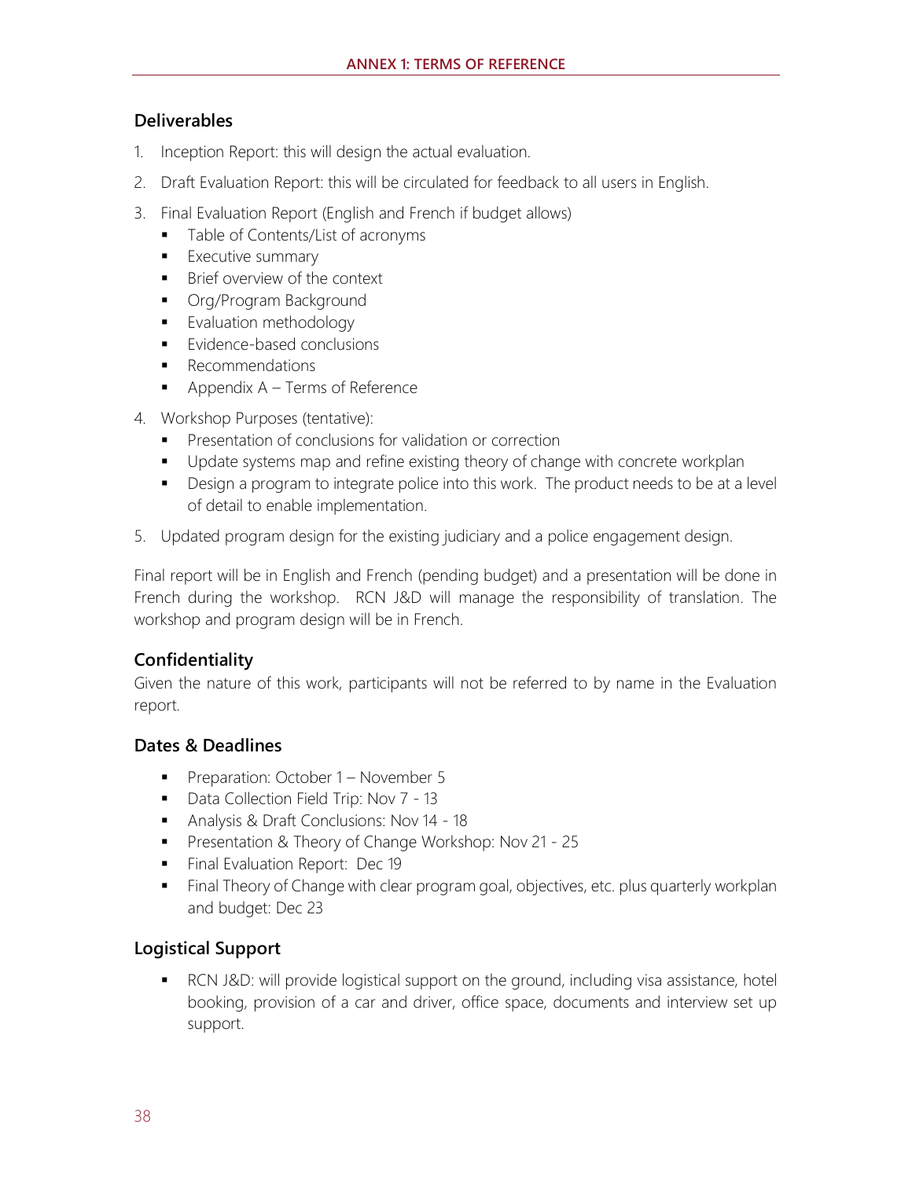## Deliverables

1. Inception Report: this will design the actual evaluation.
2. Draft Evaluation Report: this will be circulated for feedback to all users in English.
3. Final Evaluation Report (English and French if budget allows)
   - Table of Contents/List of acronyms
   - Executive summary
   - Brief overview of the context
   - Org/Program Background
   - Evaluation methodology
   - Evidence-based conclusions
   - Recommendations
   - Appendix A – Terms of Reference
4. Workshop Purposes (tentative):
   - Presentation of conclusions for validation or correction
   - Update systems map and refine existing theory of change with concrete workplan
   - Design a program to integrate police into this work. The product needs to be at a level of detail to enable implementation.
5. Updated program design for the existing judiciary and a police engagement design.

Final report will be in English and French (pending budget) and a presentation will be done in French during the workshop. RCN J&D will manage the responsibility of translation. The workshop and program design will be in French.

## Confidentiality

Given the nature of this work, participants will not be referred to by name in the Evaluation report.

## Dates & Deadlines

- Preparation: October 1 – November 5
- Data Collection Field Trip: Nov 7 - 13
- Analysis & Draft Conclusions: Nov 14 - 18
- Presentation & Theory of Change Workshop: Nov 21 - 25
- Final Evaluation Report: Dec 19
- Final Theory of Change with clear program goal, objectives, etc. plus quarterly workplan and budget: Dec 23

## Logistical Support

- RCN J&D: will provide logistical support on the ground, including visa assistance, hotel booking, provision of a car and driver, office space, documents and interview set up support.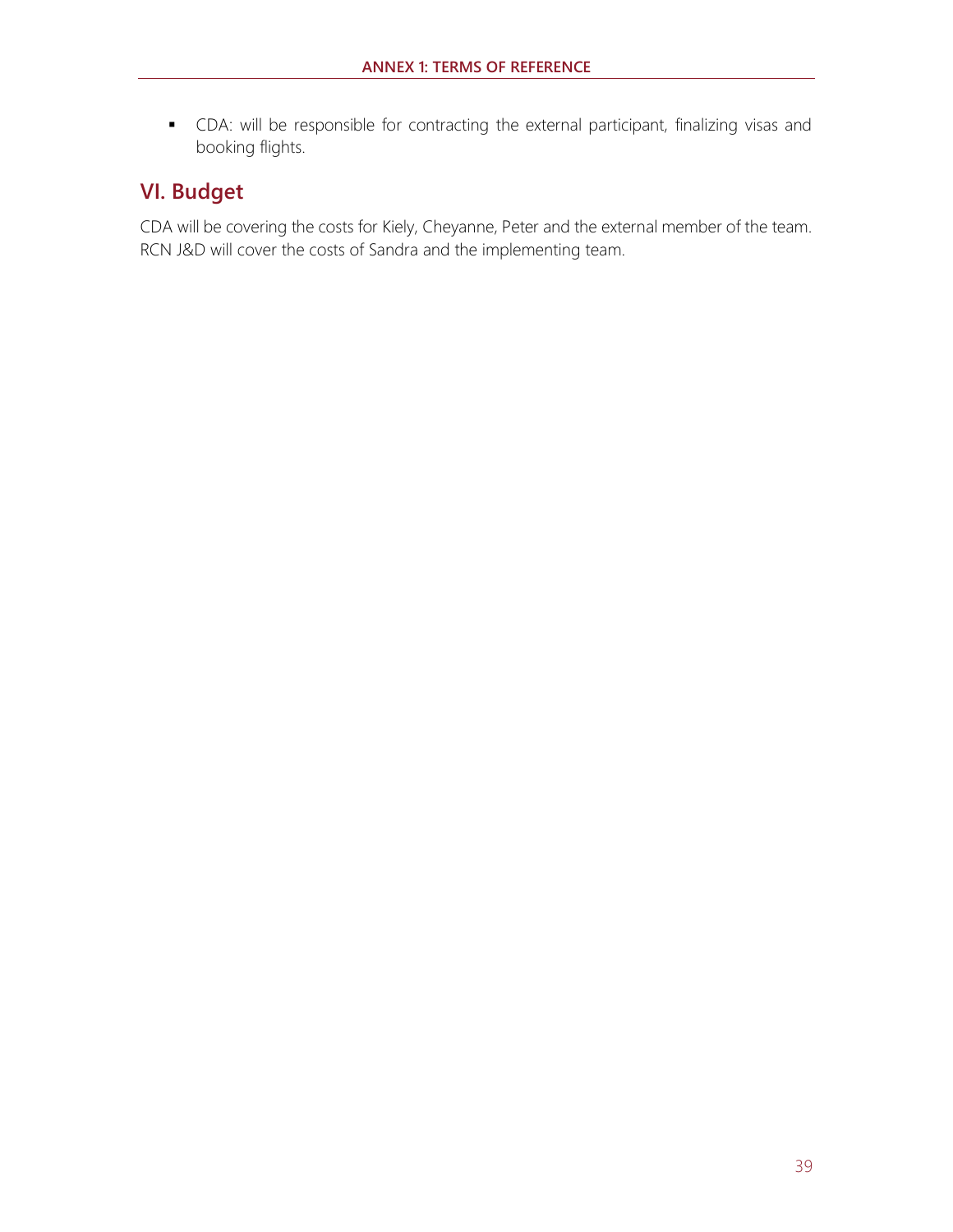- CDA: will be responsible for contracting the external participant, finalizing visas and booking flights.

## VI. Budget

CDA will be covering the costs for Kiely, Cheyanne, Peter and the external member of the team. RCN J&D will cover the costs of Sandra and the implementing team.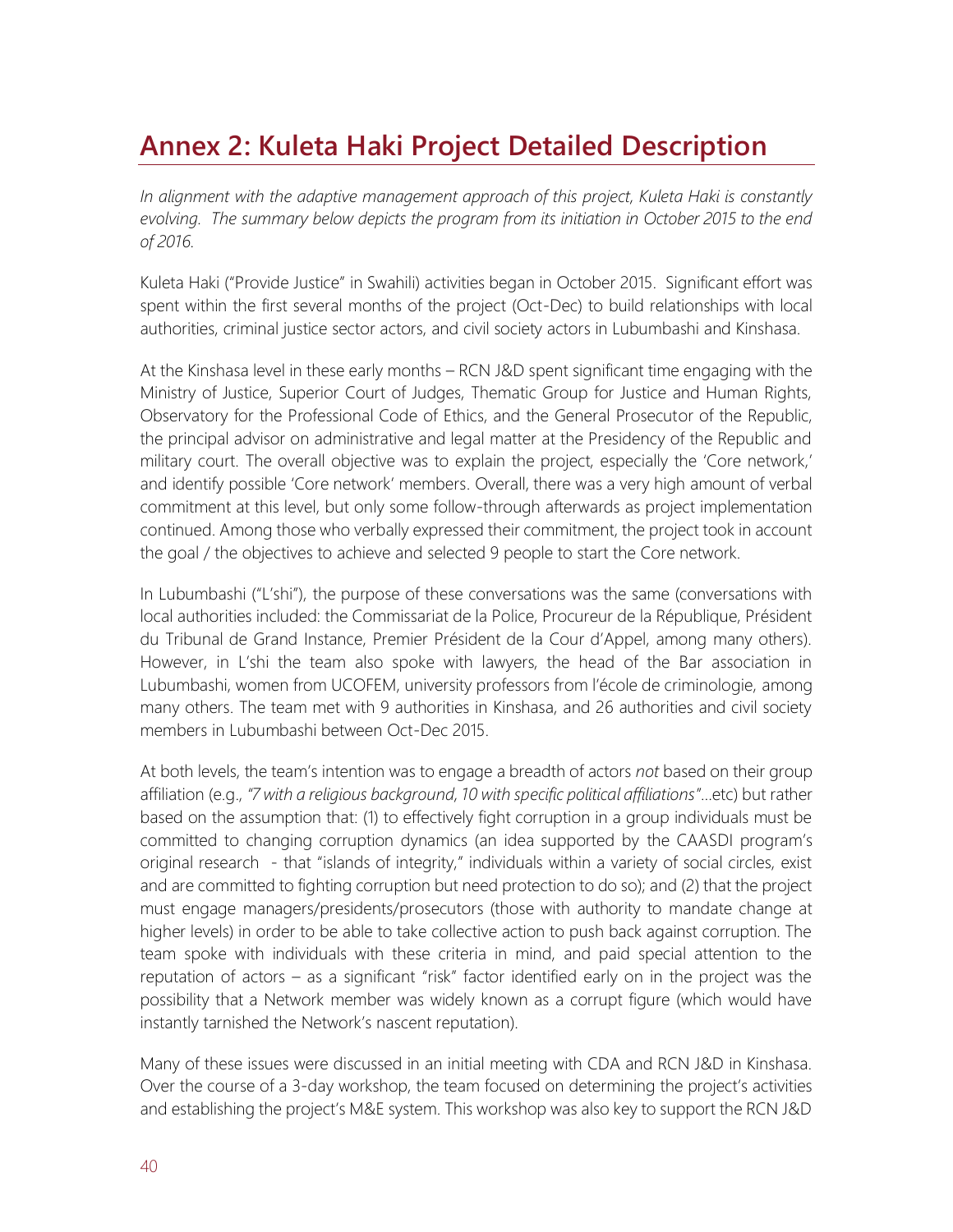# Annex 2: Kuleta Haki Project Detailed Description

*In alignment with the adaptive management approach of this project, Kuleta Haki is constantly evolving. The summary below depicts the program from its initiation in October 2015 to the end of 2016.*

Kuleta Haki ("Provide Justice" in Swahili) activities began in October 2015. Significant effort was spent within the first several months of the project (Oct-Dec) to build relationships with local authorities, criminal justice sector actors, and civil society actors in Lubumbashi and Kinshasa.

At the Kinshasa level in these early months – RCN J&D spent significant time engaging with the Ministry of Justice, Superior Court of Judges, Thematic Group for Justice and Human Rights, Observatory for the Professional Code of Ethics, and the General Prosecutor of the Republic, the principal advisor on administrative and legal matter at the Presidency of the Republic and military court. The overall objective was to explain the project, especially the 'Core network,' and identify possible 'Core network' members. Overall, there was a very high amount of verbal commitment at this level, but only some follow-through afterwards as project implementation continued. Among those who verbally expressed their commitment, the project took in account the goal / the objectives to achieve and selected 9 people to start the Core network.

In Lubumbashi ("L'shi"), the purpose of these conversations was the same (conversations with local authorities included: the Commissariat de la Police, Procureur de la République, Président du Tribunal de Grand Instance, Premier Président de la Cour d'Appel, among many others). However, in L'shi the team also spoke with lawyers, the head of the Bar association in Lubumbashi, women from UCOFEM, university professors from l'école de criminologie, among many others. The team met with 9 authorities in Kinshasa, and 26 authorities and civil society members in Lubumbashi between Oct-Dec 2015.

At both levels, the team's intention was to engage a breadth of actors *not* based on their group affiliation (e.g., *"7 with a religious background, 10 with specific political affiliations"*…etc) but rather based on the assumption that: (1) to effectively fight corruption in a group individuals must be committed to changing corruption dynamics (an idea supported by the CAASDI program's original research - that "islands of integrity," individuals within a variety of social circles, exist and are committed to fighting corruption but need protection to do so); and (2) that the project must engage managers/presidents/prosecutors (those with authority to mandate change at higher levels) in order to be able to take collective action to push back against corruption. The team spoke with individuals with these criteria in mind, and paid special attention to the reputation of actors – as a significant "risk" factor identified early on in the project was the possibility that a Network member was widely known as a corrupt figure (which would have instantly tarnished the Network's nascent reputation).

Many of these issues were discussed in an initial meeting with CDA and RCN J&D in Kinshasa. Over the course of a 3-day workshop, the team focused on determining the project's activities and establishing the project's M&E system. This workshop was also key to support the RCN J&D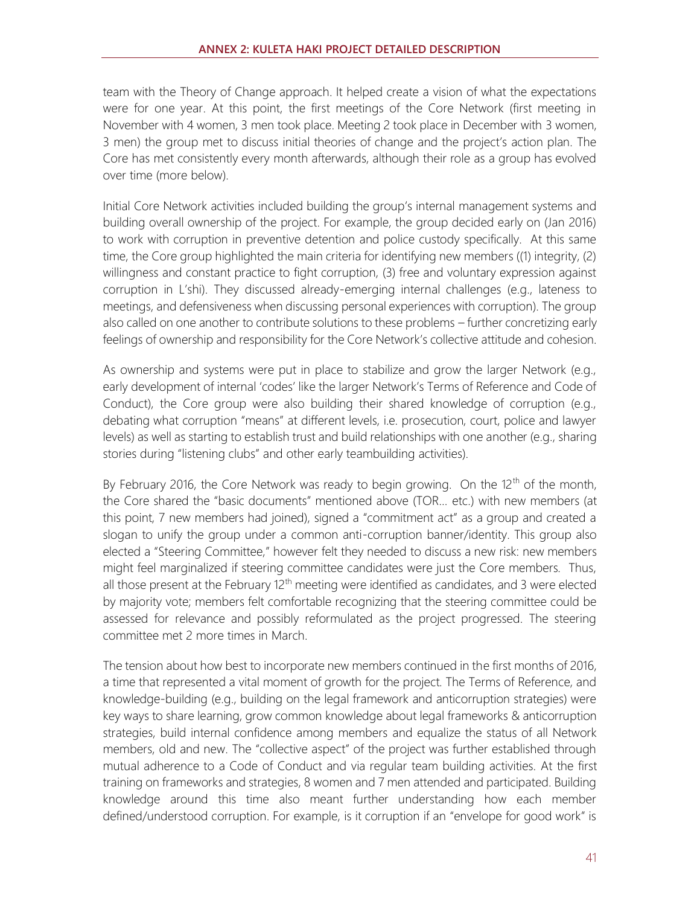team with the Theory of Change approach. It helped create a vision of what the expectations were for one year. At this point, the first meetings of the Core Network (first meeting in November with 4 women, 3 men took place. Meeting 2 took place in December with 3 women, 3 men) the group met to discuss initial theories of change and the project's action plan. The Core has met consistently every month afterwards, although their role as a group has evolved over time (more below).

Initial Core Network activities included building the group's internal management systems and building overall ownership of the project. For example, the group decided early on (Jan 2016) to work with corruption in preventive detention and police custody specifically. At this same time, the Core group highlighted the main criteria for identifying new members ((1) integrity, (2) willingness and constant practice to fight corruption, (3) free and voluntary expression against corruption in L'shi). They discussed already-emerging internal challenges (e.g., lateness to meetings, and defensiveness when discussing personal experiences with corruption). The group also called on one another to contribute solutions to these problems – further concretizing early feelings of ownership and responsibility for the Core Network's collective attitude and cohesion.

As ownership and systems were put in place to stabilize and grow the larger Network (e.g., early development of internal 'codes' like the larger Network's Terms of Reference and Code of Conduct), the Core group were also building their shared knowledge of corruption (e.g., debating what corruption "means" at different levels, i.e. prosecution, court, police and lawyer levels) as well as starting to establish trust and build relationships with one another (e.g., sharing stories during "listening clubs" and other early teambuilding activities).

By February 2016, the Core Network was ready to begin growing. On the 12th of the month, the Core shared the "basic documents" mentioned above (TOR… etc.) with new members (at this point, 7 new members had joined), signed a "commitment act" as a group and created a slogan to unify the group under a common anti-corruption banner/identity. This group also elected a "Steering Committee," however felt they needed to discuss a new risk: new members might feel marginalized if steering committee candidates were just the Core members. Thus, all those present at the February 12th meeting were identified as candidates, and 3 were elected by majority vote; members felt comfortable recognizing that the steering committee could be assessed for relevance and possibly reformulated as the project progressed. The steering committee met 2 more times in March.

The tension about how best to incorporate new members continued in the first months of 2016, a time that represented a vital moment of growth for the project. The Terms of Reference, and knowledge-building (e.g., building on the legal framework and anticorruption strategies) were key ways to share learning, grow common knowledge about legal frameworks & anticorruption strategies, build internal confidence among members and equalize the status of all Network members, old and new. The "collective aspect" of the project was further established through mutual adherence to a Code of Conduct and via regular team building activities. At the first training on frameworks and strategies, 8 women and 7 men attended and participated. Building knowledge around this time also meant further understanding how each member defined/understood corruption. For example, is it corruption if an "envelope for good work" is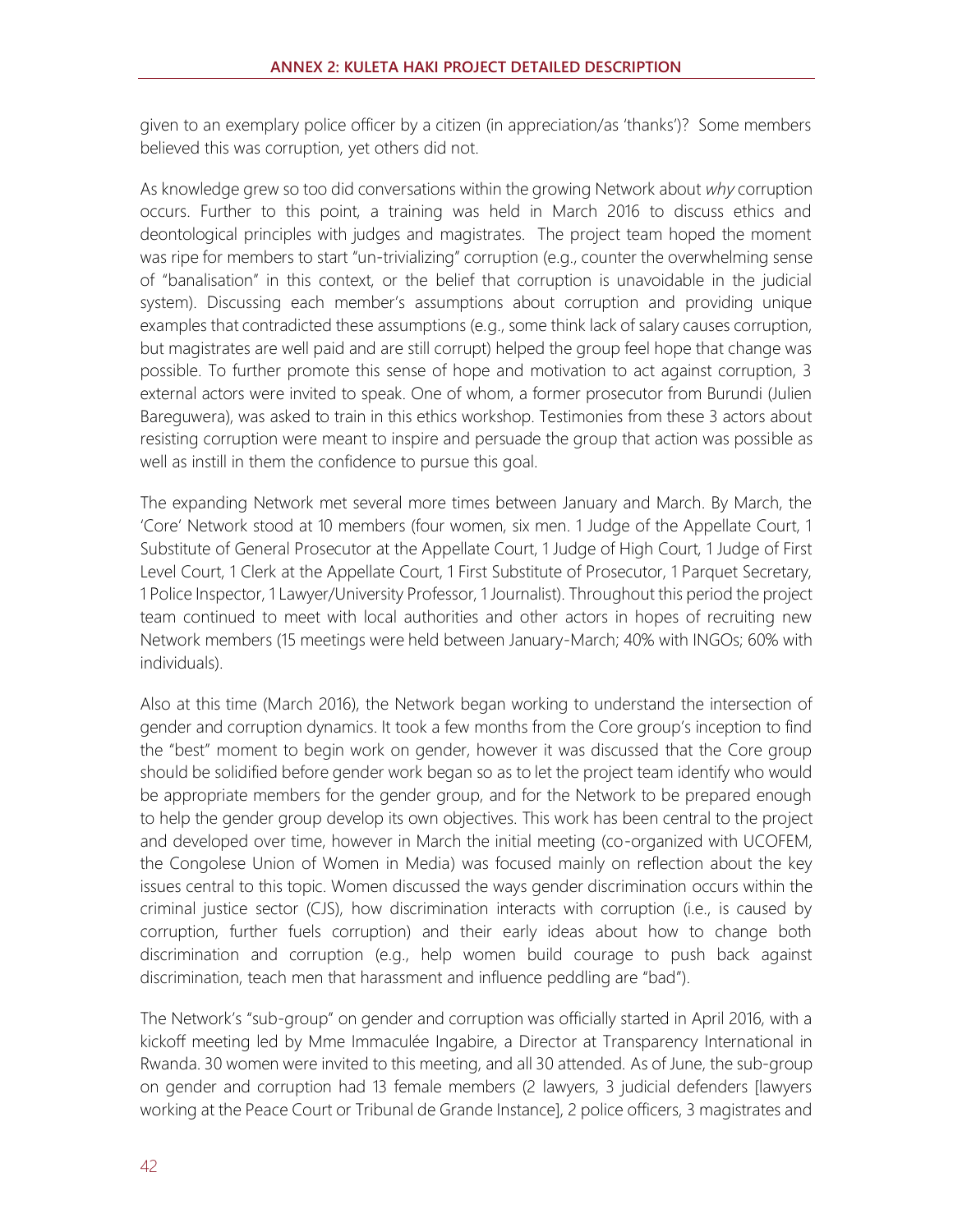given to an exemplary police officer by a citizen (in appreciation/as 'thanks')? Some members believed this was corruption, yet others did not.

As knowledge grew so too did conversations within the growing Network about *why* corruption occurs. Further to this point, a training was held in March 2016 to discuss ethics and deontological principles with judges and magistrates. The project team hoped the moment was ripe for members to start "un-trivializing" corruption (e.g., counter the overwhelming sense of "banalisation" in this context, or the belief that corruption is unavoidable in the judicial system). Discussing each member's assumptions about corruption and providing unique examples that contradicted these assumptions (e.g., some think lack of salary causes corruption, but magistrates are well paid and are still corrupt) helped the group feel hope that change was possible. To further promote this sense of hope and motivation to act against corruption, 3 external actors were invited to speak. One of whom, a former prosecutor from Burundi (Julien Bareguwera), was asked to train in this ethics workshop. Testimonies from these 3 actors about resisting corruption were meant to inspire and persuade the group that action was possible as well as instill in them the confidence to pursue this goal.

The expanding Network met several more times between January and March. By March, the 'Core' Network stood at 10 members (four women, six men. 1 Judge of the Appellate Court, 1 Substitute of General Prosecutor at the Appellate Court, 1 Judge of High Court, 1 Judge of First Level Court, 1 Clerk at the Appellate Court, 1 First Substitute of Prosecutor, 1 Parquet Secretary, 1 Police Inspector, 1 Lawyer/University Professor, 1 Journalist). Throughout this period the project team continued to meet with local authorities and other actors in hopes of recruiting new Network members (15 meetings were held between January-March; 40% with INGOs; 60% with individuals).

Also at this time (March 2016), the Network began working to understand the intersection of gender and corruption dynamics. It took a few months from the Core group's inception to find the "best" moment to begin work on gender, however it was discussed that the Core group should be solidified before gender work began so as to let the project team identify who would be appropriate members for the gender group, and for the Network to be prepared enough to help the gender group develop its own objectives. This work has been central to the project and developed over time, however in March the initial meeting (co-organized with UCOFEM, the Congolese Union of Women in Media) was focused mainly on reflection about the key issues central to this topic. Women discussed the ways gender discrimination occurs within the criminal justice sector (CJS), how discrimination interacts with corruption (i.e., is caused by corruption, further fuels corruption) and their early ideas about how to change both discrimination and corruption (e.g., help women build courage to push back against discrimination, teach men that harassment and influence peddling are "bad").

The Network's "sub-group" on gender and corruption was officially started in April 2016, with a kickoff meeting led by Mme Immaculée Ingabire, a Director at Transparency International in Rwanda. 30 women were invited to this meeting, and all 30 attended. As of June, the sub-group on gender and corruption had 13 female members (2 lawyers, 3 judicial defenders [lawyers working at the Peace Court or Tribunal de Grande Instance], 2 police officers, 3 magistrates and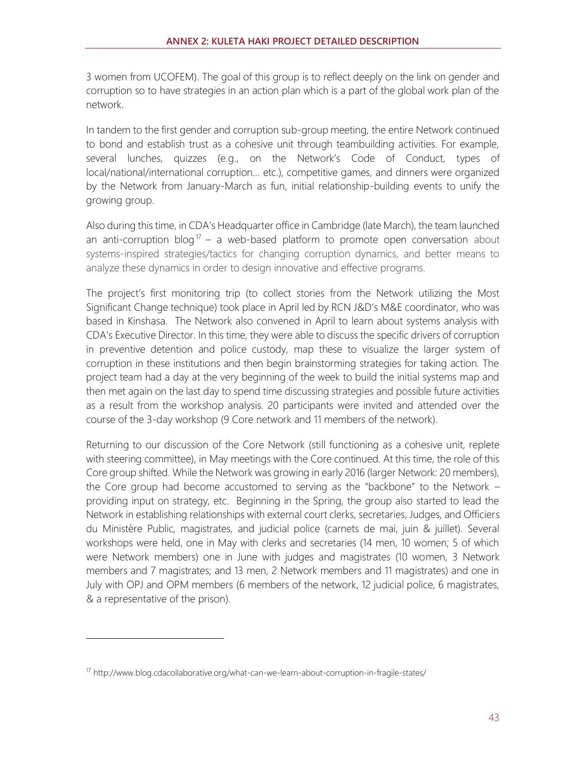3 women from UCOFEM). The goal of this group is to reflect deeply on the link on gender and corruption so to have strategies in an action plan which is a part of the global work plan of the network.

In tandem to the first gender and corruption sub-group meeting, the entire Network continued to bond and establish trust as a cohesive unit through teambuilding activities. For example, several lunches, quizzes (e.g., on the Network's Code of Conduct, types of local/national/international corruption… etc.), competitive games, and dinners were organized by the Network from January-March as fun, initial relationship-building events to unify the growing group.

Also during this time, in CDA's Headquarter office in Cambridge (late March), the team launched an anti-corruption blog[17] – a web-based platform to promote open conversation about systems-inspired strategies/tactics for changing corruption dynamics, and better means to analyze these dynamics in order to design innovative and effective programs.

The project's first monitoring trip (to collect stories from the Network utilizing the Most Significant Change technique) took place in April led by RCN J&D's M&E coordinator, who was based in Kinshasa. The Network also convened in April to learn about systems analysis with CDA's Executive Director. In this time, they were able to discuss the specific drivers of corruption in preventive detention and police custody, map these to visualize the larger system of corruption in these institutions and then begin brainstorming strategies for taking action. The project team had a day at the very beginning of the week to build the initial systems map and then met again on the last day to spend time discussing strategies and possible future activities as a result from the workshop analysis. 20 participants were invited and attended over the course of the 3-day workshop (9 Core network and 11 members of the network).

Returning to our discussion of the Core Network (still functioning as a cohesive unit, replete with steering committee), in May meetings with the Core continued. At this time, the role of this Core group shifted. While the Network was growing in early 2016 (larger Network: 20 members), the Core group had become accustomed to serving as the "backbone" to the Network – providing input on strategy, etc. Beginning in the Spring, the group also started to lead the Network in establishing relationships with external court clerks, secretaries, Judges, and Officiers du Ministère Public, magistrates, and judicial police (carnets de mai, juin & juillet). Several workshops were held, one in May with clerks and secretaries (14 men, 10 women; 5 of which were Network members) one in June with judges and magistrates (10 women, 3 Network members and 7 magistrates; and 13 men, 2 Network members and 11 magistrates) and one in July with OPJ and OPM members (6 members of the network, 12 judicial police, 6 magistrates, & a representative of the prison).

---

[17] http://www.blog.cdacollaborative.org/what-can-we-learn-about-corruption-in-fragile-states/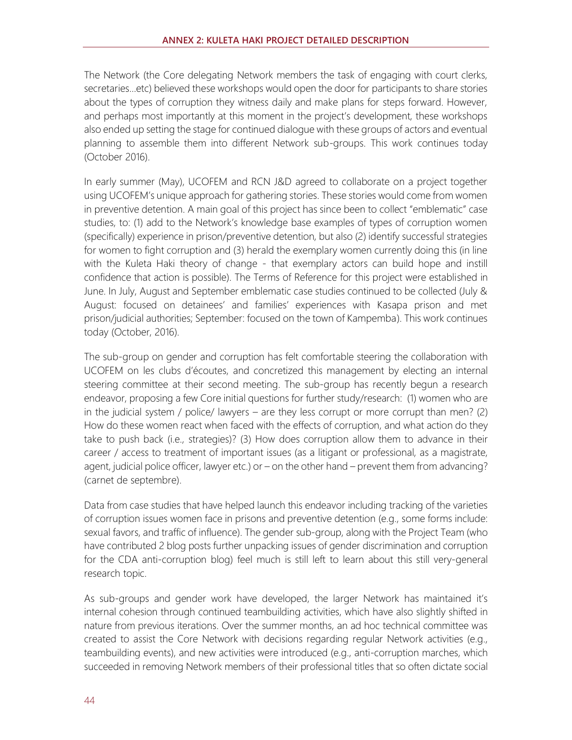The Network (the Core delegating Network members the task of engaging with court clerks, secretaries…etc) believed these workshops would open the door for participants to share stories about the types of corruption they witness daily and make plans for steps forward. However, and perhaps most importantly at this moment in the project's development, these workshops also ended up setting the stage for continued dialogue with these groups of actors and eventual planning to assemble them into different Network sub-groups. This work continues today (October 2016).

In early summer (May), UCOFEM and RCN J&D agreed to collaborate on a project together using UCOFEM's unique approach for gathering stories. These stories would come from women in preventive detention. A main goal of this project has since been to collect "emblematic" case studies, to: (1) add to the Network's knowledge base examples of types of corruption women (specifically) experience in prison/preventive detention, but also (2) identify successful strategies for women to fight corruption and (3) herald the exemplary women currently doing this (in line with the Kuleta Haki theory of change - that exemplary actors can build hope and instill confidence that action is possible). The Terms of Reference for this project were established in June. In July, August and September emblematic case studies continued to be collected (July & August: focused on detainees' and families' experiences with Kasapa prison and met prison/judicial authorities; September: focused on the town of Kampemba). This work continues today (October, 2016).

The sub-group on gender and corruption has felt comfortable steering the collaboration with UCOFEM on les clubs d'écoutes, and concretized this management by electing an internal steering committee at their second meeting. The sub-group has recently begun a research endeavor, proposing a few Core initial questions for further study/research: (1) women who are in the judicial system / police/ lawyers – are they less corrupt or more corrupt than men? (2) How do these women react when faced with the effects of corruption, and what action do they take to push back (i.e., strategies)? (3) How does corruption allow them to advance in their career / access to treatment of important issues (as a litigant or professional, as a magistrate, agent, judicial police officer, lawyer etc.) or – on the other hand – prevent them from advancing? (carnet de septembre).

Data from case studies that have helped launch this endeavor including tracking of the varieties of corruption issues women face in prisons and preventive detention (e.g., some forms include: sexual favors, and traffic of influence). The gender sub-group, along with the Project Team (who have contributed 2 blog posts further unpacking issues of gender discrimination and corruption for the CDA anti-corruption blog) feel much is still left to learn about this still very-general research topic.

As sub-groups and gender work have developed, the larger Network has maintained it's internal cohesion through continued teambuilding activities, which have also slightly shifted in nature from previous iterations. Over the summer months, an ad hoc technical committee was created to assist the Core Network with decisions regarding regular Network activities (e.g., teambuilding events), and new activities were introduced (e.g., anti-corruption marches, which succeeded in removing Network members of their professional titles that so often dictate social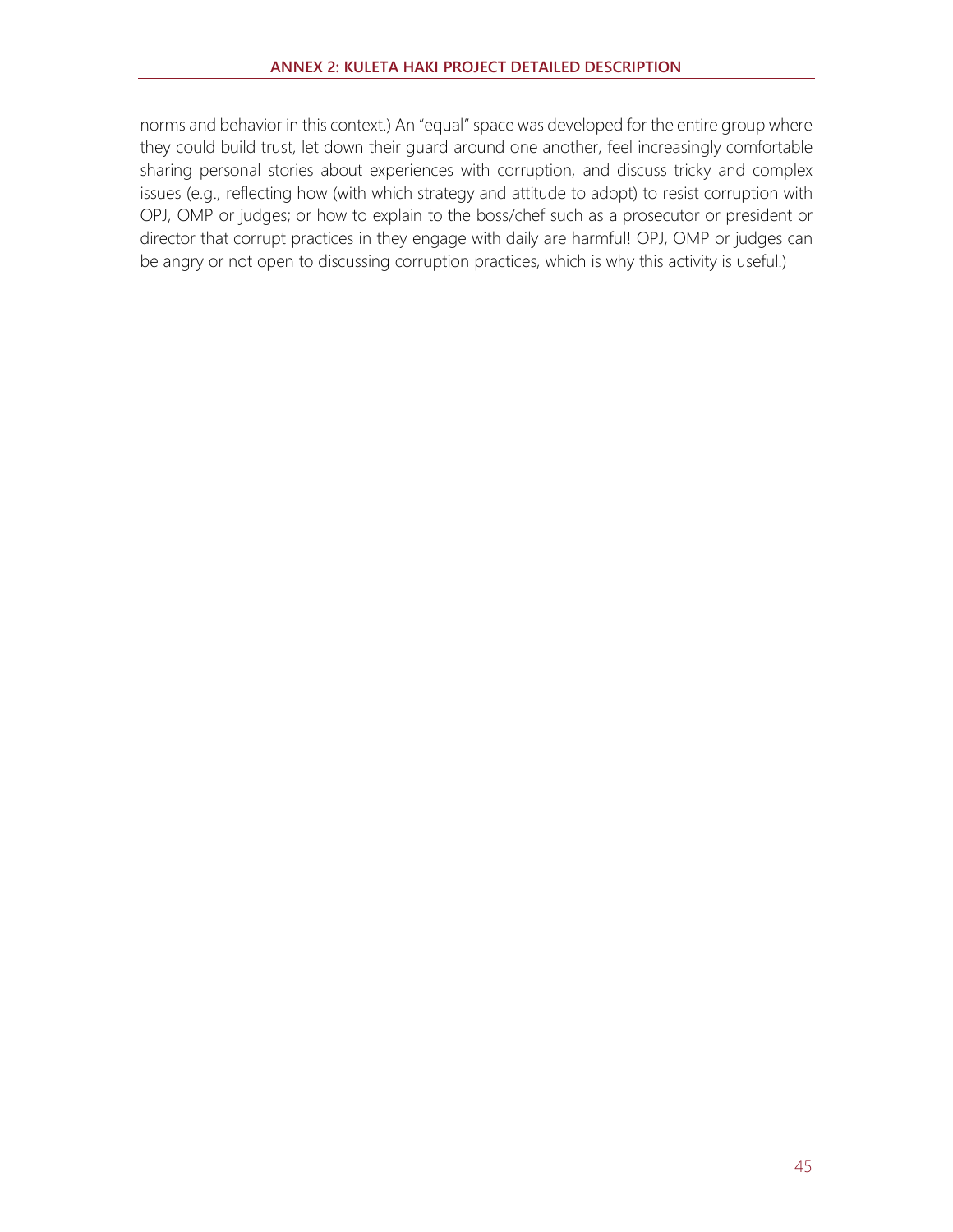norms and behavior in this context.) An "equal" space was developed for the entire group where they could build trust, let down their guard around one another, feel increasingly comfortable sharing personal stories about experiences with corruption, and discuss tricky and complex issues (e.g., reflecting how (with which strategy and attitude to adopt) to resist corruption with OPJ, OMP or judges; or how to explain to the boss/chef such as a prosecutor or president or director that corrupt practices in they engage with daily are harmful! OPJ, OMP or judges can be angry or not open to discussing corruption practices, which is why this activity is useful.)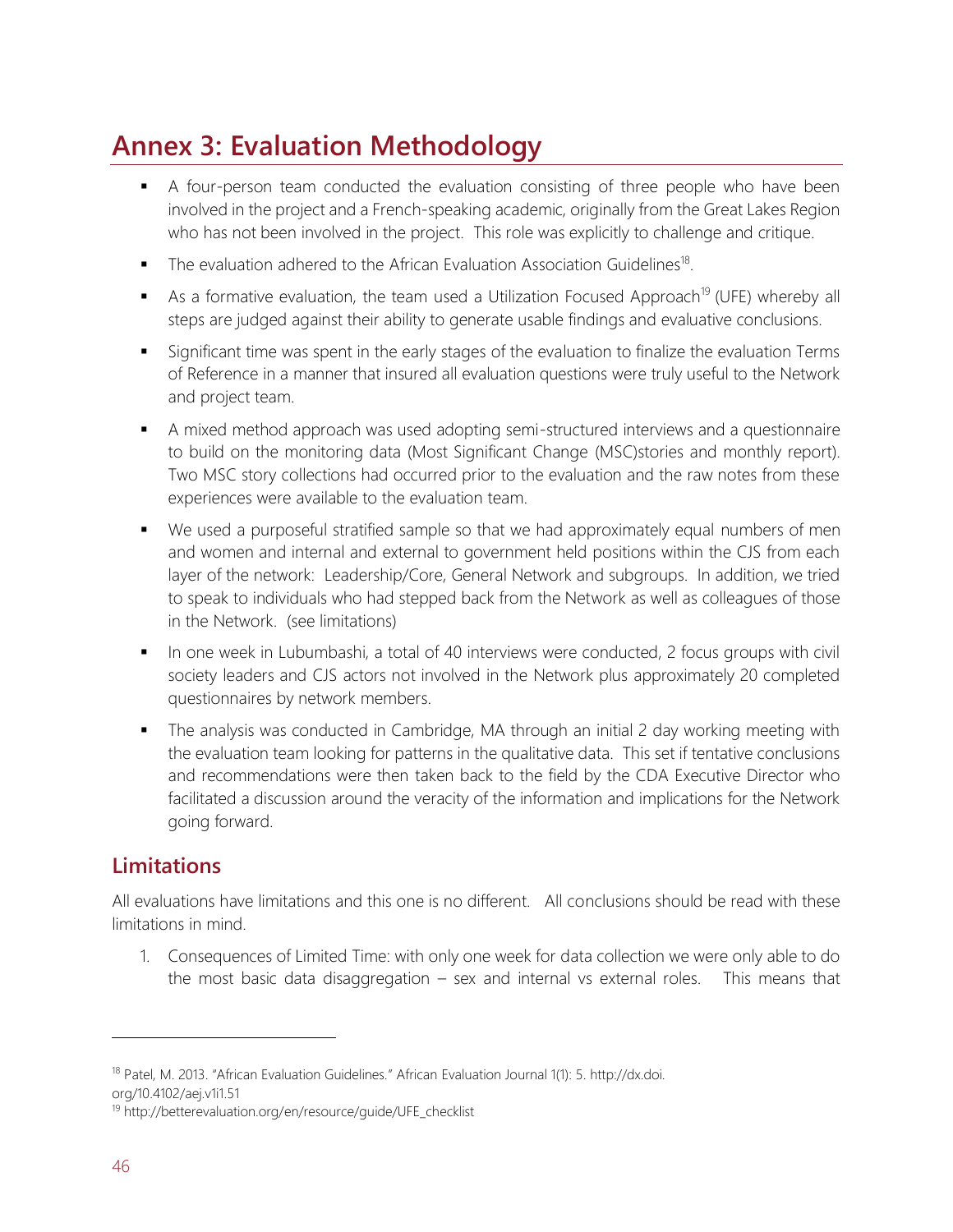# Annex 3: Evaluation Methodology

- A four-person team conducted the evaluation consisting of three people who have been involved in the project and a French-speaking academic, originally from the Great Lakes Region who has not been involved in the project. This role was explicitly to challenge and critique.
- The evaluation adhered to the African Evaluation Association Guidelines[18].
- As a formative evaluation, the team used a Utilization Focused Approach[19] (UFE) whereby all steps are judged against their ability to generate usable findings and evaluative conclusions.
- Significant time was spent in the early stages of the evaluation to finalize the evaluation Terms of Reference in a manner that insured all evaluation questions were truly useful to the Network and project team.
- A mixed method approach was used adopting semi-structured interviews and a questionnaire to build on the monitoring data (Most Significant Change (MSC)stories and monthly report). Two MSC story collections had occurred prior to the evaluation and the raw notes from these experiences were available to the evaluation team.
- We used a purposeful stratified sample so that we had approximately equal numbers of men and women and internal and external to government held positions within the CJS from each layer of the network: Leadership/Core, General Network and subgroups. In addition, we tried to speak to individuals who had stepped back from the Network as well as colleagues of those in the Network. (see limitations)
- In one week in Lubumbashi, a total of 40 interviews were conducted, 2 focus groups with civil society leaders and CJS actors not involved in the Network plus approximately 20 completed questionnaires by network members.
- The analysis was conducted in Cambridge, MA through an initial 2 day working meeting with the evaluation team looking for patterns in the qualitative data. This set if tentative conclusions and recommendations were then taken back to the field by the CDA Executive Director who facilitated a discussion around the veracity of the information and implications for the Network going forward.

## Limitations

All evaluations have limitations and this one is no different. All conclusions should be read with these limitations in mind.

1. Consequences of Limited Time: with only one week for data collection we were only able to do the most basic data disaggregation – sex and internal vs external roles. This means that

---

[18] Patel, M. 2013. "African Evaluation Guidelines." African Evaluation Journal 1(1): 5. http://dx.doi.org/10.4102/aej.v1i1.51

[19] http://betterevaluation.org/en/resource/guide/UFE_checklist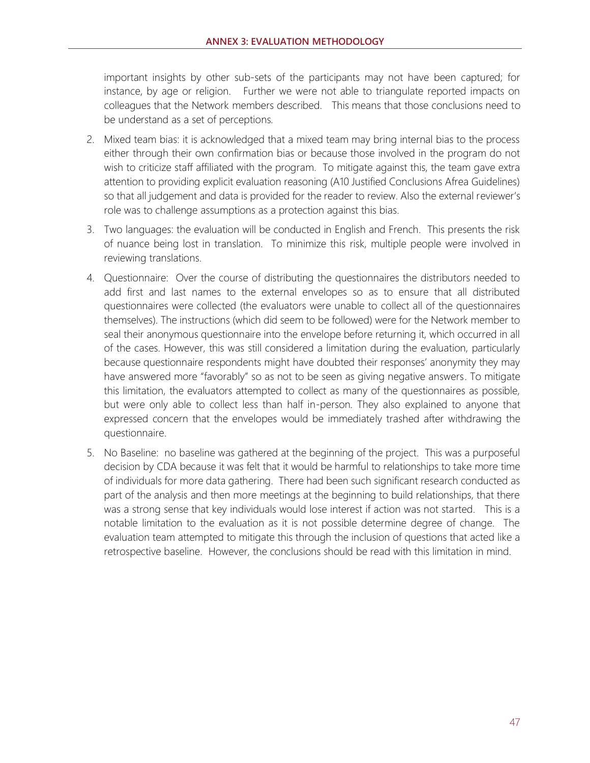important insights by other sub-sets of the participants may not have been captured; for instance, by age or religion. Further we were not able to triangulate reported impacts on colleagues that the Network members described. This means that those conclusions need to be understand as a set of perceptions.

2. Mixed team bias: it is acknowledged that a mixed team may bring internal bias to the process either through their own confirmation bias or because those involved in the program do not wish to criticize staff affiliated with the program. To mitigate against this, the team gave extra attention to providing explicit evaluation reasoning (A10 Justified Conclusions Afrea Guidelines) so that all judgement and data is provided for the reader to review. Also the external reviewer's role was to challenge assumptions as a protection against this bias.

3. Two languages: the evaluation will be conducted in English and French. This presents the risk of nuance being lost in translation. To minimize this risk, multiple people were involved in reviewing translations.

4. Questionnaire: Over the course of distributing the questionnaires the distributors needed to add first and last names to the external envelopes so as to ensure that all distributed questionnaires were collected (the evaluators were unable to collect all of the questionnaires themselves). The instructions (which did seem to be followed) were for the Network member to seal their anonymous questionnaire into the envelope before returning it, which occurred in all of the cases. However, this was still considered a limitation during the evaluation, particularly because questionnaire respondents might have doubted their responses' anonymity they may have answered more "favorably" so as not to be seen as giving negative answers. To mitigate this limitation, the evaluators attempted to collect as many of the questionnaires as possible, but were only able to collect less than half in-person. They also explained to anyone that expressed concern that the envelopes would be immediately trashed after withdrawing the questionnaire.

5. No Baseline: no baseline was gathered at the beginning of the project. This was a purposeful decision by CDA because it was felt that it would be harmful to relationships to take more time of individuals for more data gathering. There had been such significant research conducted as part of the analysis and then more meetings at the beginning to build relationships, that there was a strong sense that key individuals would lose interest if action was not started. This is a notable limitation to the evaluation as it is not possible determine degree of change. The evaluation team attempted to mitigate this through the inclusion of questions that acted like a retrospective baseline. However, the conclusions should be read with this limitation in mind.